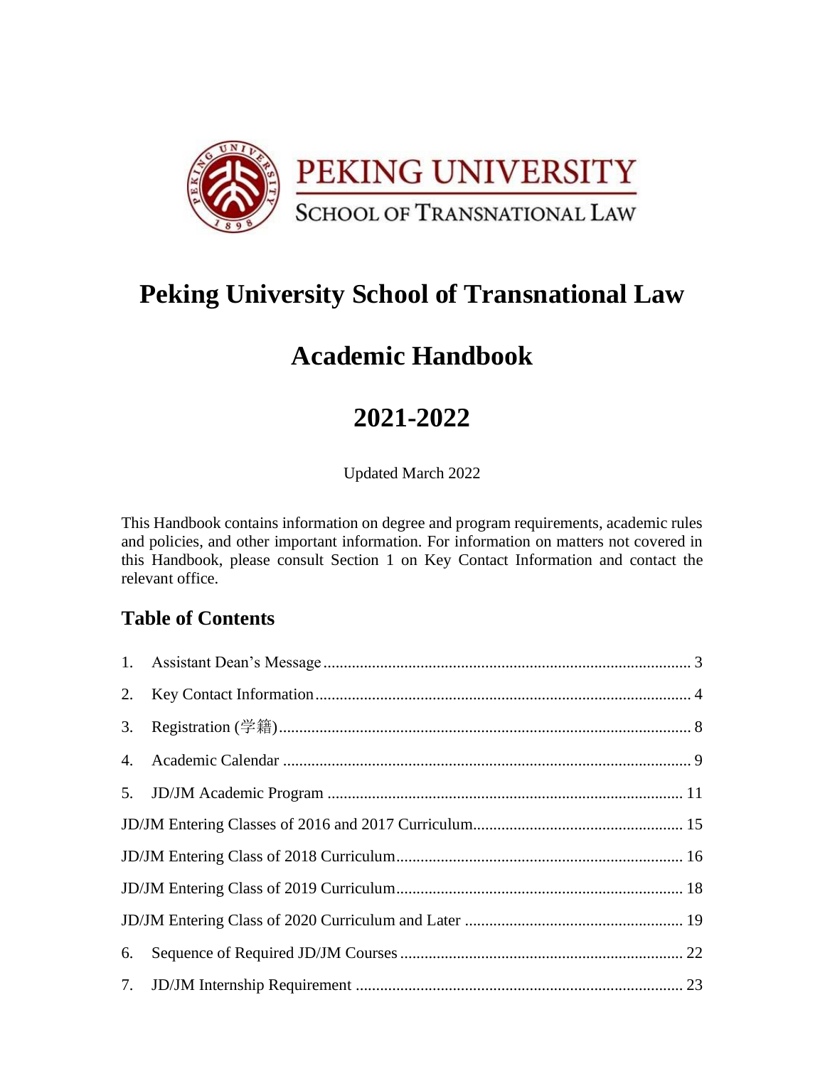PEKING UNIVERSITY
SCHOOL OF TRANSNATIONAL LAW

# Peking University School of Transnational Law

# Academic Handbook

# 2021-2022

Updated March 2022

This Handbook contains information on degree and program requirements, academic rules and policies, and other important information. For information on matters not covered in this Handbook, please consult Section 1 on Key Contact Information and contact the relevant office.

## Table of Contents

1. Assistant Dean's Message ........ 3
2. Key Contact Information ........ 4
3. Registration (学籍) ........ 8
4. Academic Calendar ........ 9
5. JD/JM Academic Program ........ 11

JD/JM Entering Classes of 2016 and 2017 Curriculum ........ 15

JD/JM Entering Class of 2018 Curriculum ........ 16

JD/JM Entering Class of 2019 Curriculum ........ 18

JD/JM Entering Class of 2020 Curriculum and Later ........ 19

6. Sequence of Required JD/JM Courses ........ 22
7. JD/JM Internship Requirement ........ 23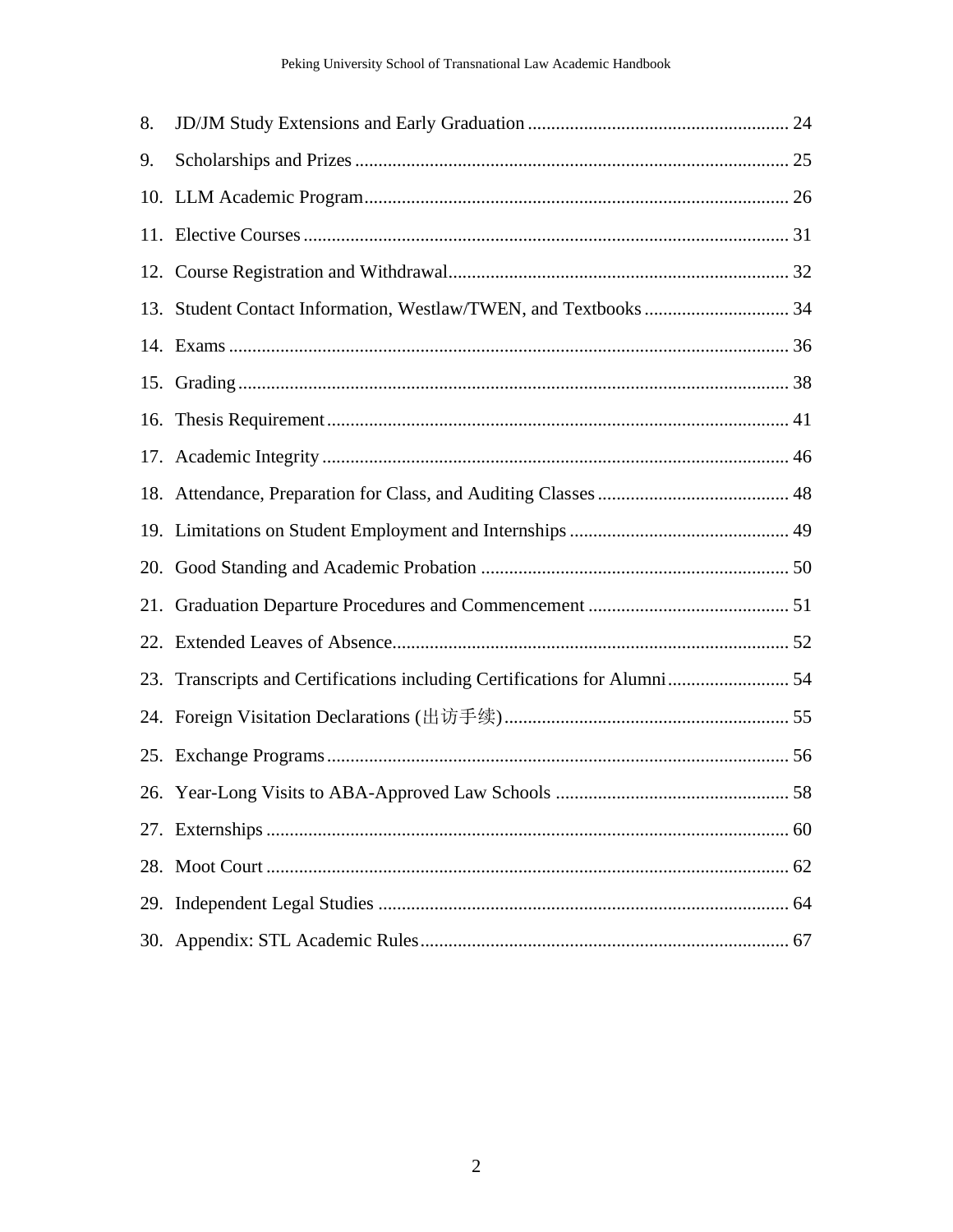8. JD/JM Study Extensions and Early Graduation ....................................................... 24
9. Scholarships and Prizes ............................................................................................ 25
10. LLM Academic Program.......................................................................................... 26
11. Elective Courses ....................................................................................................... 31
12. Course Registration and Withdrawal........................................................................ 32
13. Student Contact Information, Westlaw/TWEN, and Textbooks ............................... 34
14. Exams ....................................................................................................................... 36
15. Grading ..................................................................................................................... 38
16. Thesis Requirement .................................................................................................. 41
17. Academic Integrity ................................................................................................... 46
18. Attendance, Preparation for Class, and Auditing Classes ......................................... 48
19. Limitations on Student Employment and Internships .............................................. 49
20. Good Standing and Academic Probation ................................................................. 50
21. Graduation Departure Procedures and Commencement ........................................... 51
22. Extended Leaves of Absence.................................................................................... 52
23. Transcripts and Certifications including Certifications for Alumni.......................... 54
24. Foreign Visitation Declarations (出访手续)............................................................. 55
25. Exchange Programs .................................................................................................. 56
26. Year-Long Visits to ABA-Approved Law Schools .................................................. 58
27. Externships ............................................................................................................... 60
28. Moot Court ............................................................................................................... 62
29. Independent Legal Studies ....................................................................................... 64
30. Appendix: STL Academic Rules.............................................................................. 67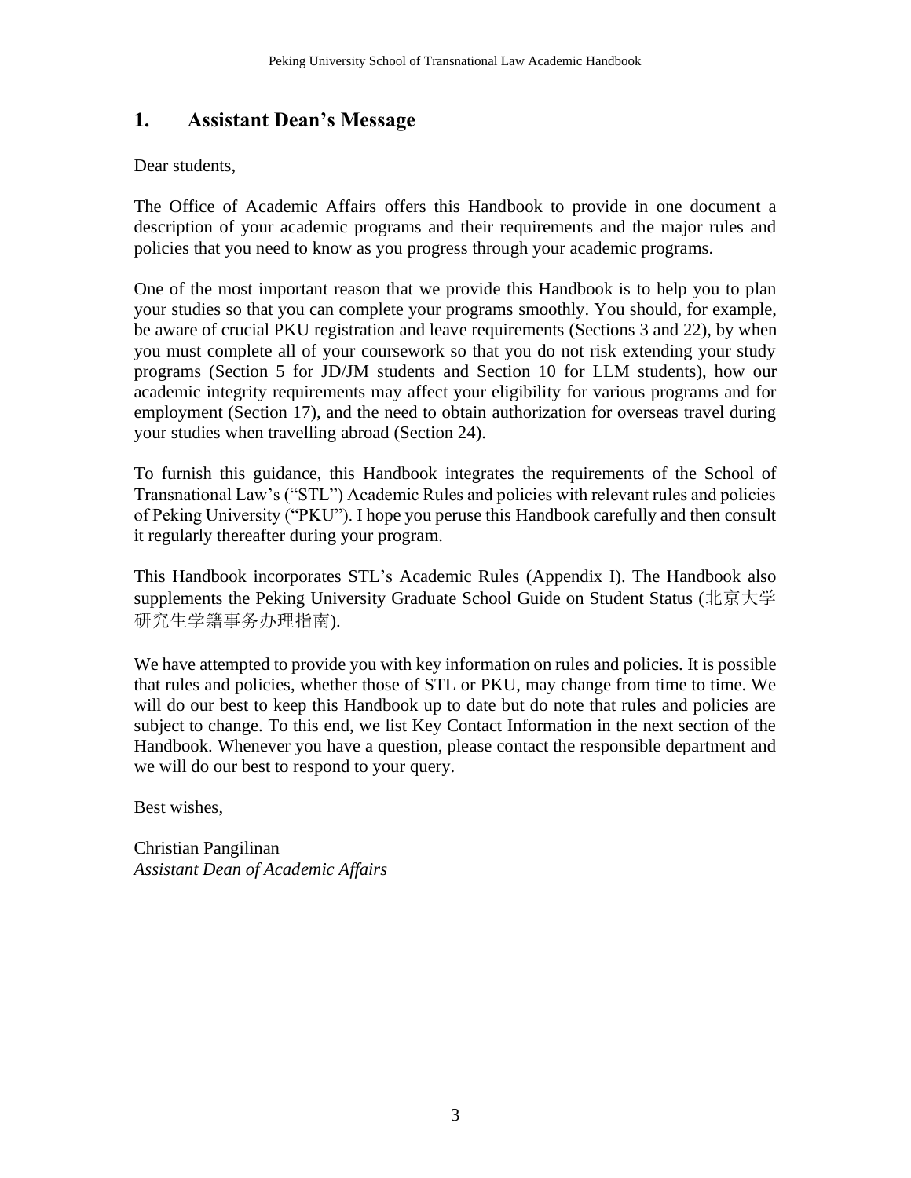## 1. Assistant Dean's Message

Dear students,

The Office of Academic Affairs offers this Handbook to provide in one document a description of your academic programs and their requirements and the major rules and policies that you need to know as you progress through your academic programs.

One of the most important reason that we provide this Handbook is to help you to plan your studies so that you can complete your programs smoothly. You should, for example, be aware of crucial PKU registration and leave requirements (Sections 3 and 22), by when you must complete all of your coursework so that you do not risk extending your study programs (Section 5 for JD/JM students and Section 10 for LLM students), how our academic integrity requirements may affect your eligibility for various programs and for employment (Section 17), and the need to obtain authorization for overseas travel during your studies when travelling abroad (Section 24).

To furnish this guidance, this Handbook integrates the requirements of the School of Transnational Law's ("STL") Academic Rules and policies with relevant rules and policies of Peking University ("PKU"). I hope you peruse this Handbook carefully and then consult it regularly thereafter during your program.

This Handbook incorporates STL's Academic Rules (Appendix I). The Handbook also supplements the Peking University Graduate School Guide on Student Status (北京大学研究生学籍事务办理指南).

We have attempted to provide you with key information on rules and policies. It is possible that rules and policies, whether those of STL or PKU, may change from time to time. We will do our best to keep this Handbook up to date but do note that rules and policies are subject to change. To this end, we list Key Contact Information in the next section of the Handbook. Whenever you have a question, please contact the responsible department and we will do our best to respond to your query.

Best wishes,

Christian Pangilinan
*Assistant Dean of Academic Affairs*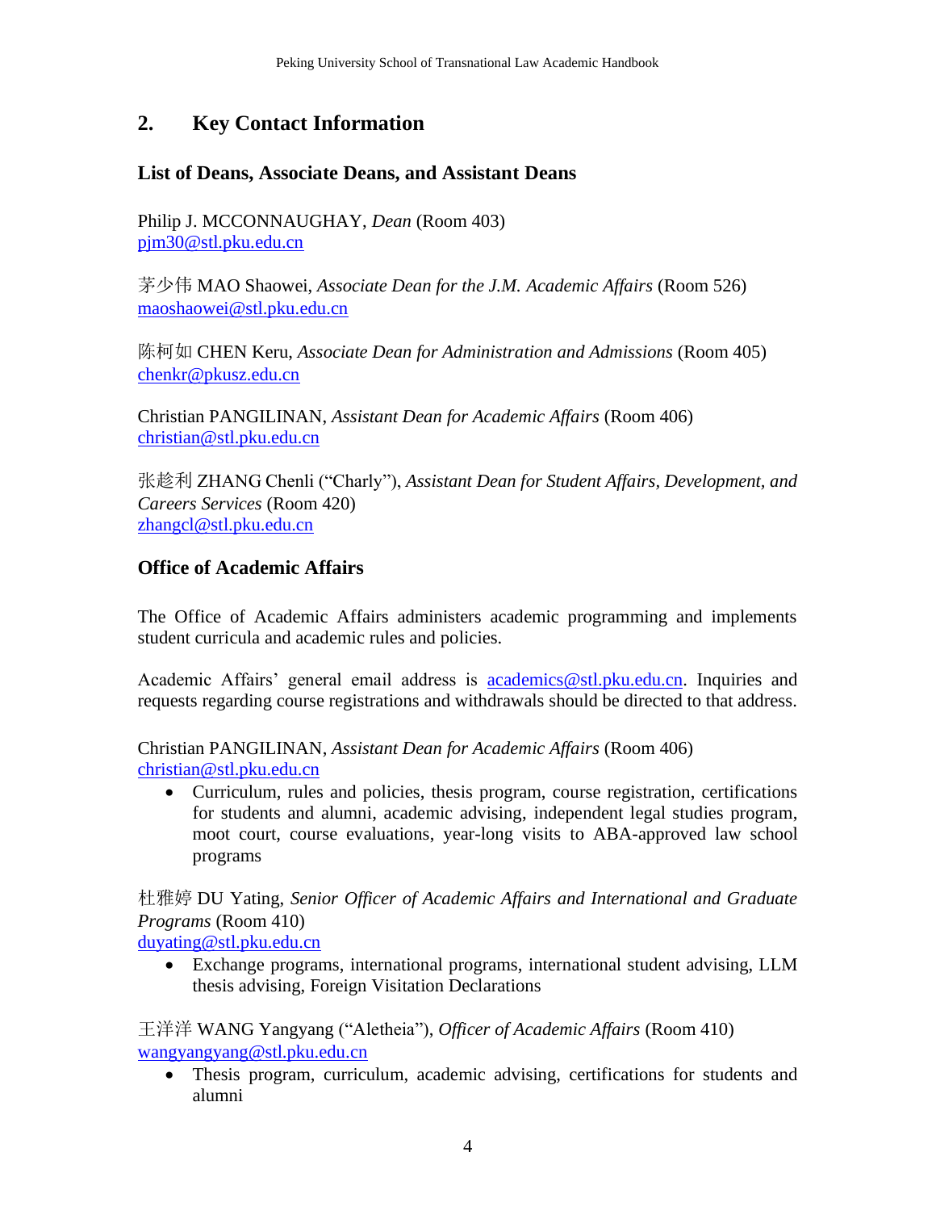## 2. Key Contact Information

### List of Deans, Associate Deans, and Assistant Deans

Philip J. MCCONNAUGHAY, *Dean* (Room 403)
pjm30@stl.pku.edu.cn

茅少伟 MAO Shaowei, *Associate Dean for the J.M. Academic Affairs* (Room 526)
maoshaowei@stl.pku.edu.cn

陈柯如 CHEN Keru, *Associate Dean for Administration and Admissions* (Room 405)
chenkr@pkusz.edu.cn

Christian PANGILINAN, *Assistant Dean for Academic Affairs* (Room 406)
christian@stl.pku.edu.cn

张趁利 ZHANG Chenli ("Charly"), *Assistant Dean for Student Affairs, Development, and Careers Services* (Room 420)
zhangcl@stl.pku.edu.cn

### Office of Academic Affairs

The Office of Academic Affairs administers academic programming and implements student curricula and academic rules and policies.

Academic Affairs' general email address is academics@stl.pku.edu.cn. Inquiries and requests regarding course registrations and withdrawals should be directed to that address.

Christian PANGILINAN, *Assistant Dean for Academic Affairs* (Room 406)
christian@stl.pku.edu.cn

- Curriculum, rules and policies, thesis program, course registration, certifications for students and alumni, academic advising, independent legal studies program, moot court, course evaluations, year-long visits to ABA-approved law school programs

杜雅婷 DU Yating, *Senior Officer of Academic Affairs and International and Graduate Programs* (Room 410)
duyating@stl.pku.edu.cn

- Exchange programs, international programs, international student advising, LLM thesis advising, Foreign Visitation Declarations

王洋洋 WANG Yangyang ("Aletheia"), *Officer of Academic Affairs* (Room 410)
wangyangyang@stl.pku.edu.cn

- Thesis program, curriculum, academic advising, certifications for students and alumni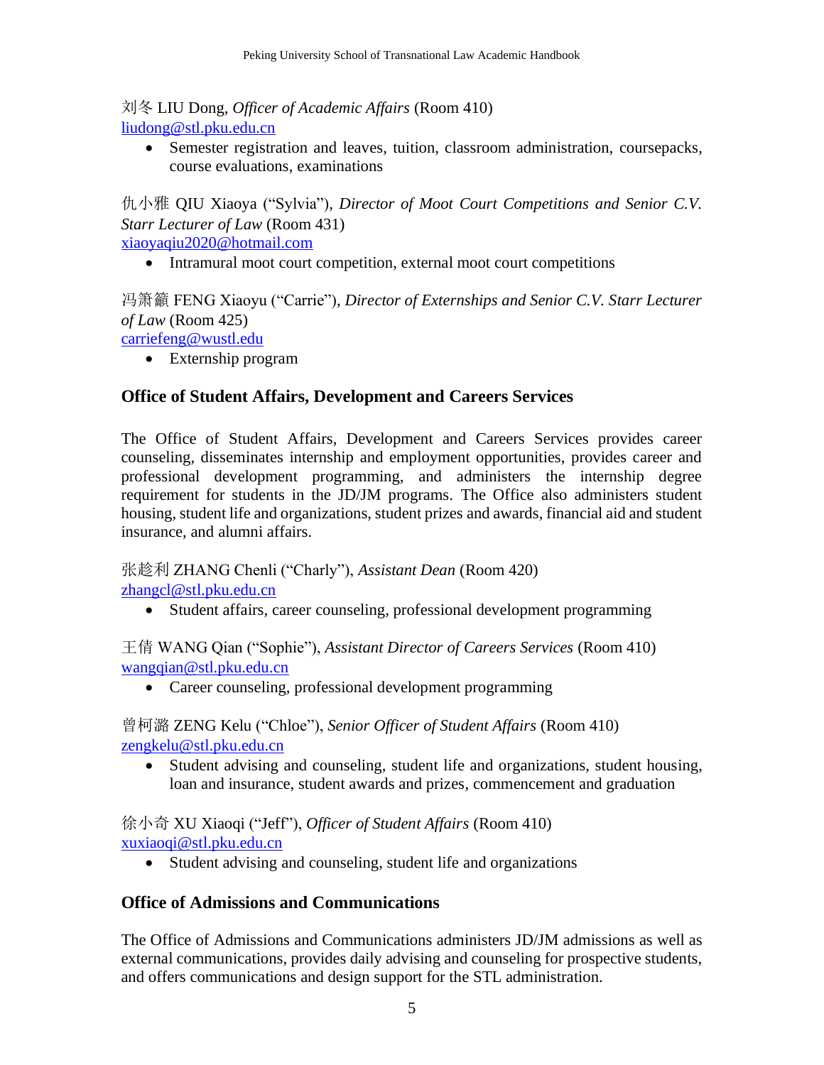刘冬 LIU Dong, *Officer of Academic Affairs* (Room 410)
liudong@stl.pku.edu.cn

- Semester registration and leaves, tuition, classroom administration, coursepacks, course evaluations, examinations

仇小雅 QIU Xiaoya ("Sylvia"), *Director of Moot Court Competitions and Senior C.V. Starr Lecturer of Law* (Room 431)
xiaoyaqiu2020@hotmail.com

- Intramural moot court competition, external moot court competitions

冯箫籥 FENG Xiaoyu ("Carrie"), *Director of Externships and Senior C.V. Starr Lecturer of Law* (Room 425)
carriefeng@wustl.edu

- Externship program

## Office of Student Affairs, Development and Careers Services

The Office of Student Affairs, Development and Careers Services provides career counseling, disseminates internship and employment opportunities, provides career and professional development programming, and administers the internship degree requirement for students in the JD/JM programs. The Office also administers student housing, student life and organizations, student prizes and awards, financial aid and student insurance, and alumni affairs.

张趁利 ZHANG Chenli ("Charly"), *Assistant Dean* (Room 420)
zhangcl@stl.pku.edu.cn

- Student affairs, career counseling, professional development programming

王倩 WANG Qian ("Sophie"), *Assistant Director of Careers Services* (Room 410)
wangqian@stl.pku.edu.cn

- Career counseling, professional development programming

曾柯潞 ZENG Kelu ("Chloe"), *Senior Officer of Student Affairs* (Room 410)
zengkelu@stl.pku.edu.cn

- Student advising and counseling, student life and organizations, student housing, loan and insurance, student awards and prizes, commencement and graduation

徐小奇 XU Xiaoqi ("Jeff"), *Officer of Student Affairs* (Room 410)
xuxiaoqi@stl.pku.edu.cn

- Student advising and counseling, student life and organizations

## Office of Admissions and Communications

The Office of Admissions and Communications administers JD/JM admissions as well as external communications, provides daily advising and counseling for prospective students, and offers communications and design support for the STL administration.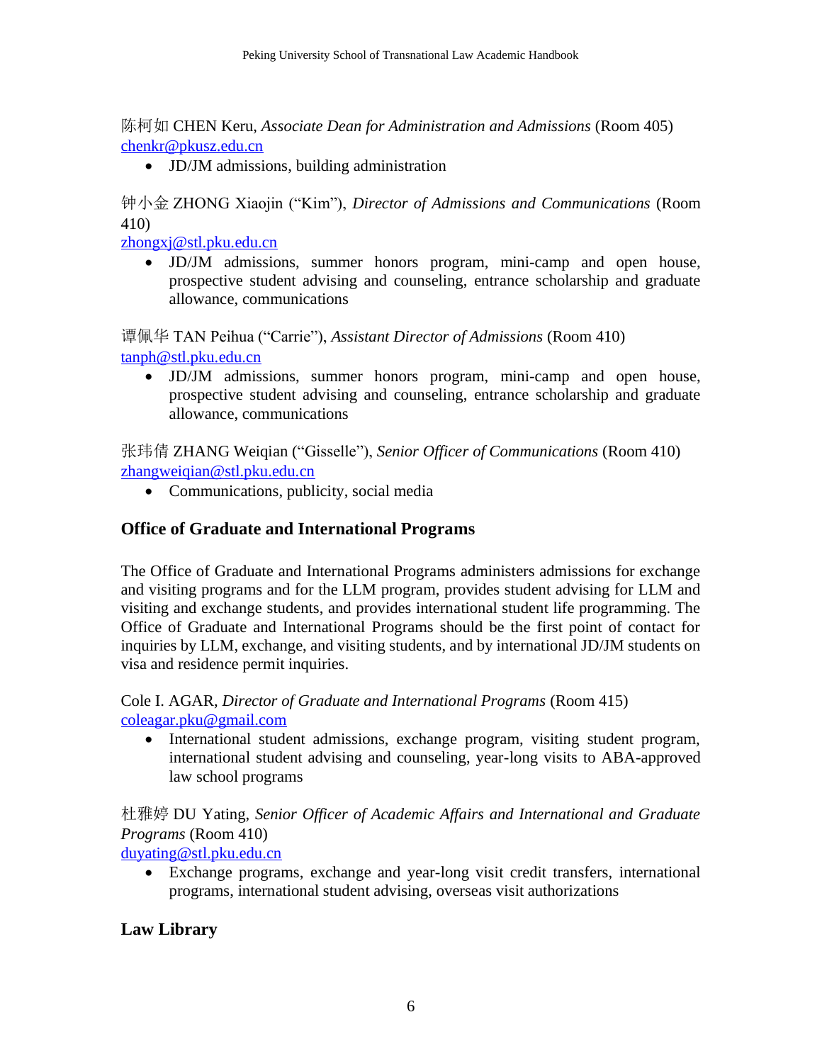陈柯如 CHEN Keru, *Associate Dean for Administration and Admissions* (Room 405)
chenkr@pkusz.edu.cn

- JD/JM admissions, building administration

钟小金 ZHONG Xiaojin ("Kim"), *Director of Admissions and Communications* (Room 410)
zhongxj@stl.pku.edu.cn

- JD/JM admissions, summer honors program, mini-camp and open house, prospective student advising and counseling, entrance scholarship and graduate allowance, communications

谭佩华 TAN Peihua ("Carrie"), *Assistant Director of Admissions* (Room 410)
tanph@stl.pku.edu.cn

- JD/JM admissions, summer honors program, mini-camp and open house, prospective student advising and counseling, entrance scholarship and graduate allowance, communications

张玮倩 ZHANG Weiqian ("Gisselle"), *Senior Officer of Communications* (Room 410)
zhangweiqian@stl.pku.edu.cn

- Communications, publicity, social media

## Office of Graduate and International Programs

The Office of Graduate and International Programs administers admissions for exchange and visiting programs and for the LLM program, provides student advising for LLM and visiting and exchange students, and provides international student life programming. The Office of Graduate and International Programs should be the first point of contact for inquiries by LLM, exchange, and visiting students, and by international JD/JM students on visa and residence permit inquiries.

Cole I. AGAR, *Director of Graduate and International Programs* (Room 415)
coleagar.pku@gmail.com

- International student admissions, exchange program, visiting student program, international student advising and counseling, year-long visits to ABA-approved law school programs

杜雅婷 DU Yating, *Senior Officer of Academic Affairs and International and Graduate Programs* (Room 410)
duyating@stl.pku.edu.cn

- Exchange programs, exchange and year-long visit credit transfers, international programs, international student advising, overseas visit authorizations

## Law Library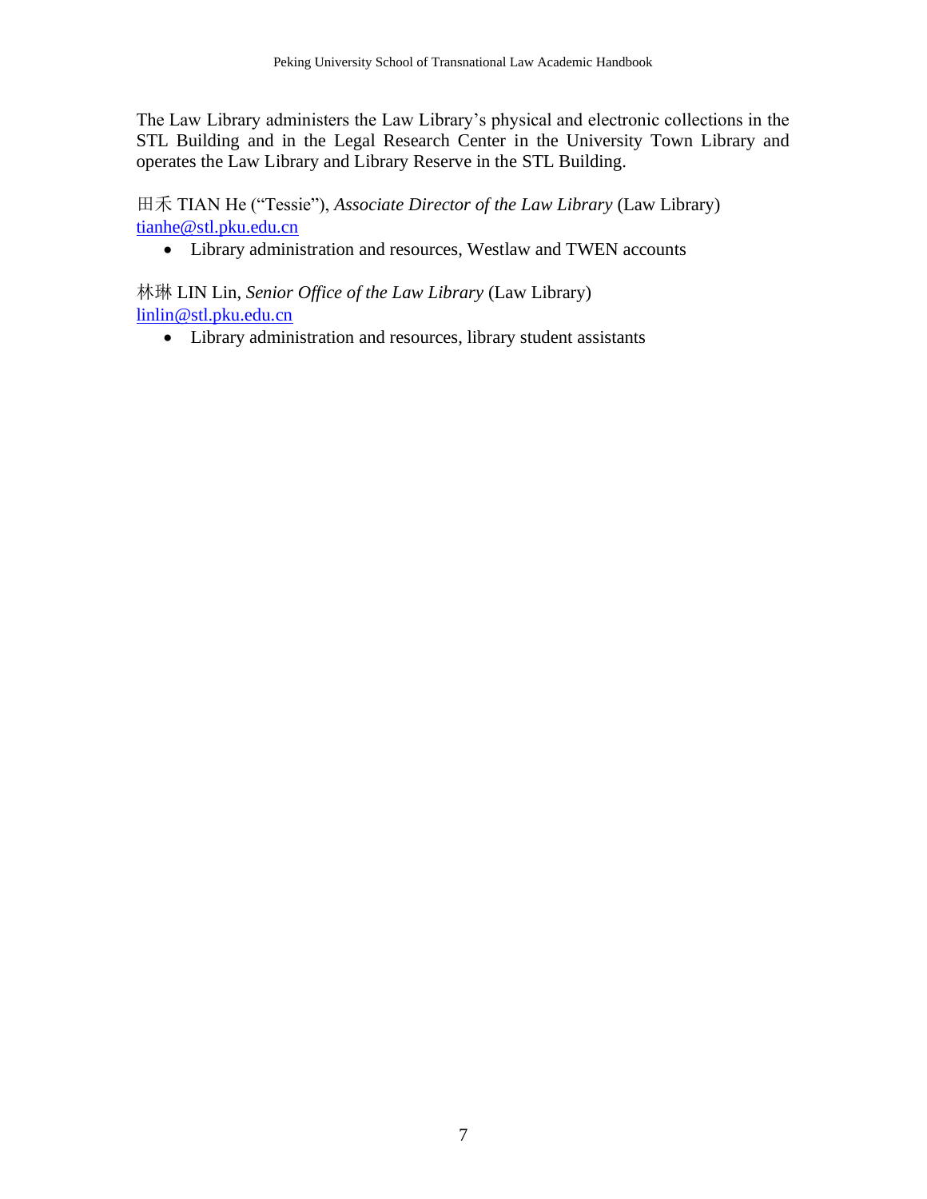The Law Library administers the Law Library's physical and electronic collections in the STL Building and in the Legal Research Center in the University Town Library and operates the Law Library and Library Reserve in the STL Building.

田禾 TIAN He ("Tessie"), *Associate Director of the Law Library* (Law Library)
tianhe@stl.pku.edu.cn

- Library administration and resources, Westlaw and TWEN accounts

林琳 LIN Lin, *Senior Office of the Law Library* (Law Library)
linlin@stl.pku.edu.cn

- Library administration and resources, library student assistants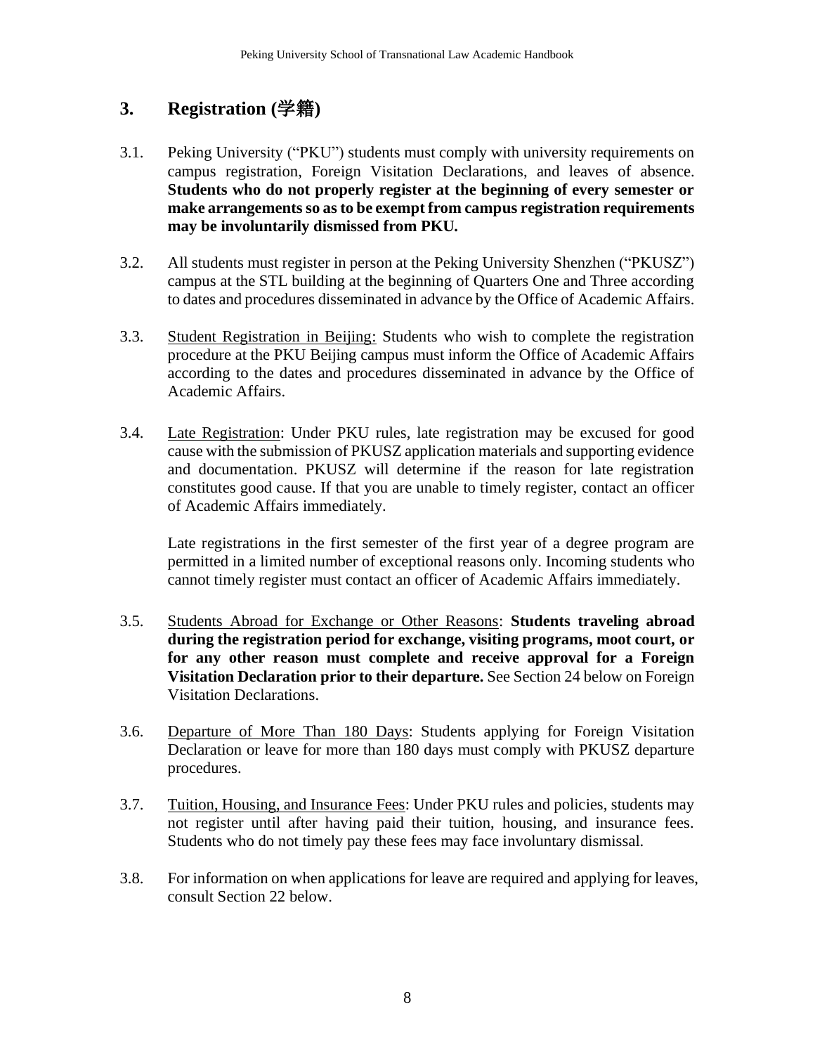## 3. Registration (学籍)

3.1. Peking University ("PKU") students must comply with university requirements on campus registration, Foreign Visitation Declarations, and leaves of absence. **Students who do not properly register at the beginning of every semester or make arrangements so as to be exempt from campus registration requirements may be involuntarily dismissed from PKU.**

3.2. All students must register in person at the Peking University Shenzhen ("PKUSZ") campus at the STL building at the beginning of Quarters One and Three according to dates and procedures disseminated in advance by the Office of Academic Affairs.

3.3. Student Registration in Beijing: Students who wish to complete the registration procedure at the PKU Beijing campus must inform the Office of Academic Affairs according to the dates and procedures disseminated in advance by the Office of Academic Affairs.

3.4. Late Registration: Under PKU rules, late registration may be excused for good cause with the submission of PKUSZ application materials and supporting evidence and documentation. PKUSZ will determine if the reason for late registration constitutes good cause. If that you are unable to timely register, contact an officer of Academic Affairs immediately.

Late registrations in the first semester of the first year of a degree program are permitted in a limited number of exceptional reasons only. Incoming students who cannot timely register must contact an officer of Academic Affairs immediately.

3.5. Students Abroad for Exchange or Other Reasons: **Students traveling abroad during the registration period for exchange, visiting programs, moot court, or for any other reason must complete and receive approval for a Foreign Visitation Declaration prior to their departure.** See Section 24 below on Foreign Visitation Declarations.

3.6. Departure of More Than 180 Days: Students applying for Foreign Visitation Declaration or leave for more than 180 days must comply with PKUSZ departure procedures.

3.7. Tuition, Housing, and Insurance Fees: Under PKU rules and policies, students may not register until after having paid their tuition, housing, and insurance fees. Students who do not timely pay these fees may face involuntary dismissal.

3.8. For information on when applications for leave are required and applying for leaves, consult Section 22 below.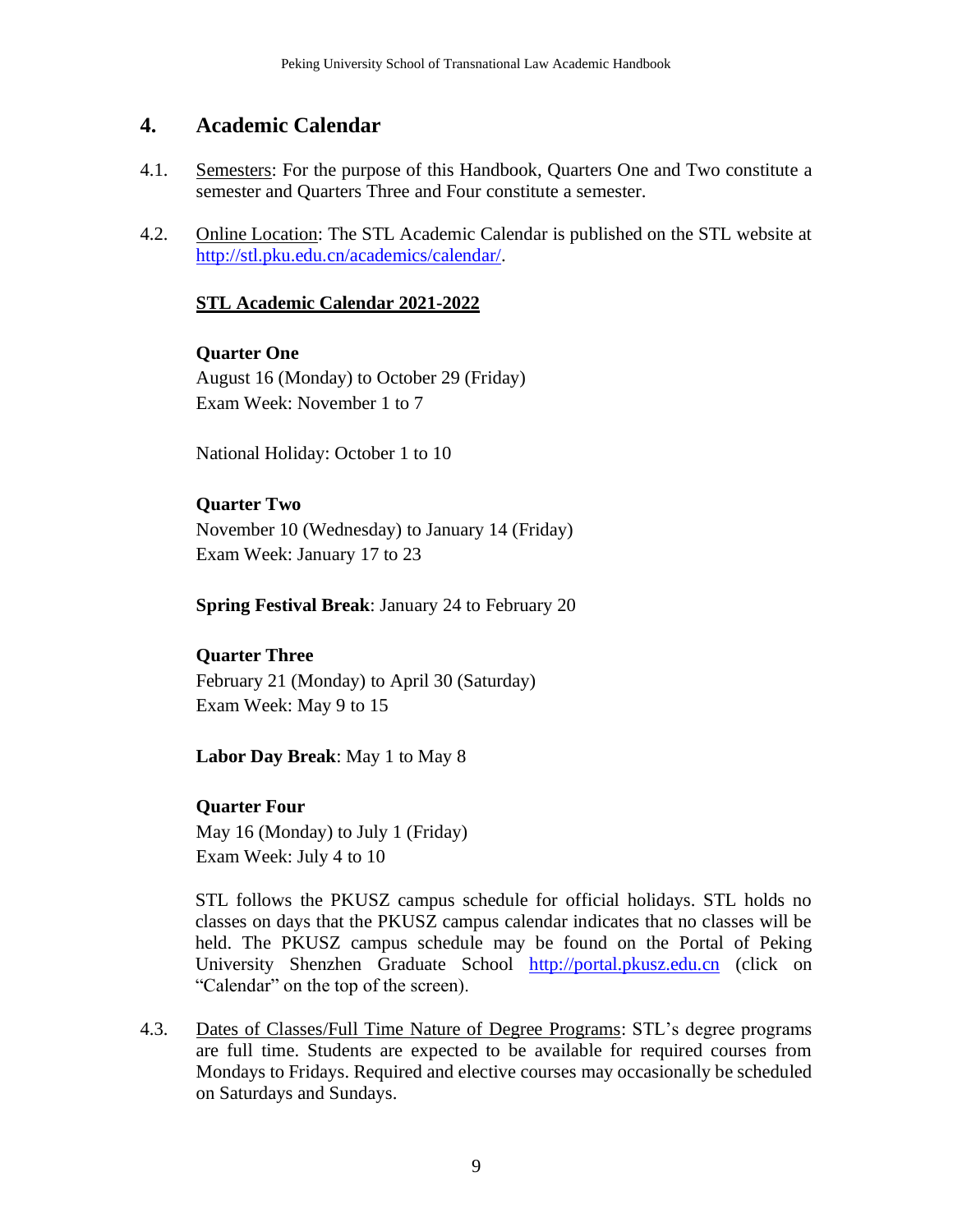## 4. Academic Calendar

4.1. Semesters: For the purpose of this Handbook, Quarters One and Two constitute a semester and Quarters Three and Four constitute a semester.

4.2. Online Location: The STL Academic Calendar is published on the STL website at http://stl.pku.edu.cn/academics/calendar/.

**STL Academic Calendar 2021-2022**

**Quarter One**
August 16 (Monday) to October 29 (Friday)
Exam Week: November 1 to 7

National Holiday: October 1 to 10

**Quarter Two**
November 10 (Wednesday) to January 14 (Friday)
Exam Week: January 17 to 23

**Spring Festival Break**: January 24 to February 20

**Quarter Three**
February 21 (Monday) to April 30 (Saturday)
Exam Week: May 9 to 15

**Labor Day Break**: May 1 to May 8

**Quarter Four**
May 16 (Monday) to July 1 (Friday)
Exam Week: July 4 to 10

STL follows the PKUSZ campus schedule for official holidays. STL holds no classes on days that the PKUSZ campus calendar indicates that no classes will be held. The PKUSZ campus schedule may be found on the Portal of Peking University Shenzhen Graduate School http://portal.pkusz.edu.cn (click on "Calendar" on the top of the screen).

4.3. Dates of Classes/Full Time Nature of Degree Programs: STL's degree programs are full time. Students are expected to be available for required courses from Mondays to Fridays. Required and elective courses may occasionally be scheduled on Saturdays and Sundays.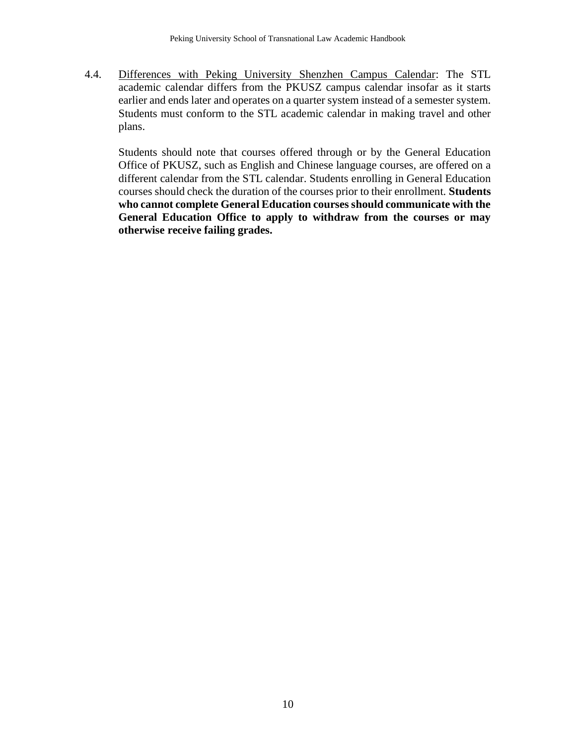4.4. <u>Differences with Peking University Shenzhen Campus Calendar</u>: The STL academic calendar differs from the PKUSZ campus calendar insofar as it starts earlier and ends later and operates on a quarter system instead of a semester system. Students must conform to the STL academic calendar in making travel and other plans.

Students should note that courses offered through or by the General Education Office of PKUSZ, such as English and Chinese language courses, are offered on a different calendar from the STL calendar. Students enrolling in General Education courses should check the duration of the courses prior to their enrollment. **Students who cannot complete General Education courses should communicate with the General Education Office to apply to withdraw from the courses or may otherwise receive failing grades.**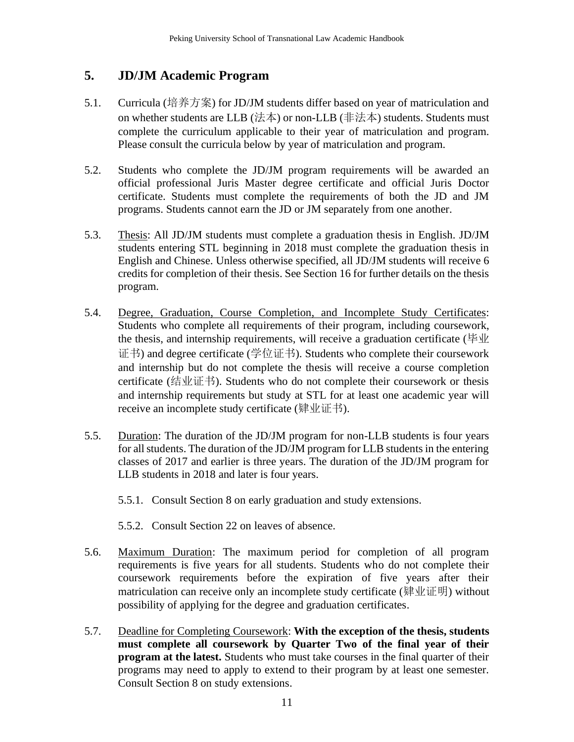## 5. JD/JM Academic Program

5.1. Curricula (培养方案) for JD/JM students differ based on year of matriculation and on whether students are LLB (法本) or non-LLB (非法本) students. Students must complete the curriculum applicable to their year of matriculation and program. Please consult the curricula below by year of matriculation and program.

5.2. Students who complete the JD/JM program requirements will be awarded an official professional Juris Master degree certificate and official Juris Doctor certificate. Students must complete the requirements of both the JD and JM programs. Students cannot earn the JD or JM separately from one another.

5.3. Thesis: All JD/JM students must complete a graduation thesis in English. JD/JM students entering STL beginning in 2018 must complete the graduation thesis in English and Chinese. Unless otherwise specified, all JD/JM students will receive 6 credits for completion of their thesis. See Section 16 for further details on the thesis program.

5.4. Degree, Graduation, Course Completion, and Incomplete Study Certificates: Students who complete all requirements of their program, including coursework, the thesis, and internship requirements, will receive a graduation certificate (毕业证书) and degree certificate (学位证书). Students who complete their coursework and internship but do not complete the thesis will receive a course completion certificate (结业证书). Students who do not complete their coursework or thesis and internship requirements but study at STL for at least one academic year will receive an incomplete study certificate (肄业证书).

5.5. Duration: The duration of the JD/JM program for non-LLB students is four years for all students. The duration of the JD/JM program for LLB students in the entering classes of 2017 and earlier is three years. The duration of the JD/JM program for LLB students in 2018 and later is four years.

5.5.1. Consult Section 8 on early graduation and study extensions.

5.5.2. Consult Section 22 on leaves of absence.

5.6. Maximum Duration: The maximum period for completion of all program requirements is five years for all students. Students who do not complete their coursework requirements before the expiration of five years after their matriculation can receive only an incomplete study certificate (肄业证明) without possibility of applying for the degree and graduation certificates.

5.7. Deadline for Completing Coursework: **With the exception of the thesis, students must complete all coursework by Quarter Two of the final year of their program at the latest.** Students who must take courses in the final quarter of their programs may need to apply to extend to their program by at least one semester. Consult Section 8 on study extensions.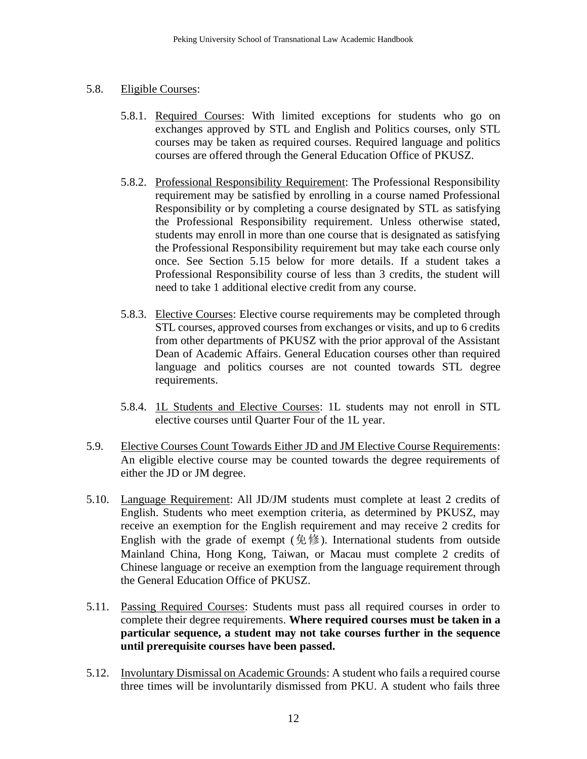5.8. Eligible Courses:

5.8.1. Required Courses: With limited exceptions for students who go on exchanges approved by STL and English and Politics courses, only STL courses may be taken as required courses. Required language and politics courses are offered through the General Education Office of PKUSZ.

5.8.2. Professional Responsibility Requirement: The Professional Responsibility requirement may be satisfied by enrolling in a course named Professional Responsibility or by completing a course designated by STL as satisfying the Professional Responsibility requirement. Unless otherwise stated, students may enroll in more than one course that is designated as satisfying the Professional Responsibility requirement but may take each course only once. See Section 5.15 below for more details. If a student takes a Professional Responsibility course of less than 3 credits, the student will need to take 1 additional elective credit from any course.

5.8.3. Elective Courses: Elective course requirements may be completed through STL courses, approved courses from exchanges or visits, and up to 6 credits from other departments of PKUSZ with the prior approval of the Assistant Dean of Academic Affairs. General Education courses other than required language and politics courses are not counted towards STL degree requirements.

5.8.4. 1L Students and Elective Courses: 1L students may not enroll in STL elective courses until Quarter Four of the 1L year.

5.9. Elective Courses Count Towards Either JD and JM Elective Course Requirements: An eligible elective course may be counted towards the degree requirements of either the JD or JM degree.

5.10. Language Requirement: All JD/JM students must complete at least 2 credits of English. Students who meet exemption criteria, as determined by PKUSZ, may receive an exemption for the English requirement and may receive 2 credits for English with the grade of exempt (免修). International students from outside Mainland China, Hong Kong, Taiwan, or Macau must complete 2 credits of Chinese language or receive an exemption from the language requirement through the General Education Office of PKUSZ.

5.11. Passing Required Courses: Students must pass all required courses in order to complete their degree requirements. **Where required courses must be taken in a particular sequence, a student may not take courses further in the sequence until prerequisite courses have been passed.**

5.12. Involuntary Dismissal on Academic Grounds: A student who fails a required course three times will be involuntarily dismissed from PKU. A student who fails three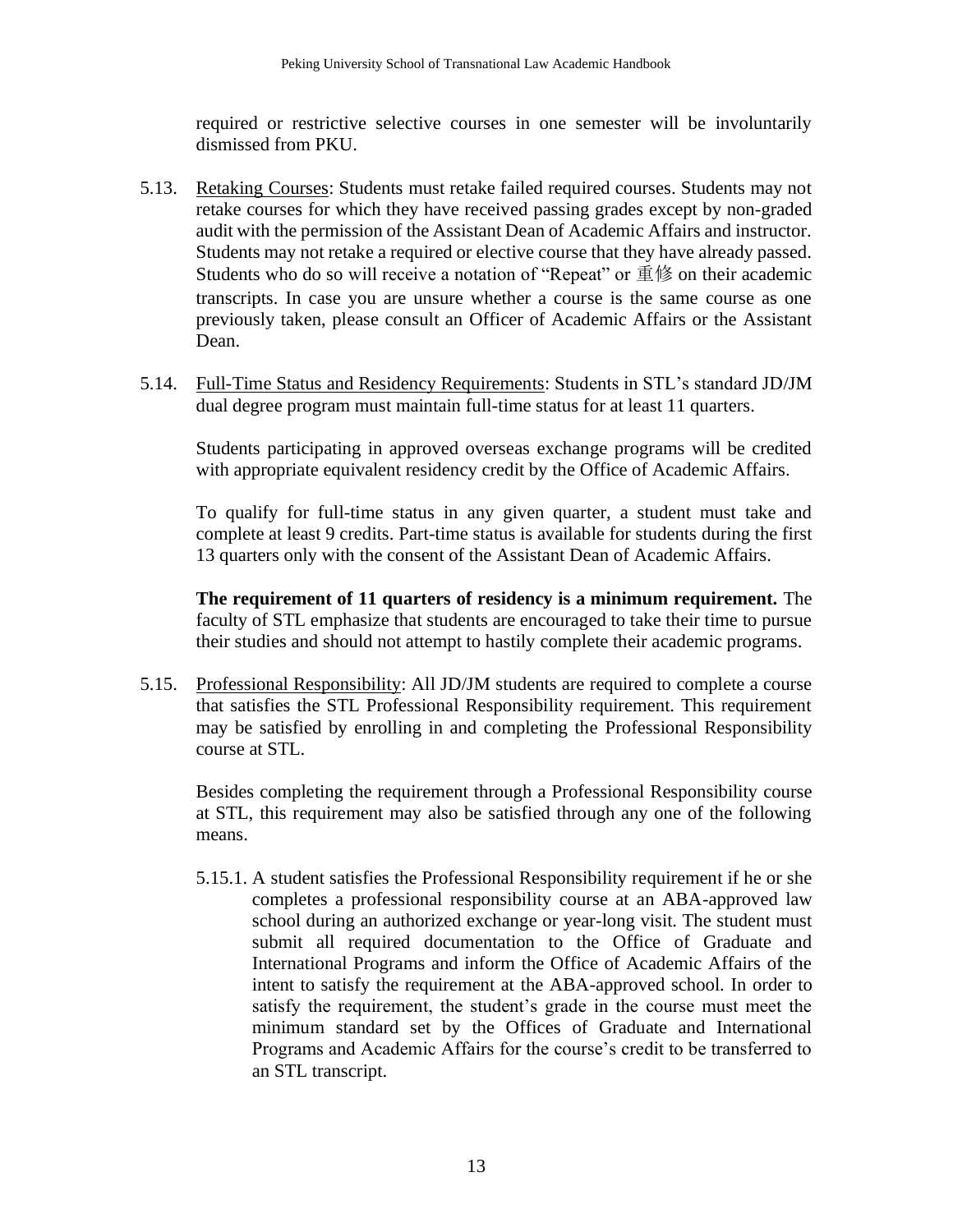required or restrictive selective courses in one semester will be involuntarily dismissed from PKU.

5.13. Retaking Courses: Students must retake failed required courses. Students may not retake courses for which they have received passing grades except by non-graded audit with the permission of the Assistant Dean of Academic Affairs and instructor. Students may not retake a required or elective course that they have already passed. Students who do so will receive a notation of "Repeat" or 重修 on their academic transcripts. In case you are unsure whether a course is the same course as one previously taken, please consult an Officer of Academic Affairs or the Assistant Dean.

5.14. Full-Time Status and Residency Requirements: Students in STL's standard JD/JM dual degree program must maintain full-time status for at least 11 quarters.

Students participating in approved overseas exchange programs will be credited with appropriate equivalent residency credit by the Office of Academic Affairs.

To qualify for full-time status in any given quarter, a student must take and complete at least 9 credits. Part-time status is available for students during the first 13 quarters only with the consent of the Assistant Dean of Academic Affairs.

**The requirement of 11 quarters of residency is a minimum requirement.** The faculty of STL emphasize that students are encouraged to take their time to pursue their studies and should not attempt to hastily complete their academic programs.

5.15. Professional Responsibility: All JD/JM students are required to complete a course that satisfies the STL Professional Responsibility requirement. This requirement may be satisfied by enrolling in and completing the Professional Responsibility course at STL.

Besides completing the requirement through a Professional Responsibility course at STL, this requirement may also be satisfied through any one of the following means.

5.15.1. A student satisfies the Professional Responsibility requirement if he or she completes a professional responsibility course at an ABA-approved law school during an authorized exchange or year-long visit. The student must submit all required documentation to the Office of Graduate and International Programs and inform the Office of Academic Affairs of the intent to satisfy the requirement at the ABA-approved school. In order to satisfy the requirement, the student's grade in the course must meet the minimum standard set by the Offices of Graduate and International Programs and Academic Affairs for the course's credit to be transferred to an STL transcript.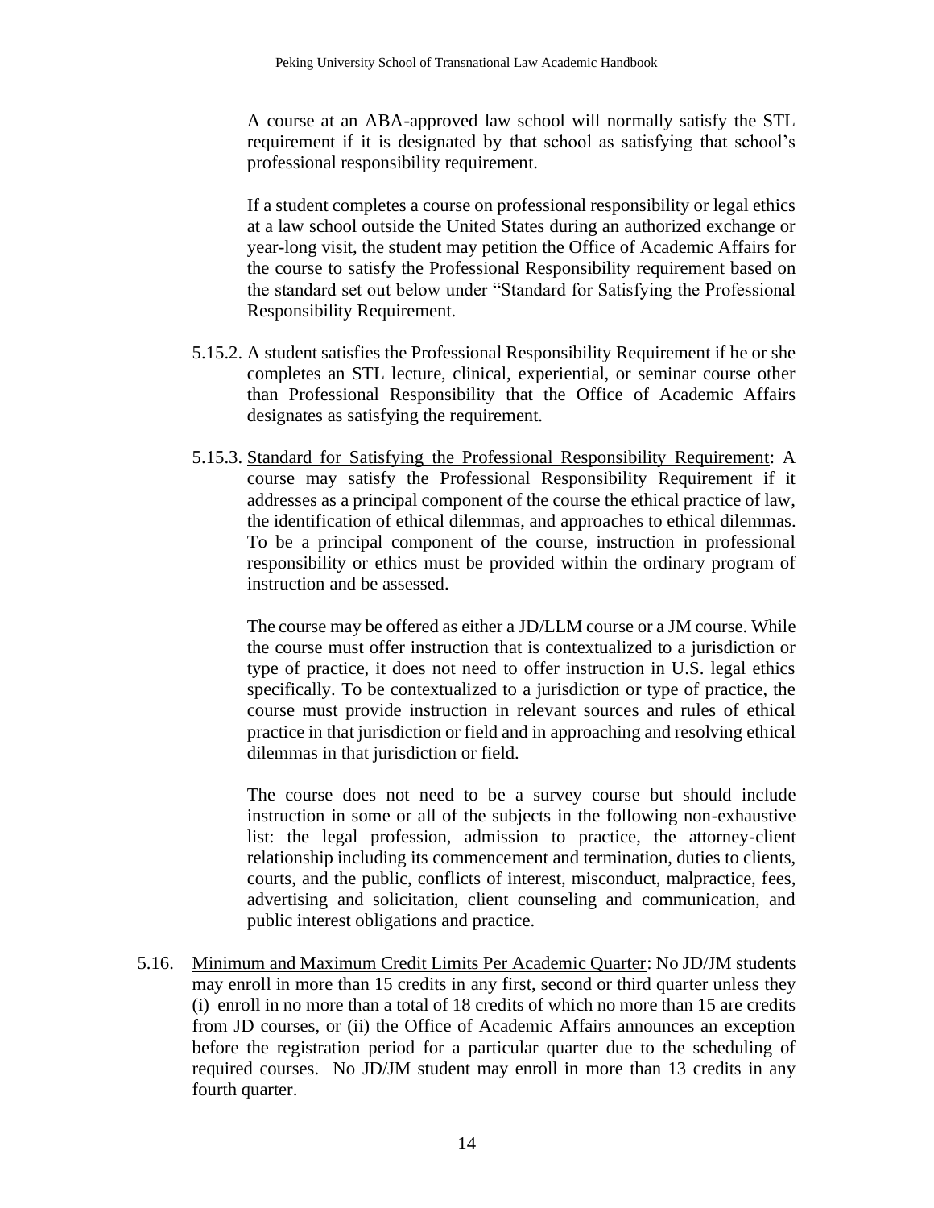A course at an ABA-approved law school will normally satisfy the STL requirement if it is designated by that school as satisfying that school's professional responsibility requirement.

If a student completes a course on professional responsibility or legal ethics at a law school outside the United States during an authorized exchange or year-long visit, the student may petition the Office of Academic Affairs for the course to satisfy the Professional Responsibility requirement based on the standard set out below under "Standard for Satisfying the Professional Responsibility Requirement.

5.15.2. A student satisfies the Professional Responsibility Requirement if he or she completes an STL lecture, clinical, experiential, or seminar course other than Professional Responsibility that the Office of Academic Affairs designates as satisfying the requirement.

5.15.3. Standard for Satisfying the Professional Responsibility Requirement: A course may satisfy the Professional Responsibility Requirement if it addresses as a principal component of the course the ethical practice of law, the identification of ethical dilemmas, and approaches to ethical dilemmas. To be a principal component of the course, instruction in professional responsibility or ethics must be provided within the ordinary program of instruction and be assessed.

The course may be offered as either a JD/LLM course or a JM course. While the course must offer instruction that is contextualized to a jurisdiction or type of practice, it does not need to offer instruction in U.S. legal ethics specifically. To be contextualized to a jurisdiction or type of practice, the course must provide instruction in relevant sources and rules of ethical practice in that jurisdiction or field and in approaching and resolving ethical dilemmas in that jurisdiction or field.

The course does not need to be a survey course but should include instruction in some or all of the subjects in the following non-exhaustive list: the legal profession, admission to practice, the attorney-client relationship including its commencement and termination, duties to clients, courts, and the public, conflicts of interest, misconduct, malpractice, fees, advertising and solicitation, client counseling and communication, and public interest obligations and practice.

5.16. Minimum and Maximum Credit Limits Per Academic Quarter: No JD/JM students may enroll in more than 15 credits in any first, second or third quarter unless they (i) enroll in no more than a total of 18 credits of which no more than 15 are credits from JD courses, or (ii) the Office of Academic Affairs announces an exception before the registration period for a particular quarter due to the scheduling of required courses. No JD/JM student may enroll in more than 13 credits in any fourth quarter.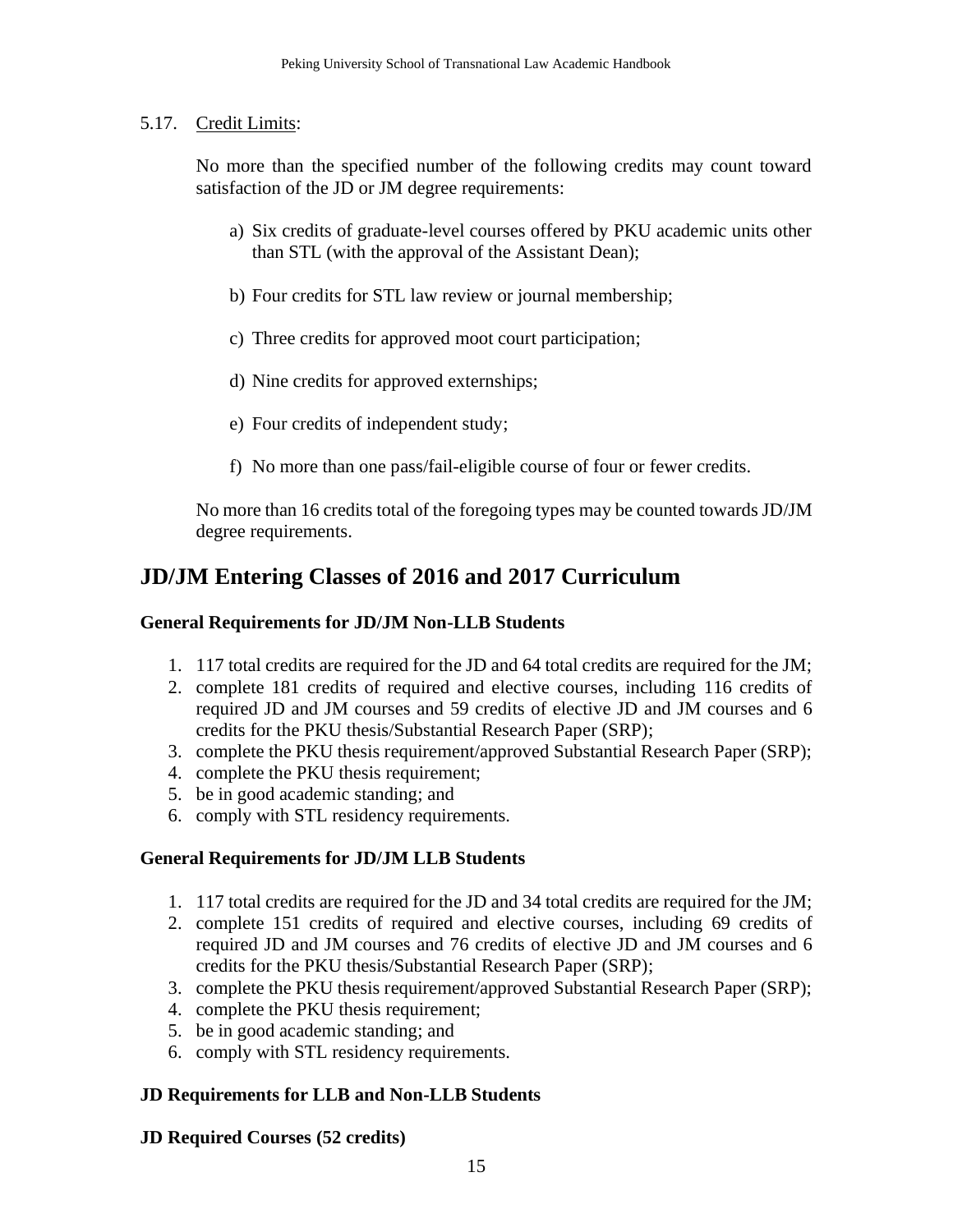5.17. Credit Limits:

No more than the specified number of the following credits may count toward satisfaction of the JD or JM degree requirements:

a) Six credits of graduate-level courses offered by PKU academic units other than STL (with the approval of the Assistant Dean);

b) Four credits for STL law review or journal membership;

c) Three credits for approved moot court participation;

d) Nine credits for approved externships;

e) Four credits of independent study;

f) No more than one pass/fail-eligible course of four or fewer credits.

No more than 16 credits total of the foregoing types may be counted towards JD/JM degree requirements.

# JD/JM Entering Classes of 2016 and 2017 Curriculum

**General Requirements for JD/JM Non-LLB Students**

1. 117 total credits are required for the JD and 64 total credits are required for the JM;
2. complete 181 credits of required and elective courses, including 116 credits of required JD and JM courses and 59 credits of elective JD and JM courses and 6 credits for the PKU thesis/Substantial Research Paper (SRP);
3. complete the PKU thesis requirement/approved Substantial Research Paper (SRP);
4. complete the PKU thesis requirement;
5. be in good academic standing; and
6. comply with STL residency requirements.

**General Requirements for JD/JM LLB Students**

1. 117 total credits are required for the JD and 34 total credits are required for the JM;
2. complete 151 credits of required and elective courses, including 69 credits of required JD and JM courses and 76 credits of elective JD and JM courses and 6 credits for the PKU thesis/Substantial Research Paper (SRP);
3. complete the PKU thesis requirement/approved Substantial Research Paper (SRP);
4. complete the PKU thesis requirement;
5. be in good academic standing; and
6. comply with STL residency requirements.

**JD Requirements for LLB and Non-LLB Students**

**JD Required Courses (52 credits)**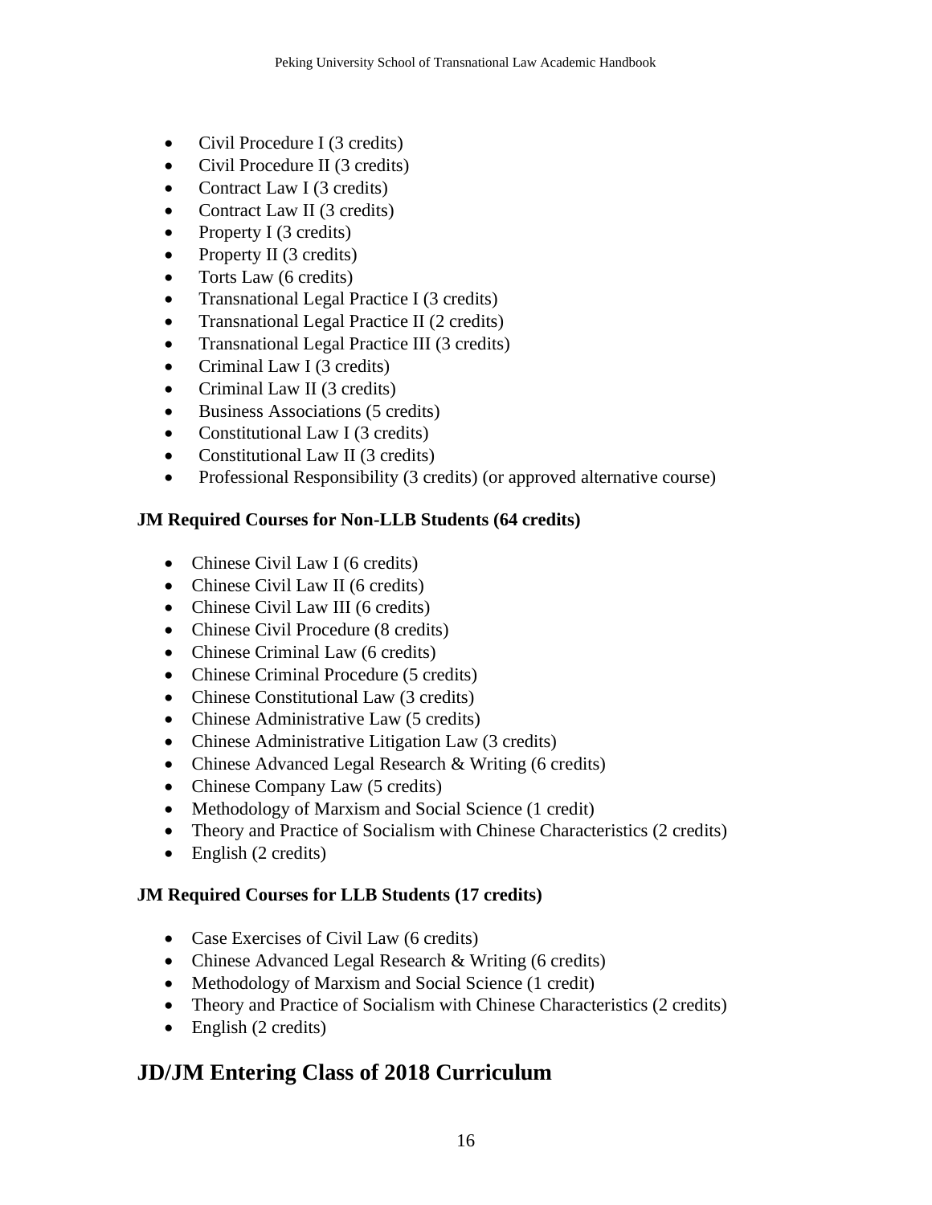- Civil Procedure I (3 credits)
- Civil Procedure II (3 credits)
- Contract Law I (3 credits)
- Contract Law II (3 credits)
- Property I (3 credits)
- Property II (3 credits)
- Torts Law (6 credits)
- Transnational Legal Practice I (3 credits)
- Transnational Legal Practice II (2 credits)
- Transnational Legal Practice III (3 credits)
- Criminal Law I (3 credits)
- Criminal Law II (3 credits)
- Business Associations (5 credits)
- Constitutional Law I (3 credits)
- Constitutional Law II (3 credits)
- Professional Responsibility (3 credits) (or approved alternative course)

**JM Required Courses for Non-LLB Students (64 credits)**

- Chinese Civil Law I (6 credits)
- Chinese Civil Law II (6 credits)
- Chinese Civil Law III (6 credits)
- Chinese Civil Procedure (8 credits)
- Chinese Criminal Law (6 credits)
- Chinese Criminal Procedure (5 credits)
- Chinese Constitutional Law (3 credits)
- Chinese Administrative Law (5 credits)
- Chinese Administrative Litigation Law (3 credits)
- Chinese Advanced Legal Research & Writing (6 credits)
- Chinese Company Law (5 credits)
- Methodology of Marxism and Social Science (1 credit)
- Theory and Practice of Socialism with Chinese Characteristics (2 credits)
- English (2 credits)

**JM Required Courses for LLB Students (17 credits)**

- Case Exercises of Civil Law (6 credits)
- Chinese Advanced Legal Research & Writing (6 credits)
- Methodology of Marxism and Social Science (1 credit)
- Theory and Practice of Socialism with Chinese Characteristics (2 credits)
- English (2 credits)

## JD/JM Entering Class of 2018 Curriculum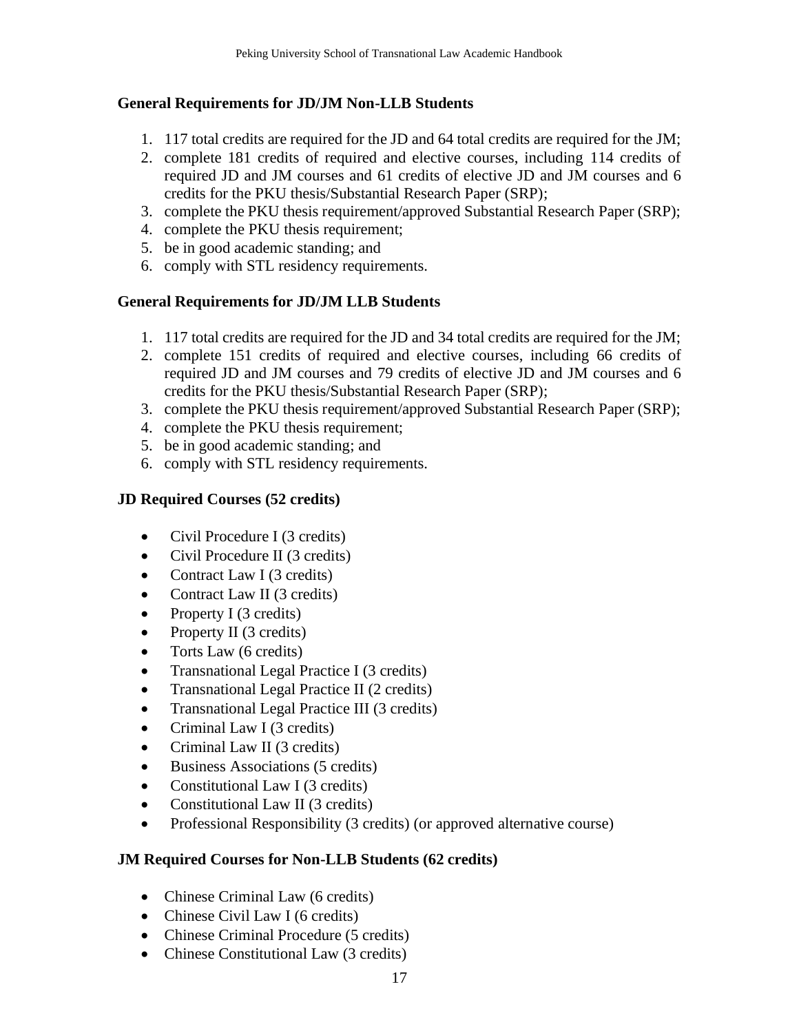### General Requirements for JD/JM Non-LLB Students

1. 117 total credits are required for the JD and 64 total credits are required for the JM;
2. complete 181 credits of required and elective courses, including 114 credits of required JD and JM courses and 61 credits of elective JD and JM courses and 6 credits for the PKU thesis/Substantial Research Paper (SRP);
3. complete the PKU thesis requirement/approved Substantial Research Paper (SRP);
4. complete the PKU thesis requirement;
5. be in good academic standing; and
6. comply with STL residency requirements.

### General Requirements for JD/JM LLB Students

1. 117 total credits are required for the JD and 34 total credits are required for the JM;
2. complete 151 credits of required and elective courses, including 66 credits of required JD and JM courses and 79 credits of elective JD and JM courses and 6 credits for the PKU thesis/Substantial Research Paper (SRP);
3. complete the PKU thesis requirement/approved Substantial Research Paper (SRP);
4. complete the PKU thesis requirement;
5. be in good academic standing; and
6. comply with STL residency requirements.

### JD Required Courses (52 credits)

- Civil Procedure I (3 credits)
- Civil Procedure II (3 credits)
- Contract Law I (3 credits)
- Contract Law II (3 credits)
- Property I (3 credits)
- Property II (3 credits)
- Torts Law (6 credits)
- Transnational Legal Practice I (3 credits)
- Transnational Legal Practice II (2 credits)
- Transnational Legal Practice III (3 credits)
- Criminal Law I (3 credits)
- Criminal Law II (3 credits)
- Business Associations (5 credits)
- Constitutional Law I (3 credits)
- Constitutional Law II (3 credits)
- Professional Responsibility (3 credits) (or approved alternative course)

### JM Required Courses for Non-LLB Students (62 credits)

- Chinese Criminal Law (6 credits)
- Chinese Civil Law I (6 credits)
- Chinese Criminal Procedure (5 credits)
- Chinese Constitutional Law (3 credits)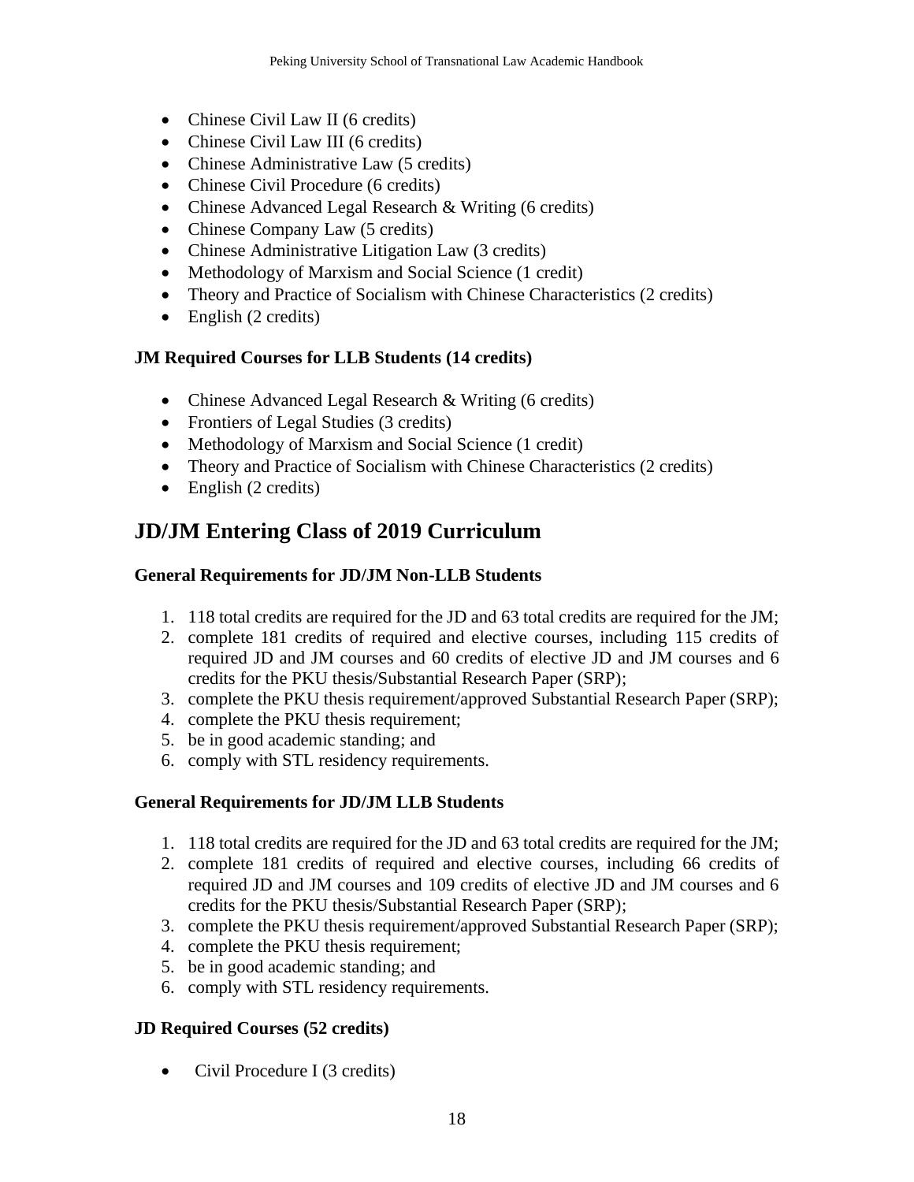- Chinese Civil Law II (6 credits)
- Chinese Civil Law III (6 credits)
- Chinese Administrative Law (5 credits)
- Chinese Civil Procedure (6 credits)
- Chinese Advanced Legal Research & Writing (6 credits)
- Chinese Company Law (5 credits)
- Chinese Administrative Litigation Law (3 credits)
- Methodology of Marxism and Social Science (1 credit)
- Theory and Practice of Socialism with Chinese Characteristics (2 credits)
- English (2 credits)

**JM Required Courses for LLB Students (14 credits)**

- Chinese Advanced Legal Research & Writing (6 credits)
- Frontiers of Legal Studies (3 credits)
- Methodology of Marxism and Social Science (1 credit)
- Theory and Practice of Socialism with Chinese Characteristics (2 credits)
- English (2 credits)

## JD/JM Entering Class of 2019 Curriculum

**General Requirements for JD/JM Non-LLB Students**

1. 118 total credits are required for the JD and 63 total credits are required for the JM;
2. complete 181 credits of required and elective courses, including 115 credits of required JD and JM courses and 60 credits of elective JD and JM courses and 6 credits for the PKU thesis/Substantial Research Paper (SRP);
3. complete the PKU thesis requirement/approved Substantial Research Paper (SRP);
4. complete the PKU thesis requirement;
5. be in good academic standing; and
6. comply with STL residency requirements.

**General Requirements for JD/JM LLB Students**

1. 118 total credits are required for the JD and 63 total credits are required for the JM;
2. complete 181 credits of required and elective courses, including 66 credits of required JD and JM courses and 109 credits of elective JD and JM courses and 6 credits for the PKU thesis/Substantial Research Paper (SRP);
3. complete the PKU thesis requirement/approved Substantial Research Paper (SRP);
4. complete the PKU thesis requirement;
5. be in good academic standing; and
6. comply with STL residency requirements.

**JD Required Courses (52 credits)**

- Civil Procedure I (3 credits)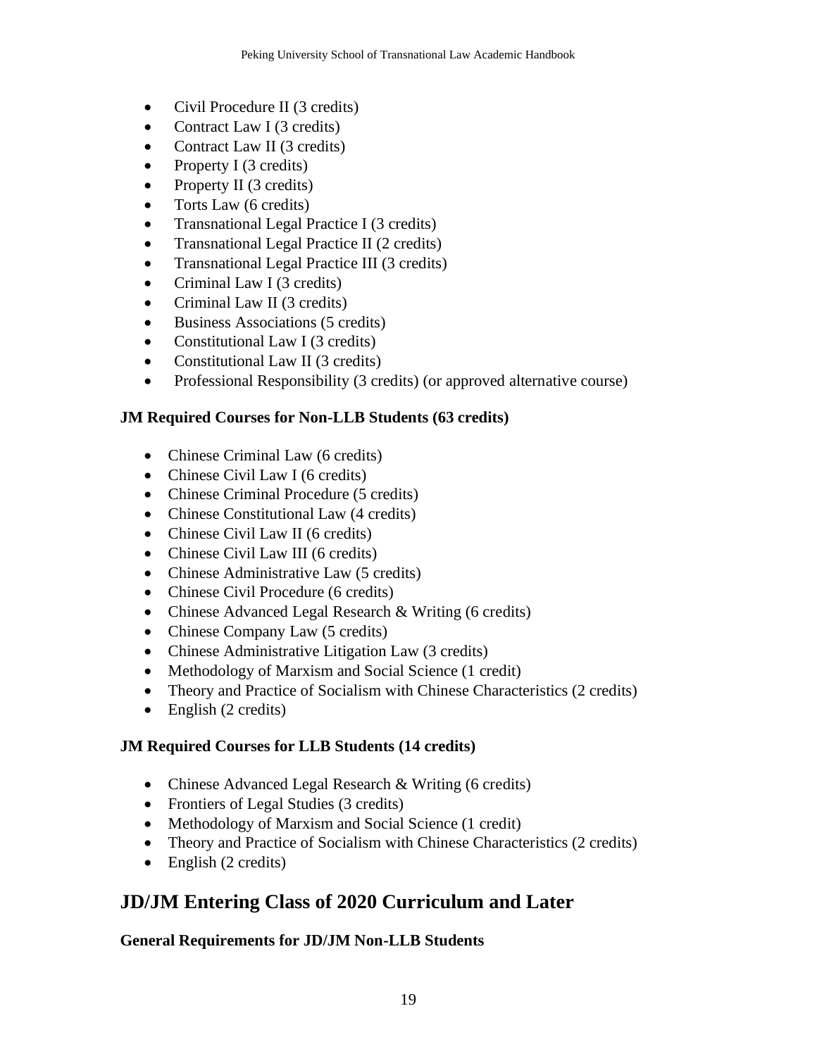- Civil Procedure II (3 credits)
- Contract Law I (3 credits)
- Contract Law II (3 credits)
- Property I (3 credits)
- Property II (3 credits)
- Torts Law (6 credits)
- Transnational Legal Practice I (3 credits)
- Transnational Legal Practice II (2 credits)
- Transnational Legal Practice III (3 credits)
- Criminal Law I (3 credits)
- Criminal Law II (3 credits)
- Business Associations (5 credits)
- Constitutional Law I (3 credits)
- Constitutional Law II (3 credits)
- Professional Responsibility (3 credits) (or approved alternative course)

**JM Required Courses for Non-LLB Students (63 credits)**

- Chinese Criminal Law (6 credits)
- Chinese Civil Law I (6 credits)
- Chinese Criminal Procedure (5 credits)
- Chinese Constitutional Law (4 credits)
- Chinese Civil Law II (6 credits)
- Chinese Civil Law III (6 credits)
- Chinese Administrative Law (5 credits)
- Chinese Civil Procedure (6 credits)
- Chinese Advanced Legal Research & Writing (6 credits)
- Chinese Company Law (5 credits)
- Chinese Administrative Litigation Law (3 credits)
- Methodology of Marxism and Social Science (1 credit)
- Theory and Practice of Socialism with Chinese Characteristics (2 credits)
- English (2 credits)

**JM Required Courses for LLB Students (14 credits)**

- Chinese Advanced Legal Research & Writing (6 credits)
- Frontiers of Legal Studies (3 credits)
- Methodology of Marxism and Social Science (1 credit)
- Theory and Practice of Socialism with Chinese Characteristics (2 credits)
- English (2 credits)

## JD/JM Entering Class of 2020 Curriculum and Later

**General Requirements for JD/JM Non-LLB Students**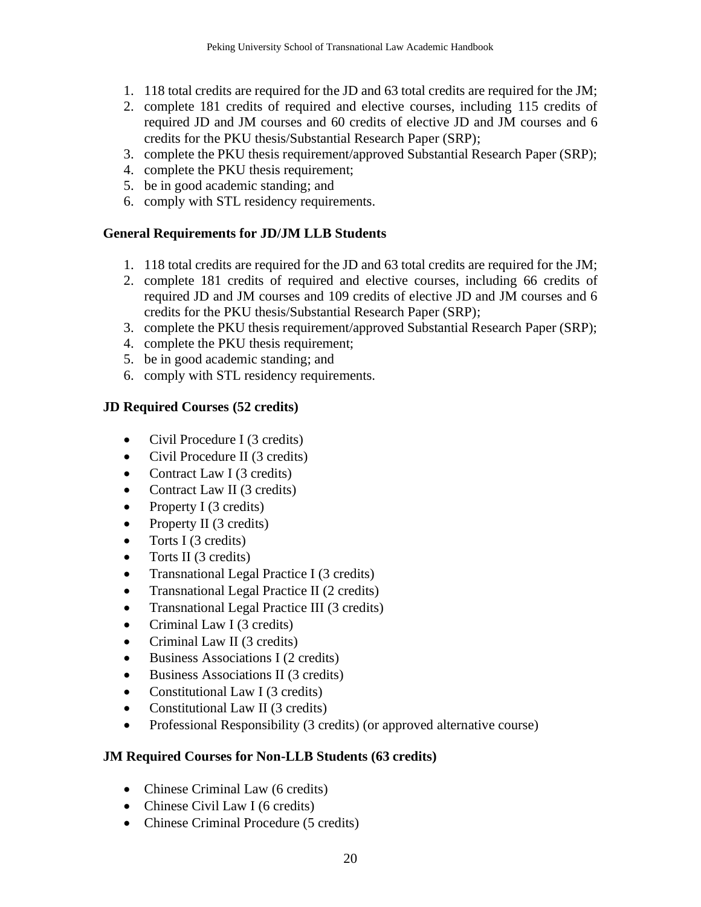1. 118 total credits are required for the JD and 63 total credits are required for the JM;
2. complete 181 credits of required and elective courses, including 115 credits of required JD and JM courses and 60 credits of elective JD and JM courses and 6 credits for the PKU thesis/Substantial Research Paper (SRP);
3. complete the PKU thesis requirement/approved Substantial Research Paper (SRP);
4. complete the PKU thesis requirement;
5. be in good academic standing; and
6. comply with STL residency requirements.

**General Requirements for JD/JM LLB Students**

1. 118 total credits are required for the JD and 63 total credits are required for the JM;
2. complete 181 credits of required and elective courses, including 66 credits of required JD and JM courses and 109 credits of elective JD and JM courses and 6 credits for the PKU thesis/Substantial Research Paper (SRP);
3. complete the PKU thesis requirement/approved Substantial Research Paper (SRP);
4. complete the PKU thesis requirement;
5. be in good academic standing; and
6. comply with STL residency requirements.

**JD Required Courses (52 credits)**

- Civil Procedure I (3 credits)
- Civil Procedure II (3 credits)
- Contract Law I (3 credits)
- Contract Law II (3 credits)
- Property I (3 credits)
- Property II (3 credits)
- Torts I (3 credits)
- Torts II (3 credits)
- Transnational Legal Practice I (3 credits)
- Transnational Legal Practice II (2 credits)
- Transnational Legal Practice III (3 credits)
- Criminal Law I (3 credits)
- Criminal Law II (3 credits)
- Business Associations I (2 credits)
- Business Associations II (3 credits)
- Constitutional Law I (3 credits)
- Constitutional Law II (3 credits)
- Professional Responsibility (3 credits) (or approved alternative course)

**JM Required Courses for Non-LLB Students (63 credits)**

- Chinese Criminal Law (6 credits)
- Chinese Civil Law I (6 credits)
- Chinese Criminal Procedure (5 credits)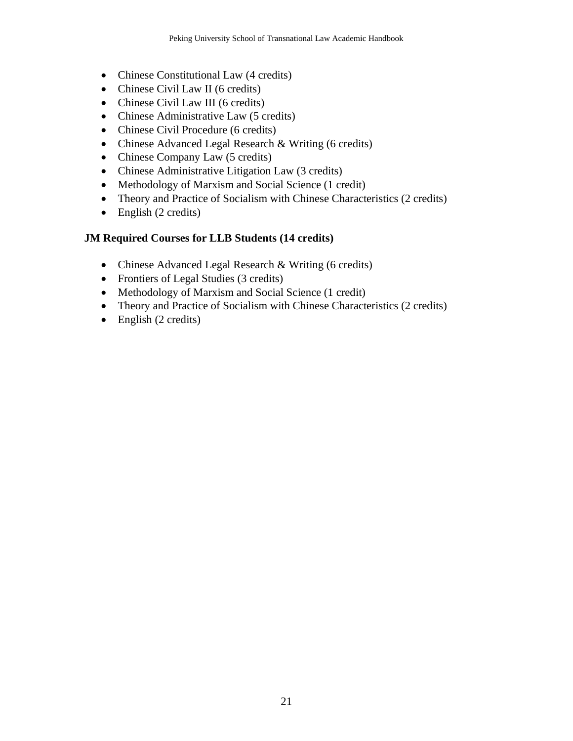- Chinese Constitutional Law (4 credits)
- Chinese Civil Law II (6 credits)
- Chinese Civil Law III (6 credits)
- Chinese Administrative Law (5 credits)
- Chinese Civil Procedure (6 credits)
- Chinese Advanced Legal Research & Writing (6 credits)
- Chinese Company Law (5 credits)
- Chinese Administrative Litigation Law (3 credits)
- Methodology of Marxism and Social Science (1 credit)
- Theory and Practice of Socialism with Chinese Characteristics (2 credits)
- English (2 credits)

**JM Required Courses for LLB Students (14 credits)**

- Chinese Advanced Legal Research & Writing (6 credits)
- Frontiers of Legal Studies (3 credits)
- Methodology of Marxism and Social Science (1 credit)
- Theory and Practice of Socialism with Chinese Characteristics (2 credits)
- English (2 credits)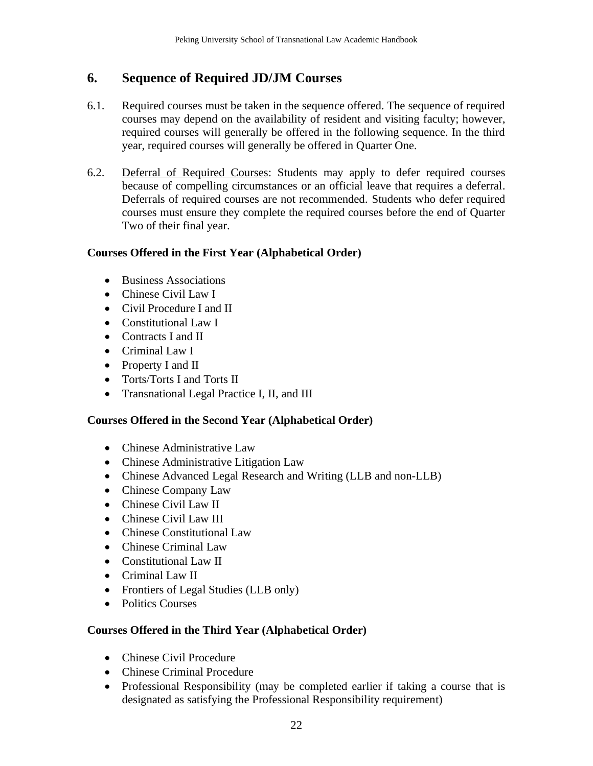## 6. Sequence of Required JD/JM Courses

6.1. Required courses must be taken in the sequence offered. The sequence of required courses may depend on the availability of resident and visiting faculty; however, required courses will generally be offered in the following sequence. In the third year, required courses will generally be offered in Quarter One.

6.2. Deferral of Required Courses: Students may apply to defer required courses because of compelling circumstances or an official leave that requires a deferral. Deferrals of required courses are not recommended. Students who defer required courses must ensure they complete the required courses before the end of Quarter Two of their final year.

**Courses Offered in the First Year (Alphabetical Order)**

- Business Associations
- Chinese Civil Law I
- Civil Procedure I and II
- Constitutional Law I
- Contracts I and II
- Criminal Law I
- Property I and II
- Torts/Torts I and Torts II
- Transnational Legal Practice I, II, and III

**Courses Offered in the Second Year (Alphabetical Order)**

- Chinese Administrative Law
- Chinese Administrative Litigation Law
- Chinese Advanced Legal Research and Writing (LLB and non-LLB)
- Chinese Company Law
- Chinese Civil Law II
- Chinese Civil Law III
- Chinese Constitutional Law
- Chinese Criminal Law
- Constitutional Law II
- Criminal Law II
- Frontiers of Legal Studies (LLB only)
- Politics Courses

**Courses Offered in the Third Year (Alphabetical Order)**

- Chinese Civil Procedure
- Chinese Criminal Procedure
- Professional Responsibility (may be completed earlier if taking a course that is designated as satisfying the Professional Responsibility requirement)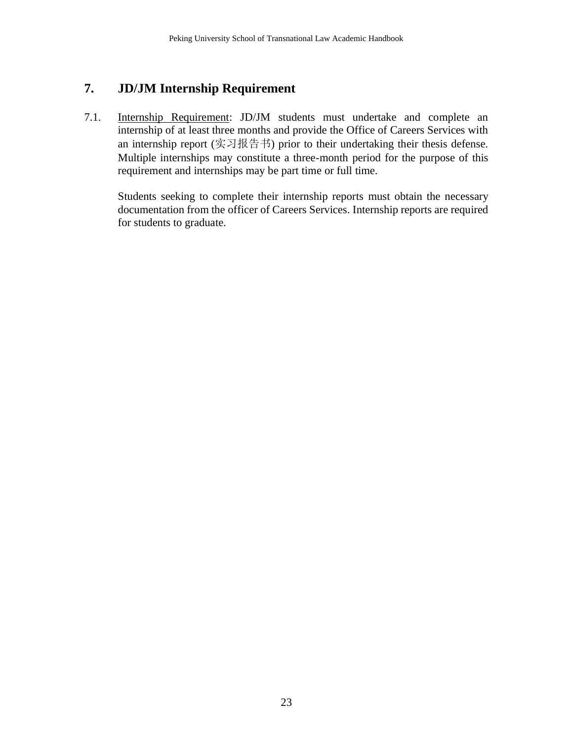## 7. JD/JM Internship Requirement

7.1. Internship Requirement: JD/JM students must undertake and complete an internship of at least three months and provide the Office of Careers Services with an internship report (实习报告书) prior to their undertaking their thesis defense. Multiple internships may constitute a three-month period for the purpose of this requirement and internships may be part time or full time.

Students seeking to complete their internship reports must obtain the necessary documentation from the officer of Careers Services. Internship reports are required for students to graduate.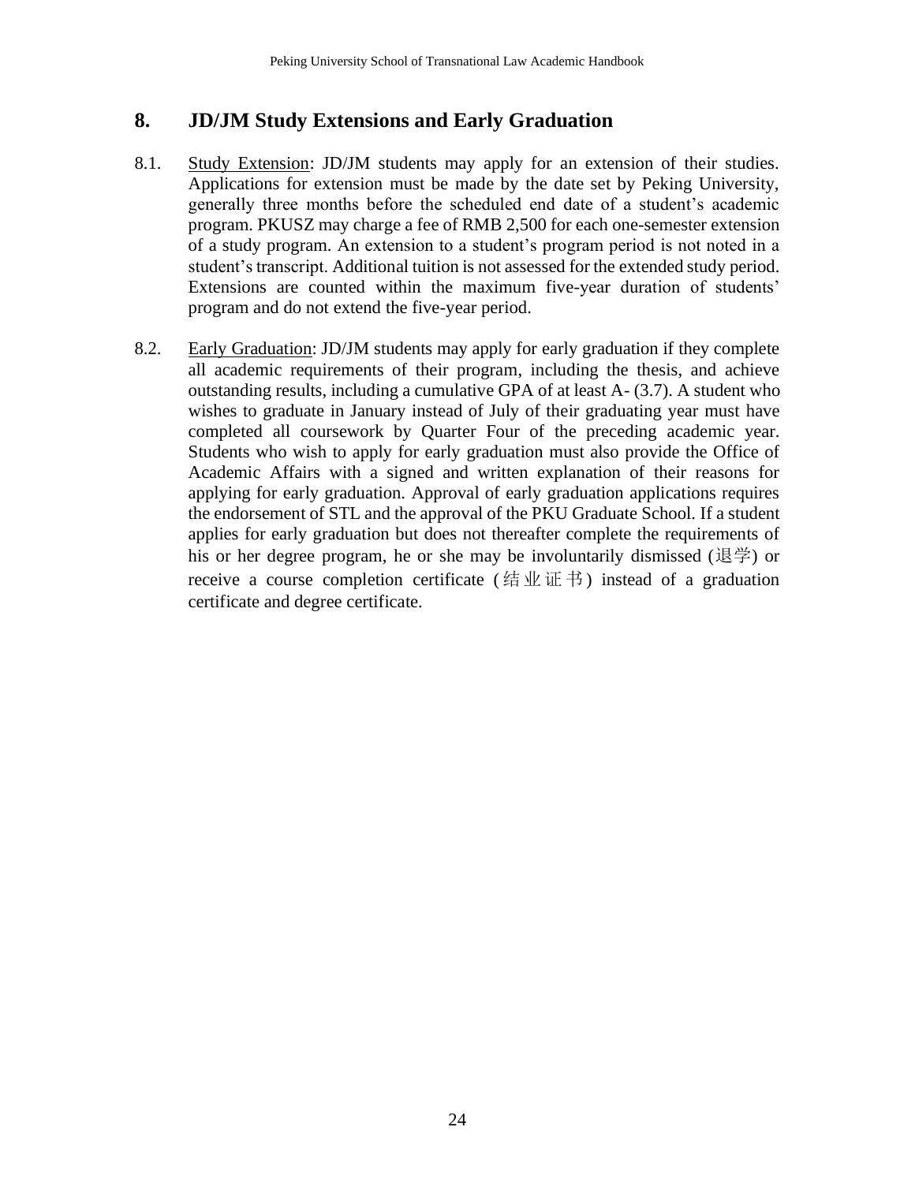## 8. JD/JM Study Extensions and Early Graduation

8.1. Study Extension: JD/JM students may apply for an extension of their studies. Applications for extension must be made by the date set by Peking University, generally three months before the scheduled end date of a student's academic program. PKUSZ may charge a fee of RMB 2,500 for each one-semester extension of a study program. An extension to a student's program period is not noted in a student's transcript. Additional tuition is not assessed for the extended study period. Extensions are counted within the maximum five-year duration of students' program and do not extend the five-year period.

8.2. Early Graduation: JD/JM students may apply for early graduation if they complete all academic requirements of their program, including the thesis, and achieve outstanding results, including a cumulative GPA of at least A- (3.7). A student who wishes to graduate in January instead of July of their graduating year must have completed all coursework by Quarter Four of the preceding academic year. Students who wish to apply for early graduation must also provide the Office of Academic Affairs with a signed and written explanation of their reasons for applying for early graduation. Approval of early graduation applications requires the endorsement of STL and the approval of the PKU Graduate School. If a student applies for early graduation but does not thereafter complete the requirements of his or her degree program, he or she may be involuntarily dismissed (退学) or receive a course completion certificate (结业证书) instead of a graduation certificate and degree certificate.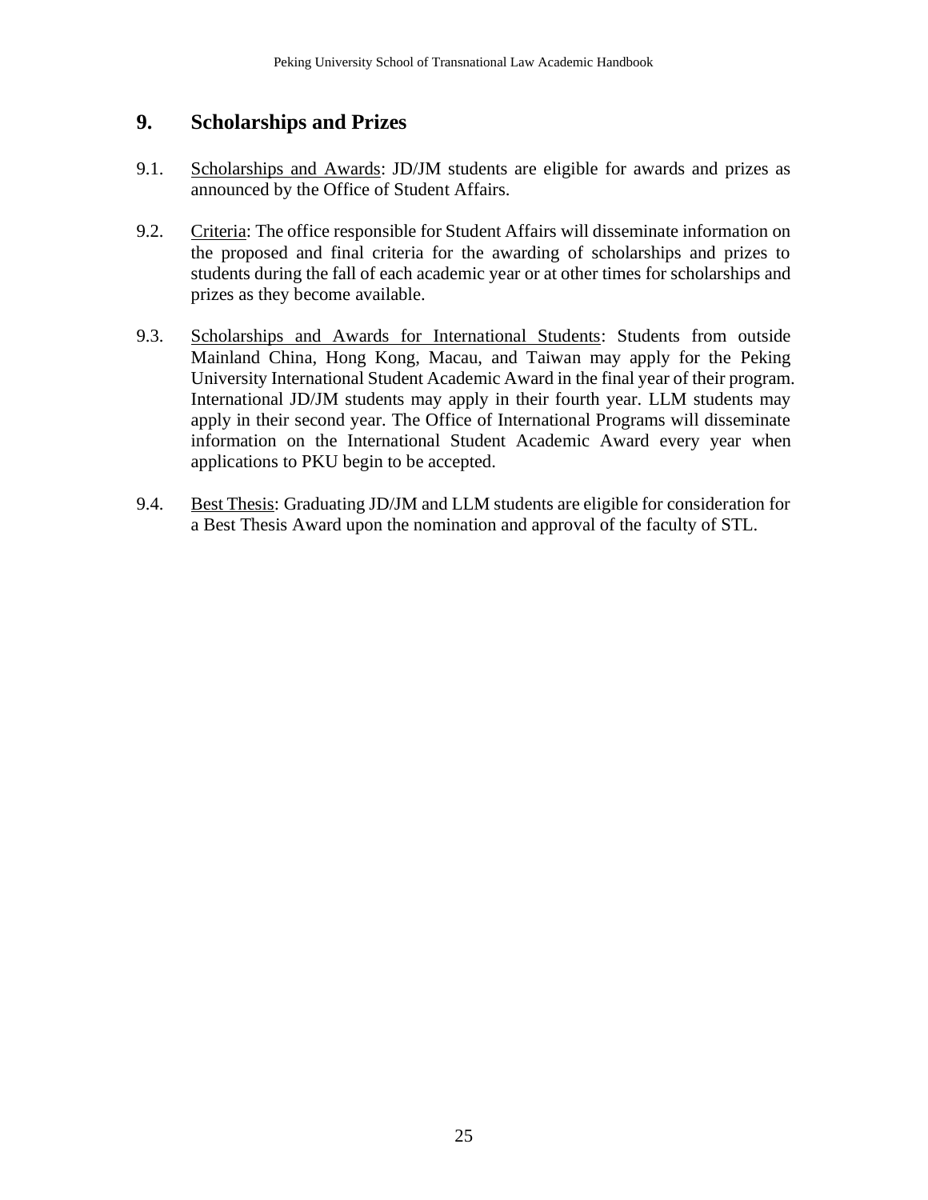## 9. Scholarships and Prizes

9.1. Scholarships and Awards: JD/JM students are eligible for awards and prizes as announced by the Office of Student Affairs.

9.2. Criteria: The office responsible for Student Affairs will disseminate information on the proposed and final criteria for the awarding of scholarships and prizes to students during the fall of each academic year or at other times for scholarships and prizes as they become available.

9.3. Scholarships and Awards for International Students: Students from outside Mainland China, Hong Kong, Macau, and Taiwan may apply for the Peking University International Student Academic Award in the final year of their program. International JD/JM students may apply in their fourth year. LLM students may apply in their second year. The Office of International Programs will disseminate information on the International Student Academic Award every year when applications to PKU begin to be accepted.

9.4. Best Thesis: Graduating JD/JM and LLM students are eligible for consideration for a Best Thesis Award upon the nomination and approval of the faculty of STL.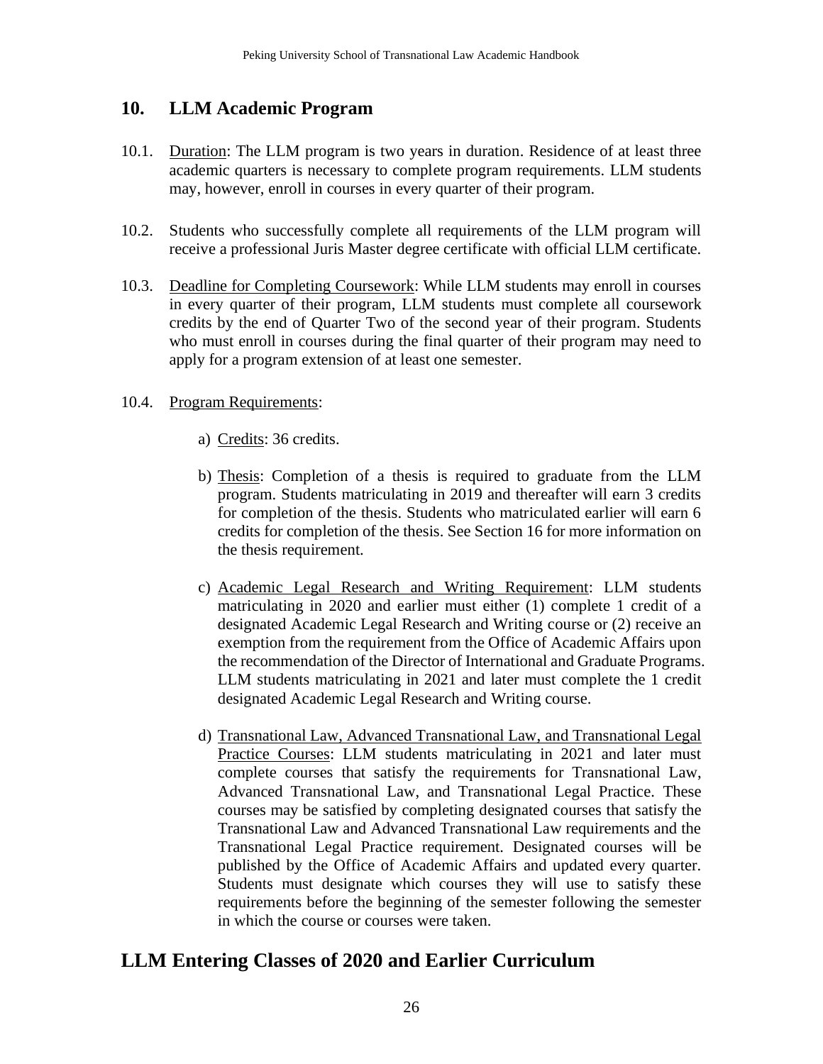## 10. LLM Academic Program

10.1. Duration: The LLM program is two years in duration. Residence of at least three academic quarters is necessary to complete program requirements. LLM students may, however, enroll in courses in every quarter of their program.

10.2. Students who successfully complete all requirements of the LLM program will receive a professional Juris Master degree certificate with official LLM certificate.

10.3. Deadline for Completing Coursework: While LLM students may enroll in courses in every quarter of their program, LLM students must complete all coursework credits by the end of Quarter Two of the second year of their program. Students who must enroll in courses during the final quarter of their program may need to apply for a program extension of at least one semester.

10.4. Program Requirements:

a) Credits: 36 credits.

b) Thesis: Completion of a thesis is required to graduate from the LLM program. Students matriculating in 2019 and thereafter will earn 3 credits for completion of the thesis. Students who matriculated earlier will earn 6 credits for completion of the thesis. See Section 16 for more information on the thesis requirement.

c) Academic Legal Research and Writing Requirement: LLM students matriculating in 2020 and earlier must either (1) complete 1 credit of a designated Academic Legal Research and Writing course or (2) receive an exemption from the requirement from the Office of Academic Affairs upon the recommendation of the Director of International and Graduate Programs. LLM students matriculating in 2021 and later must complete the 1 credit designated Academic Legal Research and Writing course.

d) Transnational Law, Advanced Transnational Law, and Transnational Legal Practice Courses: LLM students matriculating in 2021 and later must complete courses that satisfy the requirements for Transnational Law, Advanced Transnational Law, and Transnational Legal Practice. These courses may be satisfied by completing designated courses that satisfy the Transnational Law and Advanced Transnational Law requirements and the Transnational Legal Practice requirement. Designated courses will be published by the Office of Academic Affairs and updated every quarter. Students must designate which courses they will use to satisfy these requirements before the beginning of the semester following the semester in which the course or courses were taken.

## LLM Entering Classes of 2020 and Earlier Curriculum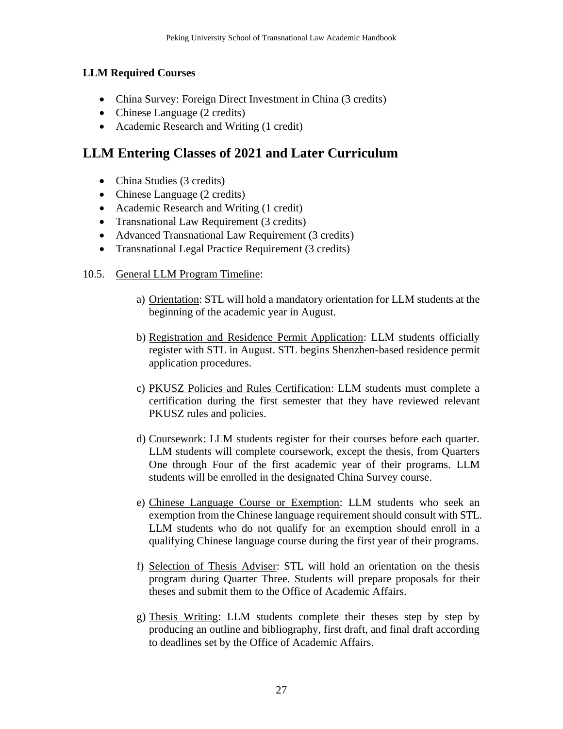**LLM Required Courses**

- China Survey: Foreign Direct Investment in China (3 credits)
- Chinese Language (2 credits)
- Academic Research and Writing (1 credit)

## LLM Entering Classes of 2021 and Later Curriculum

- China Studies (3 credits)
- Chinese Language (2 credits)
- Academic Research and Writing (1 credit)
- Transnational Law Requirement (3 credits)
- Advanced Transnational Law Requirement (3 credits)
- Transnational Legal Practice Requirement (3 credits)

10.5. General LLM Program Timeline:

a) Orientation: STL will hold a mandatory orientation for LLM students at the beginning of the academic year in August.

b) Registration and Residence Permit Application: LLM students officially register with STL in August. STL begins Shenzhen-based residence permit application procedures.

c) PKUSZ Policies and Rules Certification: LLM students must complete a certification during the first semester that they have reviewed relevant PKUSZ rules and policies.

d) Coursework: LLM students register for their courses before each quarter. LLM students will complete coursework, except the thesis, from Quarters One through Four of the first academic year of their programs. LLM students will be enrolled in the designated China Survey course.

e) Chinese Language Course or Exemption: LLM students who seek an exemption from the Chinese language requirement should consult with STL. LLM students who do not qualify for an exemption should enroll in a qualifying Chinese language course during the first year of their programs.

f) Selection of Thesis Adviser: STL will hold an orientation on the thesis program during Quarter Three. Students will prepare proposals for their theses and submit them to the Office of Academic Affairs.

g) Thesis Writing: LLM students complete their theses step by step by producing an outline and bibliography, first draft, and final draft according to deadlines set by the Office of Academic Affairs.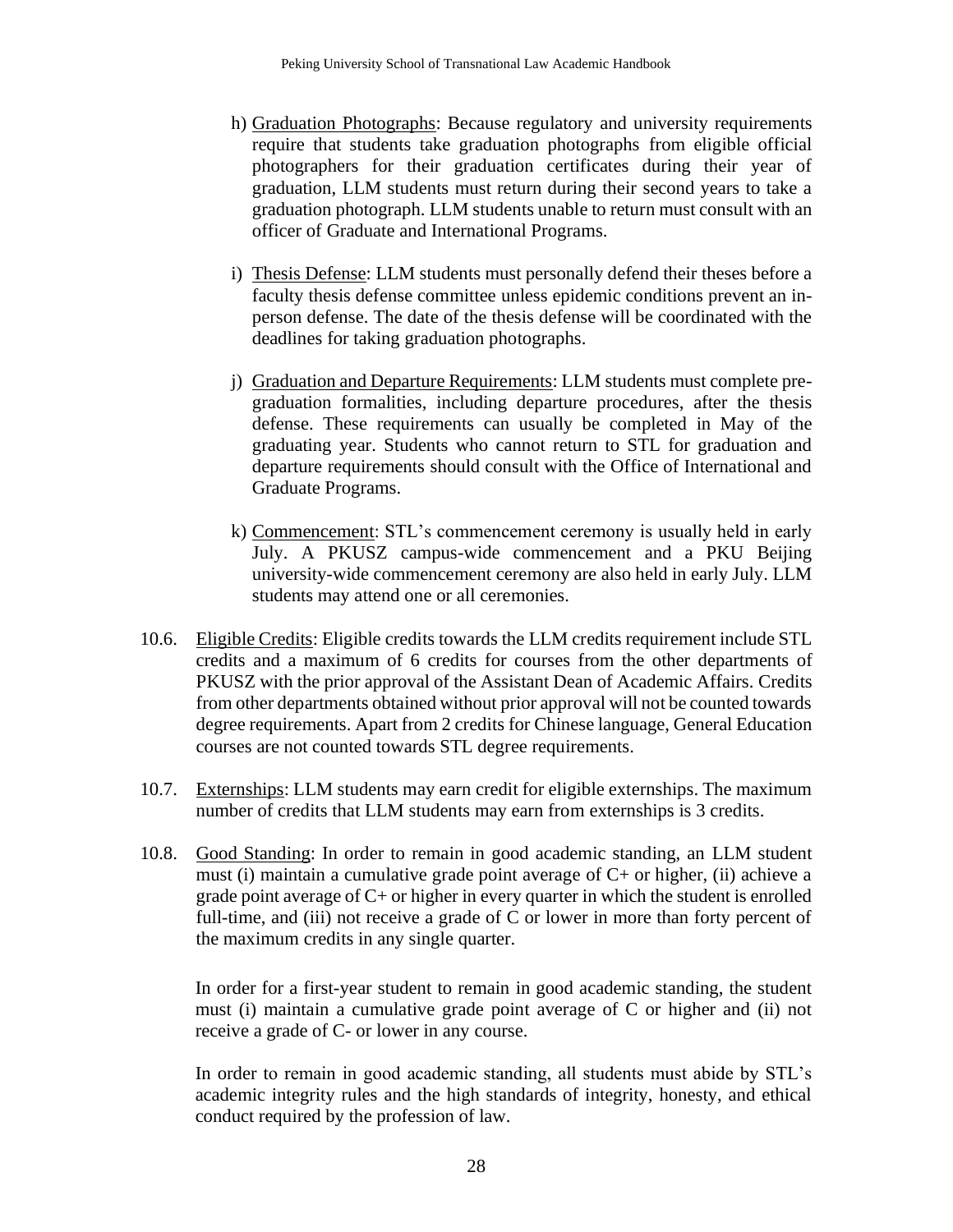h) Graduation Photographs: Because regulatory and university requirements require that students take graduation photographs from eligible official photographers for their graduation certificates during their year of graduation, LLM students must return during their second years to take a graduation photograph. LLM students unable to return must consult with an officer of Graduate and International Programs.

i) Thesis Defense: LLM students must personally defend their theses before a faculty thesis defense committee unless epidemic conditions prevent an in-person defense. The date of the thesis defense will be coordinated with the deadlines for taking graduation photographs.

j) Graduation and Departure Requirements: LLM students must complete pre-graduation formalities, including departure procedures, after the thesis defense. These requirements can usually be completed in May of the graduating year. Students who cannot return to STL for graduation and departure requirements should consult with the Office of International and Graduate Programs.

k) Commencement: STL's commencement ceremony is usually held in early July. A PKUSZ campus-wide commencement and a PKU Beijing university-wide commencement ceremony are also held in early July. LLM students may attend one or all ceremonies.

10.6. Eligible Credits: Eligible credits towards the LLM credits requirement include STL credits and a maximum of 6 credits for courses from the other departments of PKUSZ with the prior approval of the Assistant Dean of Academic Affairs. Credits from other departments obtained without prior approval will not be counted towards degree requirements. Apart from 2 credits for Chinese language, General Education courses are not counted towards STL degree requirements.

10.7. Externships: LLM students may earn credit for eligible externships. The maximum number of credits that LLM students may earn from externships is 3 credits.

10.8. Good Standing: In order to remain in good academic standing, an LLM student must (i) maintain a cumulative grade point average of C+ or higher, (ii) achieve a grade point average of C+ or higher in every quarter in which the student is enrolled full-time, and (iii) not receive a grade of C or lower in more than forty percent of the maximum credits in any single quarter.

In order for a first-year student to remain in good academic standing, the student must (i) maintain a cumulative grade point average of C or higher and (ii) not receive a grade of C- or lower in any course.

In order to remain in good academic standing, all students must abide by STL's academic integrity rules and the high standards of integrity, honesty, and ethical conduct required by the profession of law.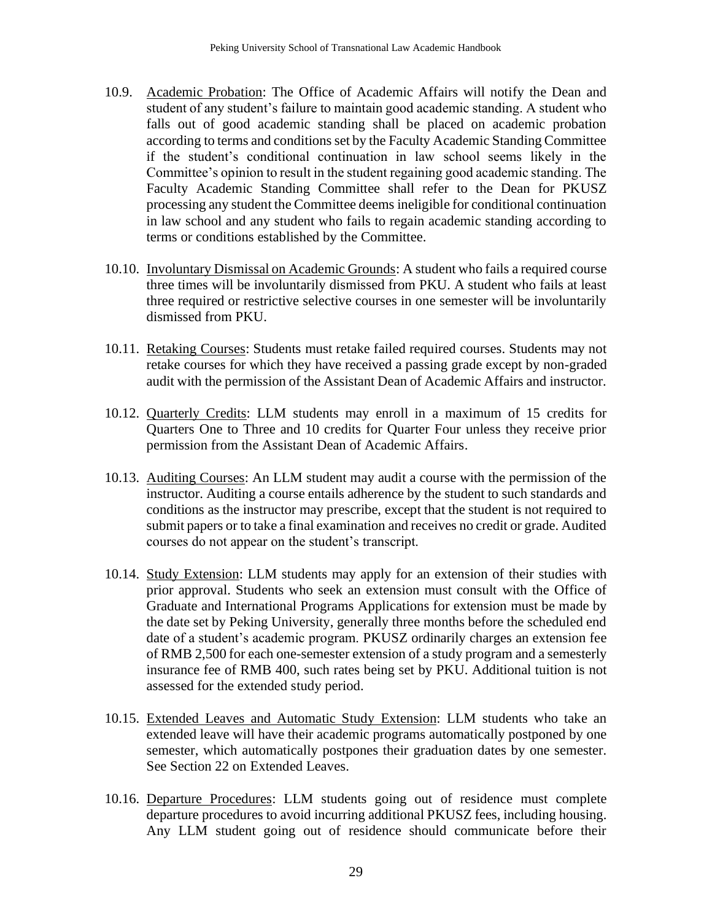10.9. Academic Probation: The Office of Academic Affairs will notify the Dean and student of any student's failure to maintain good academic standing. A student who falls out of good academic standing shall be placed on academic probation according to terms and conditions set by the Faculty Academic Standing Committee if the student's conditional continuation in law school seems likely in the Committee's opinion to result in the student regaining good academic standing. The Faculty Academic Standing Committee shall refer to the Dean for PKUSZ processing any student the Committee deems ineligible for conditional continuation in law school and any student who fails to regain academic standing according to terms or conditions established by the Committee.

10.10. Involuntary Dismissal on Academic Grounds: A student who fails a required course three times will be involuntarily dismissed from PKU. A student who fails at least three required or restrictive selective courses in one semester will be involuntarily dismissed from PKU.

10.11. Retaking Courses: Students must retake failed required courses. Students may not retake courses for which they have received a passing grade except by non-graded audit with the permission of the Assistant Dean of Academic Affairs and instructor.

10.12. Quarterly Credits: LLM students may enroll in a maximum of 15 credits for Quarters One to Three and 10 credits for Quarter Four unless they receive prior permission from the Assistant Dean of Academic Affairs.

10.13. Auditing Courses: An LLM student may audit a course with the permission of the instructor. Auditing a course entails adherence by the student to such standards and conditions as the instructor may prescribe, except that the student is not required to submit papers or to take a final examination and receives no credit or grade. Audited courses do not appear on the student's transcript.

10.14. Study Extension: LLM students may apply for an extension of their studies with prior approval. Students who seek an extension must consult with the Office of Graduate and International Programs Applications for extension must be made by the date set by Peking University, generally three months before the scheduled end date of a student's academic program. PKUSZ ordinarily charges an extension fee of RMB 2,500 for each one-semester extension of a study program and a semesterly insurance fee of RMB 400, such rates being set by PKU. Additional tuition is not assessed for the extended study period.

10.15. Extended Leaves and Automatic Study Extension: LLM students who take an extended leave will have their academic programs automatically postponed by one semester, which automatically postpones their graduation dates by one semester. See Section 22 on Extended Leaves.

10.16. Departure Procedures: LLM students going out of residence must complete departure procedures to avoid incurring additional PKUSZ fees, including housing. Any LLM student going out of residence should communicate before their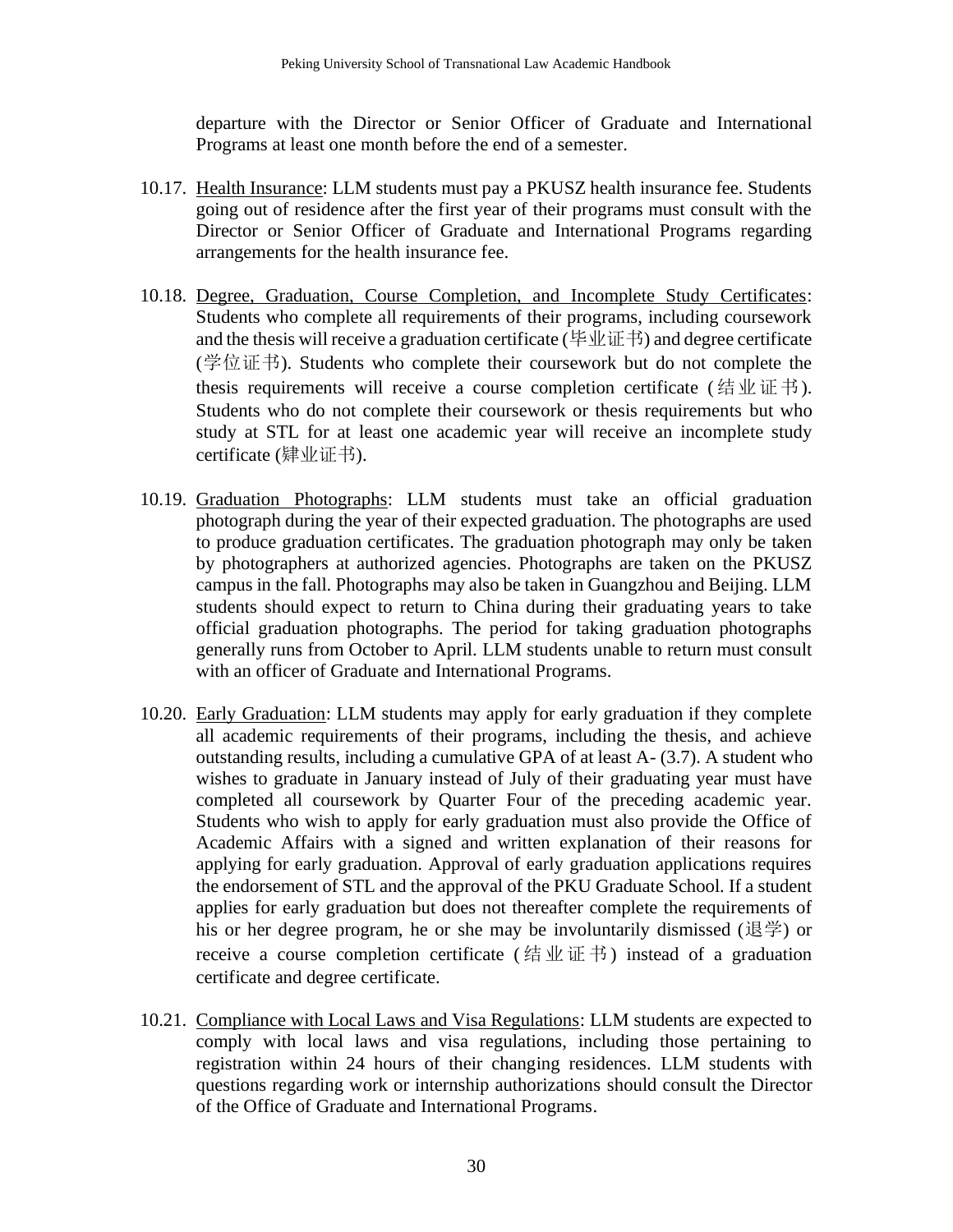departure with the Director or Senior Officer of Graduate and International Programs at least one month before the end of a semester.

10.17. Health Insurance: LLM students must pay a PKUSZ health insurance fee. Students going out of residence after the first year of their programs must consult with the Director or Senior Officer of Graduate and International Programs regarding arrangements for the health insurance fee.

10.18. Degree, Graduation, Course Completion, and Incomplete Study Certificates: Students who complete all requirements of their programs, including coursework and the thesis will receive a graduation certificate (毕业证书) and degree certificate (学位证书). Students who complete their coursework but do not complete the thesis requirements will receive a course completion certificate (结业证书). Students who do not complete their coursework or thesis requirements but who study at STL for at least one academic year will receive an incomplete study certificate (肄业证书).

10.19. Graduation Photographs: LLM students must take an official graduation photograph during the year of their expected graduation. The photographs are used to produce graduation certificates. The graduation photograph may only be taken by photographers at authorized agencies. Photographs are taken on the PKUSZ campus in the fall. Photographs may also be taken in Guangzhou and Beijing. LLM students should expect to return to China during their graduating years to take official graduation photographs. The period for taking graduation photographs generally runs from October to April. LLM students unable to return must consult with an officer of Graduate and International Programs.

10.20. Early Graduation: LLM students may apply for early graduation if they complete all academic requirements of their programs, including the thesis, and achieve outstanding results, including a cumulative GPA of at least A- (3.7). A student who wishes to graduate in January instead of July of their graduating year must have completed all coursework by Quarter Four of the preceding academic year. Students who wish to apply for early graduation must also provide the Office of Academic Affairs with a signed and written explanation of their reasons for applying for early graduation. Approval of early graduation applications requires the endorsement of STL and the approval of the PKU Graduate School. If a student applies for early graduation but does not thereafter complete the requirements of his or her degree program, he or she may be involuntarily dismissed (退学) or receive a course completion certificate (结业证书) instead of a graduation certificate and degree certificate.

10.21. Compliance with Local Laws and Visa Regulations: LLM students are expected to comply with local laws and visa regulations, including those pertaining to registration within 24 hours of their changing residences. LLM students with questions regarding work or internship authorizations should consult the Director of the Office of Graduate and International Programs.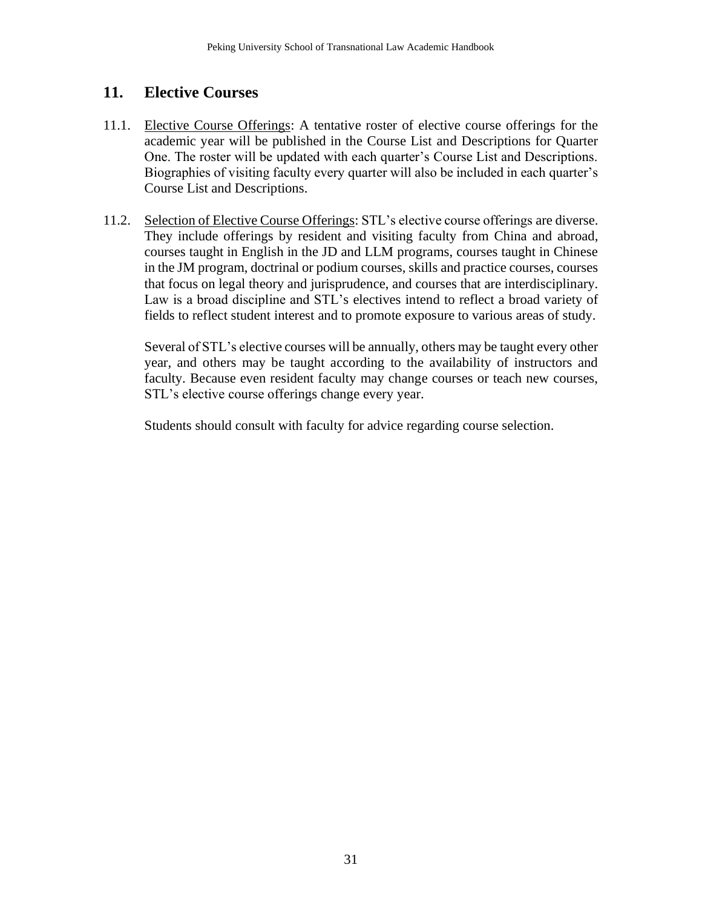## 11. Elective Courses

11.1. Elective Course Offerings: A tentative roster of elective course offerings for the academic year will be published in the Course List and Descriptions for Quarter One. The roster will be updated with each quarter's Course List and Descriptions. Biographies of visiting faculty every quarter will also be included in each quarter's Course List and Descriptions.

11.2. Selection of Elective Course Offerings: STL's elective course offerings are diverse. They include offerings by resident and visiting faculty from China and abroad, courses taught in English in the JD and LLM programs, courses taught in Chinese in the JM program, doctrinal or podium courses, skills and practice courses, courses that focus on legal theory and jurisprudence, and courses that are interdisciplinary. Law is a broad discipline and STL's electives intend to reflect a broad variety of fields to reflect student interest and to promote exposure to various areas of study.

Several of STL's elective courses will be annually, others may be taught every other year, and others may be taught according to the availability of instructors and faculty. Because even resident faculty may change courses or teach new courses, STL's elective course offerings change every year.

Students should consult with faculty for advice regarding course selection.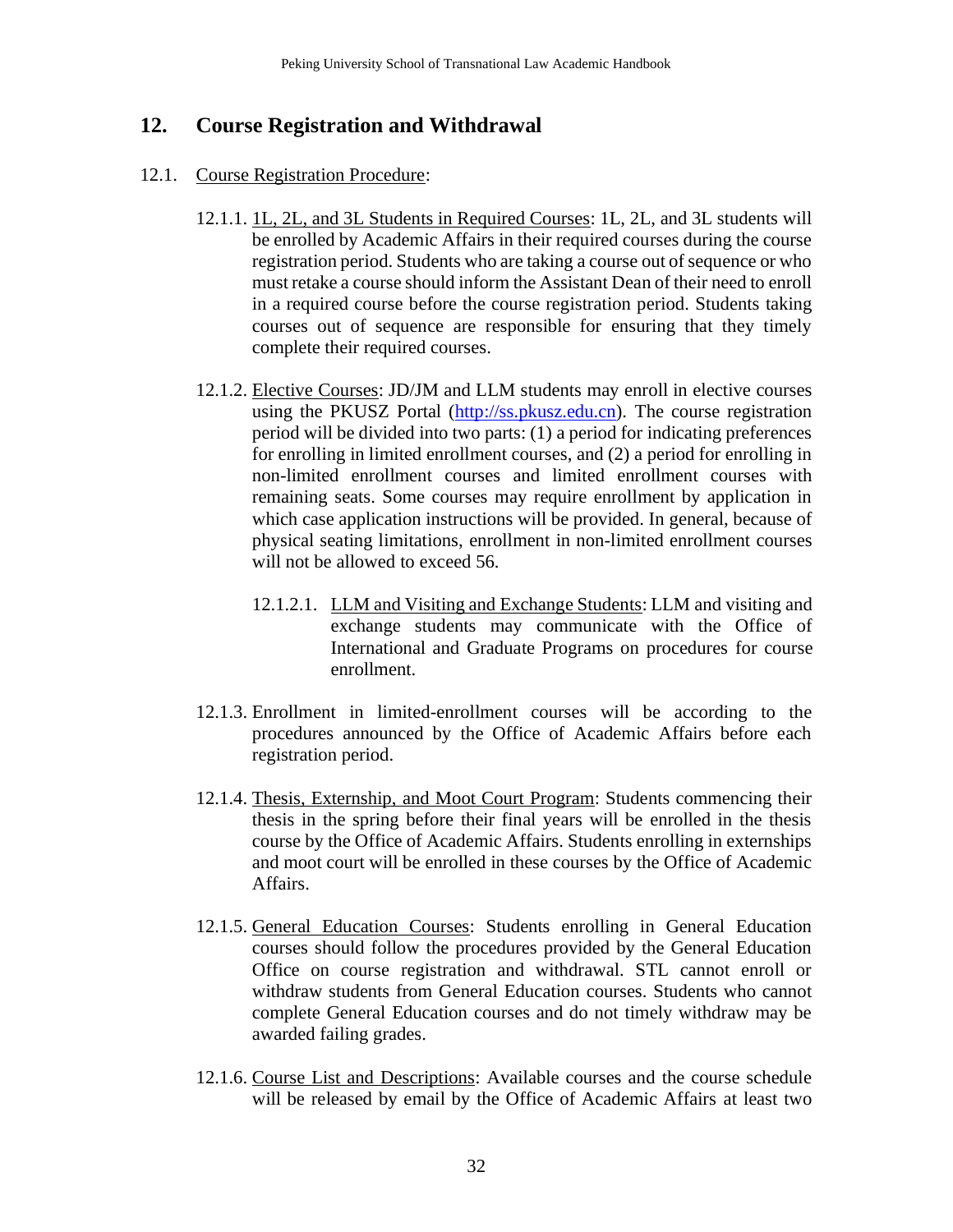## 12. Course Registration and Withdrawal

12.1. Course Registration Procedure:

12.1.1. 1L, 2L, and 3L Students in Required Courses: 1L, 2L, and 3L students will be enrolled by Academic Affairs in their required courses during the course registration period. Students who are taking a course out of sequence or who must retake a course should inform the Assistant Dean of their need to enroll in a required course before the course registration period. Students taking courses out of sequence are responsible for ensuring that they timely complete their required courses.

12.1.2. Elective Courses: JD/JM and LLM students may enroll in elective courses using the PKUSZ Portal (http://ss.pkusz.edu.cn). The course registration period will be divided into two parts: (1) a period for indicating preferences for enrolling in limited enrollment courses, and (2) a period for enrolling in non-limited enrollment courses and limited enrollment courses with remaining seats. Some courses may require enrollment by application in which case application instructions will be provided. In general, because of physical seating limitations, enrollment in non-limited enrollment courses will not be allowed to exceed 56.

12.1.2.1. LLM and Visiting and Exchange Students: LLM and visiting and exchange students may communicate with the Office of International and Graduate Programs on procedures for course enrollment.

12.1.3. Enrollment in limited-enrollment courses will be according to the procedures announced by the Office of Academic Affairs before each registration period.

12.1.4. Thesis, Externship, and Moot Court Program: Students commencing their thesis in the spring before their final years will be enrolled in the thesis course by the Office of Academic Affairs. Students enrolling in externships and moot court will be enrolled in these courses by the Office of Academic Affairs.

12.1.5. General Education Courses: Students enrolling in General Education courses should follow the procedures provided by the General Education Office on course registration and withdrawal. STL cannot enroll or withdraw students from General Education courses. Students who cannot complete General Education courses and do not timely withdraw may be awarded failing grades.

12.1.6. Course List and Descriptions: Available courses and the course schedule will be released by email by the Office of Academic Affairs at least two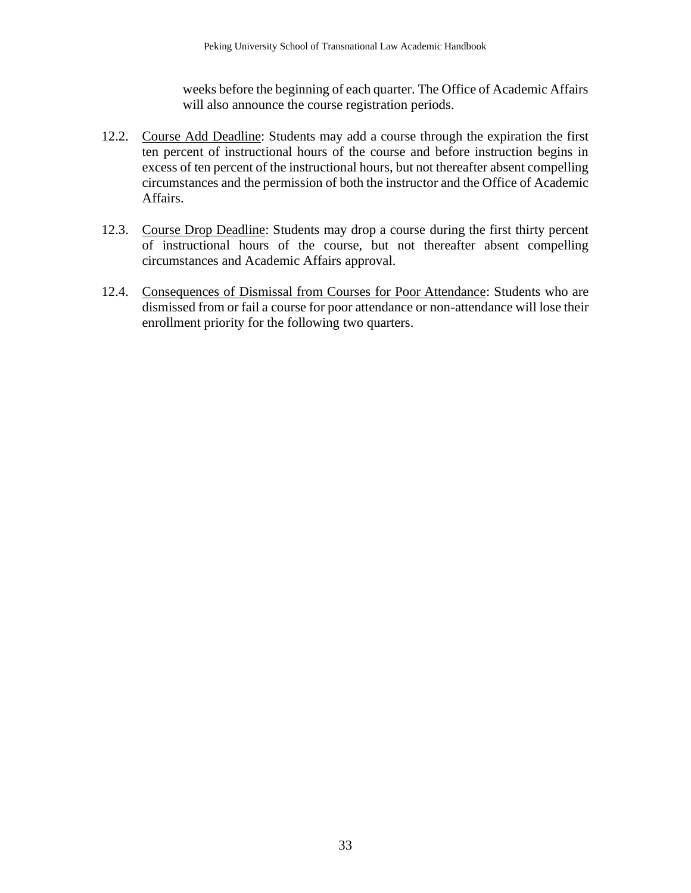weeks before the beginning of each quarter. The Office of Academic Affairs will also announce the course registration periods.

12.2. Course Add Deadline: Students may add a course through the expiration the first ten percent of instructional hours of the course and before instruction begins in excess of ten percent of the instructional hours, but not thereafter absent compelling circumstances and the permission of both the instructor and the Office of Academic Affairs.

12.3. Course Drop Deadline: Students may drop a course during the first thirty percent of instructional hours of the course, but not thereafter absent compelling circumstances and Academic Affairs approval.

12.4. Consequences of Dismissal from Courses for Poor Attendance: Students who are dismissed from or fail a course for poor attendance or non-attendance will lose their enrollment priority for the following two quarters.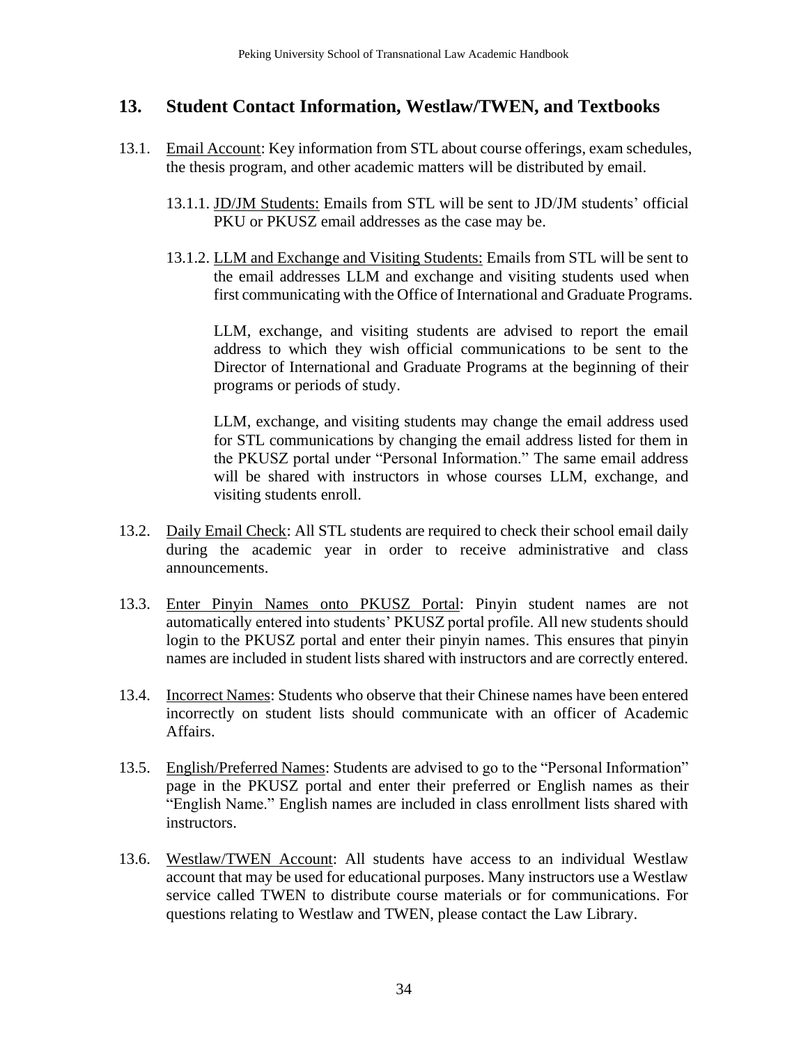## 13. Student Contact Information, Westlaw/TWEN, and Textbooks

13.1. Email Account: Key information from STL about course offerings, exam schedules, the thesis program, and other academic matters will be distributed by email.

13.1.1. JD/JM Students: Emails from STL will be sent to JD/JM students' official PKU or PKUSZ email addresses as the case may be.

13.1.2. LLM and Exchange and Visiting Students: Emails from STL will be sent to the email addresses LLM and exchange and visiting students used when first communicating with the Office of International and Graduate Programs.

LLM, exchange, and visiting students are advised to report the email address to which they wish official communications to be sent to the Director of International and Graduate Programs at the beginning of their programs or periods of study.

LLM, exchange, and visiting students may change the email address used for STL communications by changing the email address listed for them in the PKUSZ portal under "Personal Information." The same email address will be shared with instructors in whose courses LLM, exchange, and visiting students enroll.

13.2. Daily Email Check: All STL students are required to check their school email daily during the academic year in order to receive administrative and class announcements.

13.3. Enter Pinyin Names onto PKUSZ Portal: Pinyin student names are not automatically entered into students' PKUSZ portal profile. All new students should login to the PKUSZ portal and enter their pinyin names. This ensures that pinyin names are included in student lists shared with instructors and are correctly entered.

13.4. Incorrect Names: Students who observe that their Chinese names have been entered incorrectly on student lists should communicate with an officer of Academic Affairs.

13.5. English/Preferred Names: Students are advised to go to the "Personal Information" page in the PKUSZ portal and enter their preferred or English names as their "English Name." English names are included in class enrollment lists shared with instructors.

13.6. Westlaw/TWEN Account: All students have access to an individual Westlaw account that may be used for educational purposes. Many instructors use a Westlaw service called TWEN to distribute course materials or for communications. For questions relating to Westlaw and TWEN, please contact the Law Library.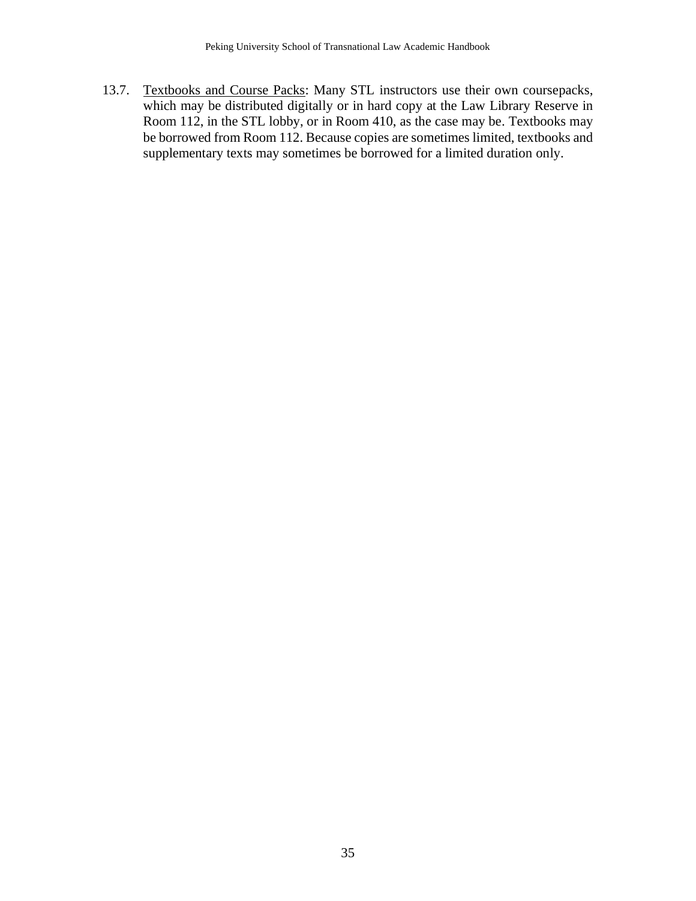13.7. <u>Textbooks and Course Packs</u>: Many STL instructors use their own coursepacks, which may be distributed digitally or in hard copy at the Law Library Reserve in Room 112, in the STL lobby, or in Room 410, as the case may be. Textbooks may be borrowed from Room 112. Because copies are sometimes limited, textbooks and supplementary texts may sometimes be borrowed for a limited duration only.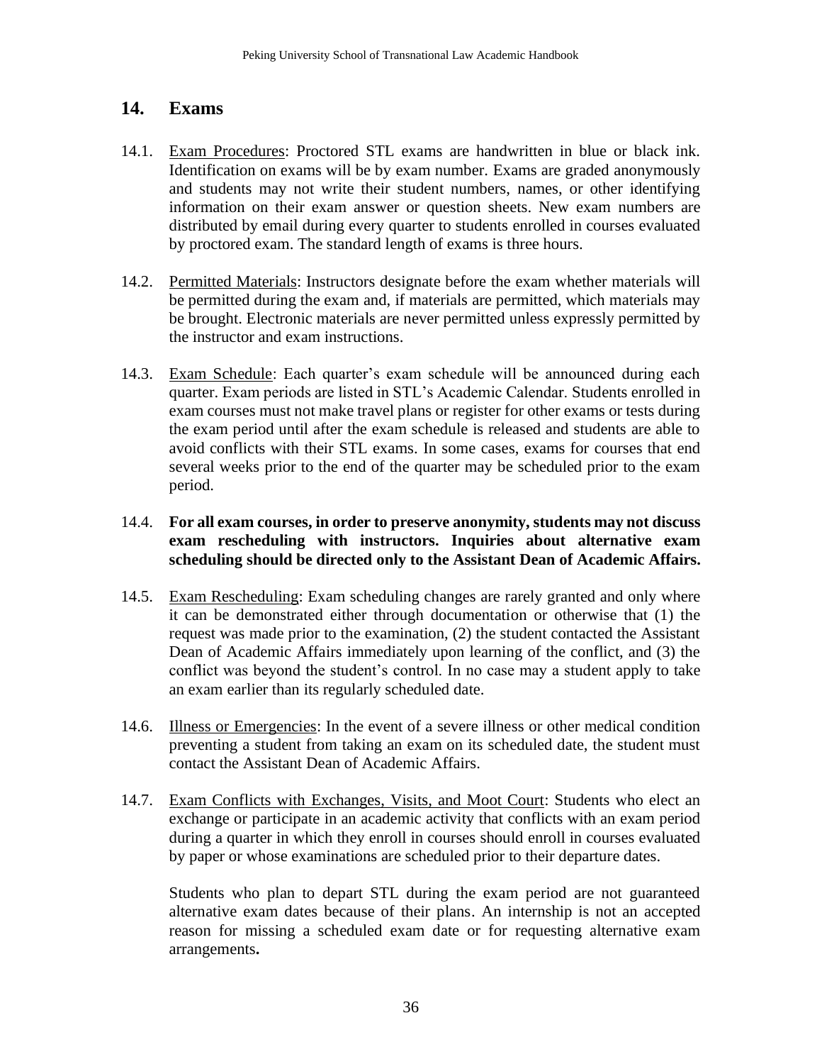## 14. Exams

14.1. Exam Procedures: Proctored STL exams are handwritten in blue or black ink. Identification on exams will be by exam number. Exams are graded anonymously and students may not write their student numbers, names, or other identifying information on their exam answer or question sheets. New exam numbers are distributed by email during every quarter to students enrolled in courses evaluated by proctored exam. The standard length of exams is three hours.

14.2. Permitted Materials: Instructors designate before the exam whether materials will be permitted during the exam and, if materials are permitted, which materials may be brought. Electronic materials are never permitted unless expressly permitted by the instructor and exam instructions.

14.3. Exam Schedule: Each quarter's exam schedule will be announced during each quarter. Exam periods are listed in STL's Academic Calendar. Students enrolled in exam courses must not make travel plans or register for other exams or tests during the exam period until after the exam schedule is released and students are able to avoid conflicts with their STL exams. In some cases, exams for courses that end several weeks prior to the end of the quarter may be scheduled prior to the exam period.

14.4. **For all exam courses, in order to preserve anonymity, students may not discuss exam rescheduling with instructors. Inquiries about alternative exam scheduling should be directed only to the Assistant Dean of Academic Affairs.**

14.5. Exam Rescheduling: Exam scheduling changes are rarely granted and only where it can be demonstrated either through documentation or otherwise that (1) the request was made prior to the examination, (2) the student contacted the Assistant Dean of Academic Affairs immediately upon learning of the conflict, and (3) the conflict was beyond the student's control. In no case may a student apply to take an exam earlier than its regularly scheduled date.

14.6. Illness or Emergencies: In the event of a severe illness or other medical condition preventing a student from taking an exam on its scheduled date, the student must contact the Assistant Dean of Academic Affairs.

14.7. Exam Conflicts with Exchanges, Visits, and Moot Court: Students who elect an exchange or participate in an academic activity that conflicts with an exam period during a quarter in which they enroll in courses should enroll in courses evaluated by paper or whose examinations are scheduled prior to their departure dates.

Students who plan to depart STL during the exam period are not guaranteed alternative exam dates because of their plans. An internship is not an accepted reason for missing a scheduled exam date or for requesting alternative exam arrangements**.**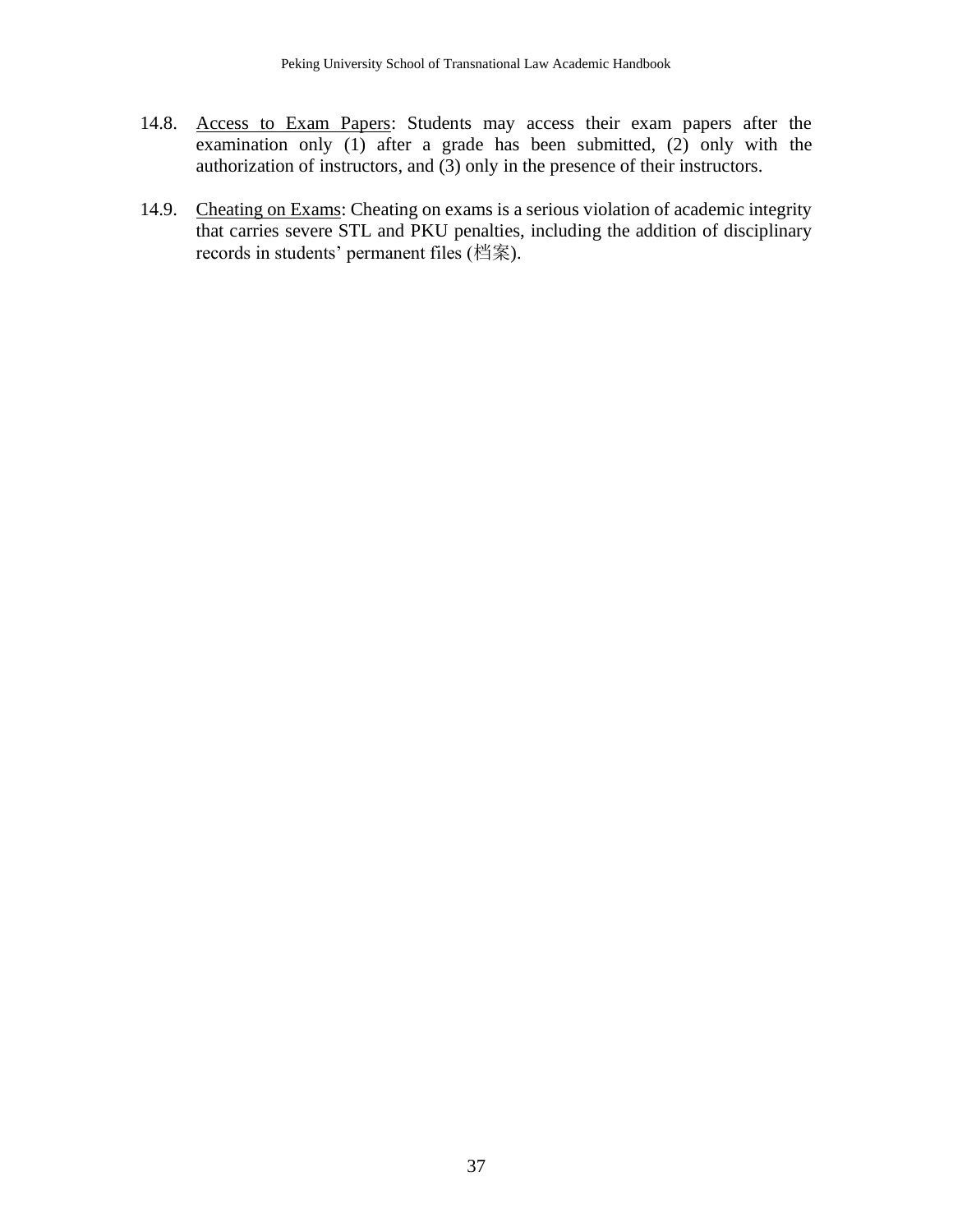14.8. <u>Access to Exam Papers</u>: Students may access their exam papers after the examination only (1) after a grade has been submitted, (2) only with the authorization of instructors, and (3) only in the presence of their instructors.

14.9. <u>Cheating on Exams</u>: Cheating on exams is a serious violation of academic integrity that carries severe STL and PKU penalties, including the addition of disciplinary records in students' permanent files (档案).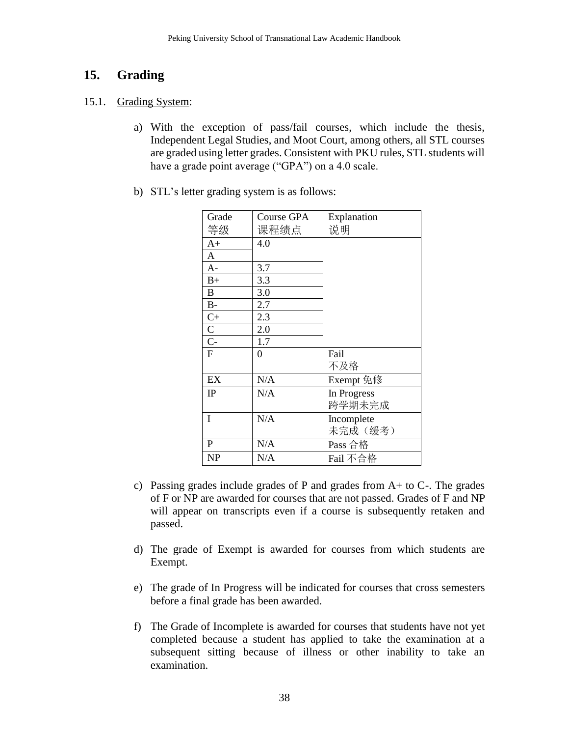## 15. Grading

15.1. Grading System:

a) With the exception of pass/fail courses, which include the thesis, Independent Legal Studies, and Moot Court, among others, all STL courses are graded using letter grades. Consistent with PKU rules, STL students will have a grade point average ("GPA") on a 4.0 scale.

b) STL's letter grading system is as follows:

| Grade 等级 | Course GPA 课程绩点 | Explanation 说明 |
|---|---|---|
| A+ | 4.0 | |
| A | | |
| A- | 3.7 | |
| B+ | 3.3 | |
| B | 3.0 | |
| B- | 2.7 | |
| C+ | 2.3 | |
| C | 2.0 | |
| C- | 1.7 | |
| F | 0 | Fail 不及格 |
| EX | N/A | Exempt 免修 |
| IP | N/A | In Progress 跨学期未完成 |
| I | N/A | Incomplete 未完成（缓考） |
| P | N/A | Pass 合格 |
| NP | N/A | Fail 不合格 |

c) Passing grades include grades of P and grades from A+ to C-. The grades of F or NP are awarded for courses that are not passed. Grades of F and NP will appear on transcripts even if a course is subsequently retaken and passed.

d) The grade of Exempt is awarded for courses from which students are Exempt.

e) The grade of In Progress will be indicated for courses that cross semesters before a final grade has been awarded.

f) The Grade of Incomplete is awarded for courses that students have not yet completed because a student has applied to take the examination at a subsequent sitting because of illness or other inability to take an examination.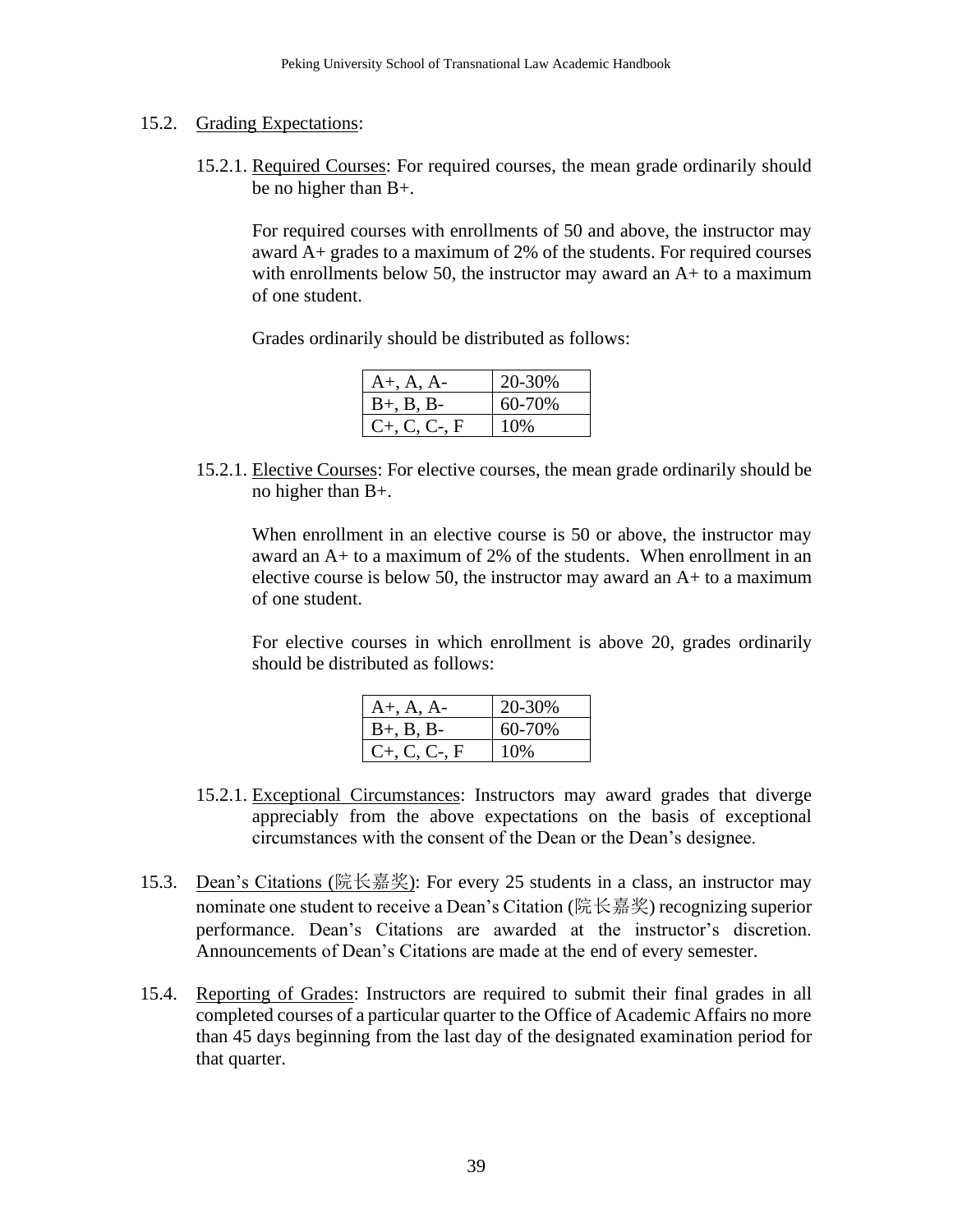15.2. Grading Expectations:

15.2.1. Required Courses: For required courses, the mean grade ordinarily should be no higher than B+.

For required courses with enrollments of 50 and above, the instructor may award A+ grades to a maximum of 2% of the students. For required courses with enrollments below 50, the instructor may award an A+ to a maximum of one student.

Grades ordinarily should be distributed as follows:

| A+, A, A- | 20-30% |
|---|---|
| B+, B, B- | 60-70% |
| C+, C, C-, F | 10% |

15.2.1. Elective Courses: For elective courses, the mean grade ordinarily should be no higher than B+.

When enrollment in an elective course is 50 or above, the instructor may award an A+ to a maximum of 2% of the students. When enrollment in an elective course is below 50, the instructor may award an A+ to a maximum of one student.

For elective courses in which enrollment is above 20, grades ordinarily should be distributed as follows:

| A+, A, A- | 20-30% |
|---|---|
| B+, B, B- | 60-70% |
| C+, C, C-, F | 10% |

15.2.1. Exceptional Circumstances: Instructors may award grades that diverge appreciably from the above expectations on the basis of exceptional circumstances with the consent of the Dean or the Dean's designee.

15.3. Dean's Citations (院长嘉奖): For every 25 students in a class, an instructor may nominate one student to receive a Dean's Citation (院长嘉奖) recognizing superior performance. Dean's Citations are awarded at the instructor's discretion. Announcements of Dean's Citations are made at the end of every semester.

15.4. Reporting of Grades: Instructors are required to submit their final grades in all completed courses of a particular quarter to the Office of Academic Affairs no more than 45 days beginning from the last day of the designated examination period for that quarter.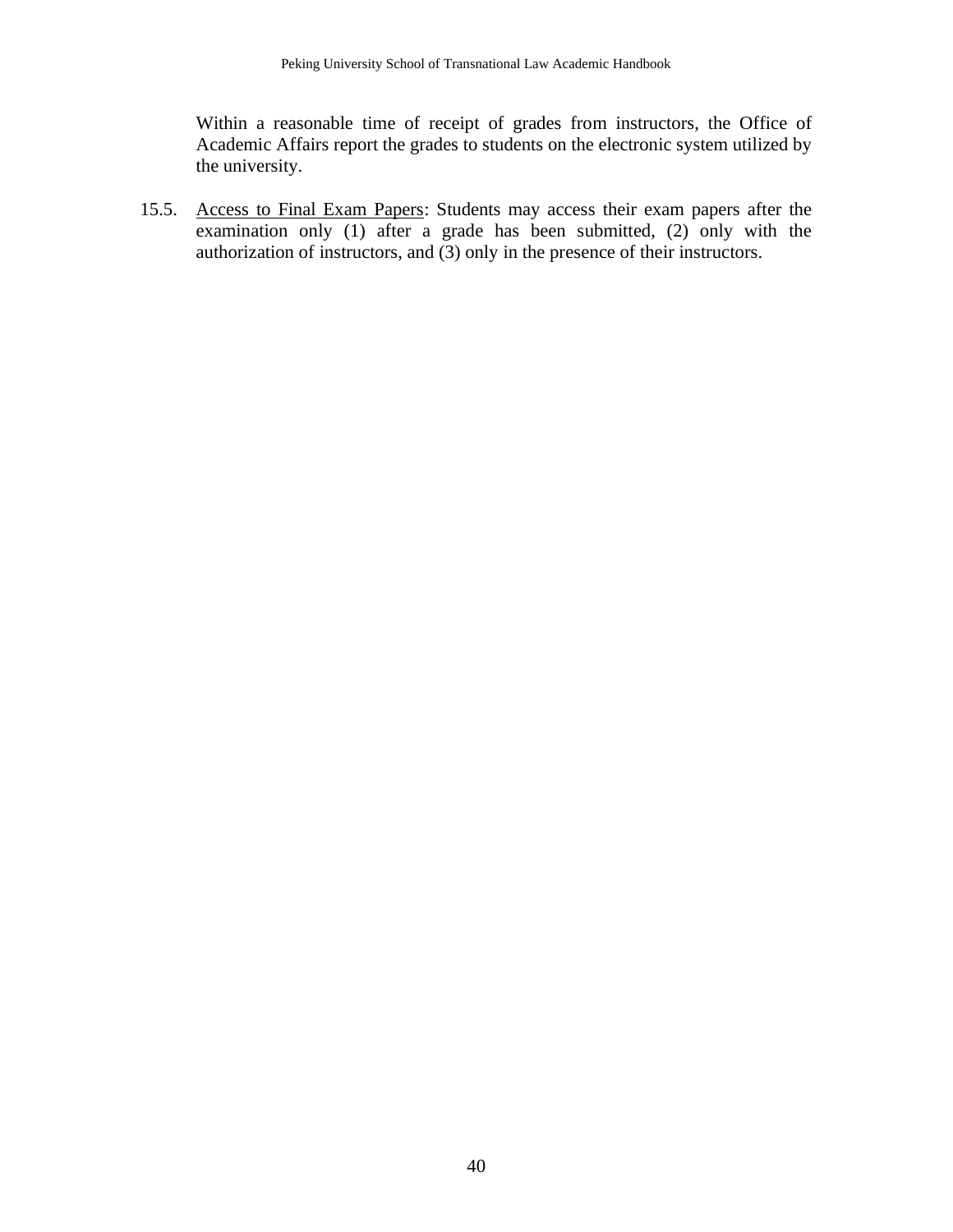Within a reasonable time of receipt of grades from instructors, the Office of Academic Affairs report the grades to students on the electronic system utilized by the university.

15.5. Access to Final Exam Papers: Students may access their exam papers after the examination only (1) after a grade has been submitted, (2) only with the authorization of instructors, and (3) only in the presence of their instructors.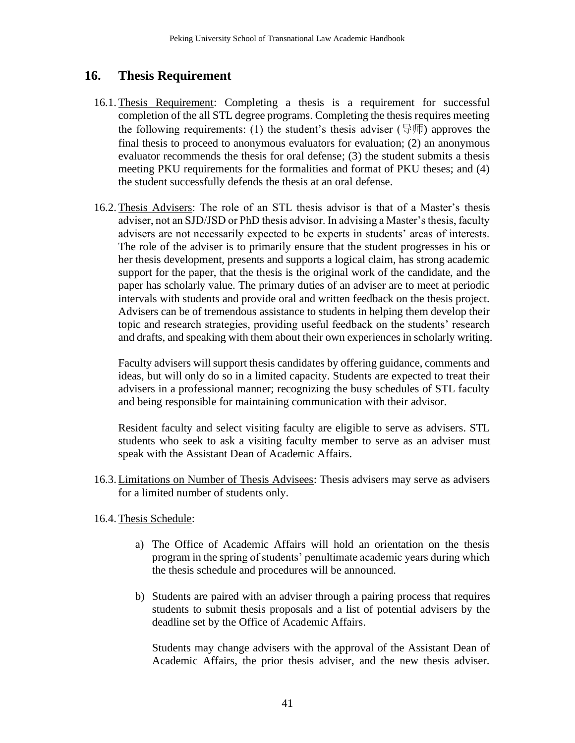## 16. Thesis Requirement

16.1. Thesis Requirement: Completing a thesis is a requirement for successful completion of the all STL degree programs. Completing the thesis requires meeting the following requirements: (1) the student's thesis adviser (导师) approves the final thesis to proceed to anonymous evaluators for evaluation; (2) an anonymous evaluator recommends the thesis for oral defense; (3) the student submits a thesis meeting PKU requirements for the formalities and format of PKU theses; and (4) the student successfully defends the thesis at an oral defense.

16.2. Thesis Advisers: The role of an STL thesis advisor is that of a Master's thesis adviser, not an SJD/JSD or PhD thesis advisor. In advising a Master's thesis, faculty advisers are not necessarily expected to be experts in students' areas of interests. The role of the adviser is to primarily ensure that the student progresses in his or her thesis development, presents and supports a logical claim, has strong academic support for the paper, that the thesis is the original work of the candidate, and the paper has scholarly value. The primary duties of an adviser are to meet at periodic intervals with students and provide oral and written feedback on the thesis project. Advisers can be of tremendous assistance to students in helping them develop their topic and research strategies, providing useful feedback on the students' research and drafts, and speaking with them about their own experiences in scholarly writing.

Faculty advisers will support thesis candidates by offering guidance, comments and ideas, but will only do so in a limited capacity. Students are expected to treat their advisers in a professional manner; recognizing the busy schedules of STL faculty and being responsible for maintaining communication with their advisor.

Resident faculty and select visiting faculty are eligible to serve as advisers. STL students who seek to ask a visiting faculty member to serve as an adviser must speak with the Assistant Dean of Academic Affairs.

16.3. Limitations on Number of Thesis Advisees: Thesis advisers may serve as advisers for a limited number of students only.

16.4. Thesis Schedule:

a) The Office of Academic Affairs will hold an orientation on the thesis program in the spring of students' penultimate academic years during which the thesis schedule and procedures will be announced.

b) Students are paired with an adviser through a pairing process that requires students to submit thesis proposals and a list of potential advisers by the deadline set by the Office of Academic Affairs.

   Students may change advisers with the approval of the Assistant Dean of Academic Affairs, the prior thesis adviser, and the new thesis adviser.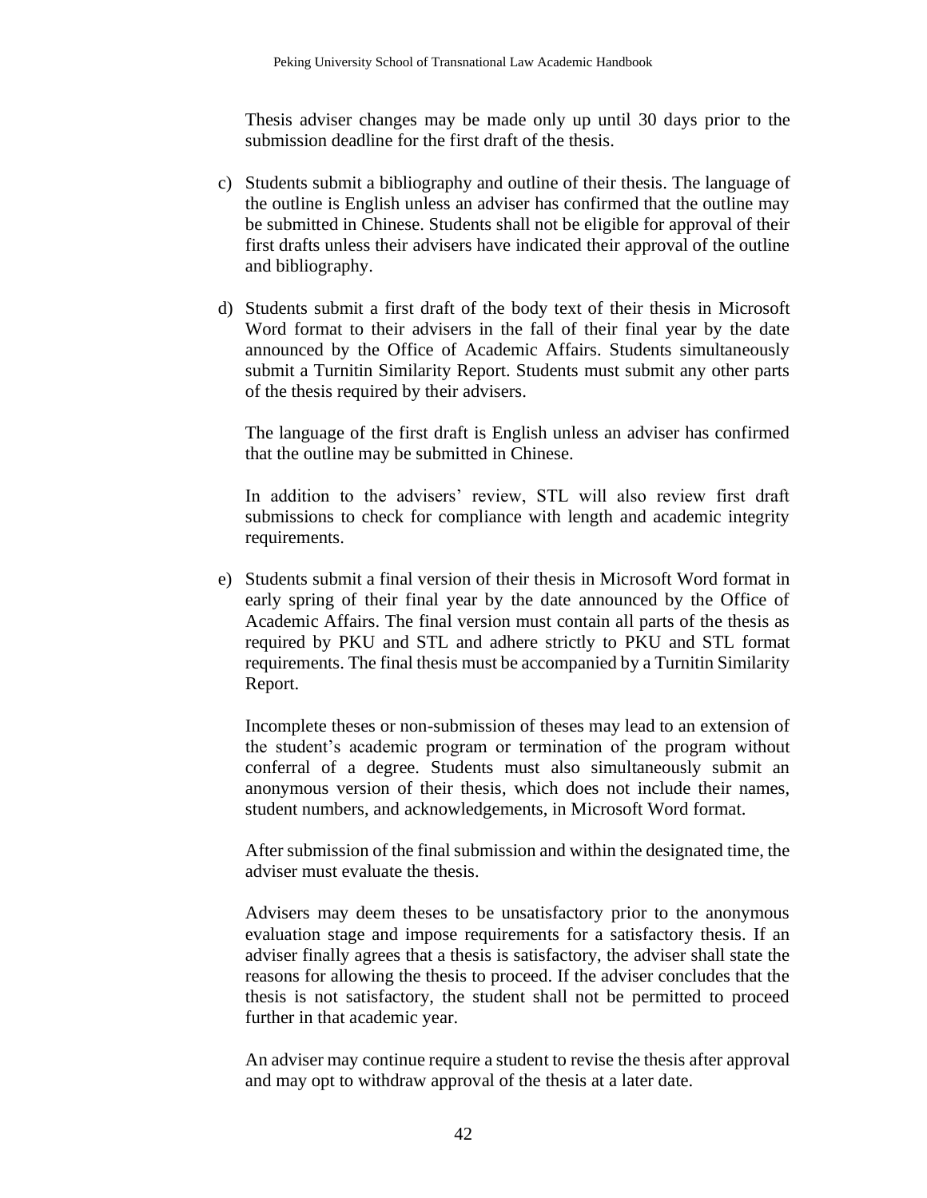Thesis adviser changes may be made only up until 30 days prior to the submission deadline for the first draft of the thesis.

c) Students submit a bibliography and outline of their thesis. The language of the outline is English unless an adviser has confirmed that the outline may be submitted in Chinese. Students shall not be eligible for approval of their first drafts unless their advisers have indicated their approval of the outline and bibliography.

d) Students submit a first draft of the body text of their thesis in Microsoft Word format to their advisers in the fall of their final year by the date announced by the Office of Academic Affairs. Students simultaneously submit a Turnitin Similarity Report. Students must submit any other parts of the thesis required by their advisers.

   The language of the first draft is English unless an adviser has confirmed that the outline may be submitted in Chinese.

   In addition to the advisers' review, STL will also review first draft submissions to check for compliance with length and academic integrity requirements.

e) Students submit a final version of their thesis in Microsoft Word format in early spring of their final year by the date announced by the Office of Academic Affairs. The final version must contain all parts of the thesis as required by PKU and STL and adhere strictly to PKU and STL format requirements. The final thesis must be accompanied by a Turnitin Similarity Report.

   Incomplete theses or non-submission of theses may lead to an extension of the student's academic program or termination of the program without conferral of a degree. Students must also simultaneously submit an anonymous version of their thesis, which does not include their names, student numbers, and acknowledgements, in Microsoft Word format.

   After submission of the final submission and within the designated time, the adviser must evaluate the thesis.

   Advisers may deem theses to be unsatisfactory prior to the anonymous evaluation stage and impose requirements for a satisfactory thesis. If an adviser finally agrees that a thesis is satisfactory, the adviser shall state the reasons for allowing the thesis to proceed. If the adviser concludes that the thesis is not satisfactory, the student shall not be permitted to proceed further in that academic year.

   An adviser may continue require a student to revise the thesis after approval and may opt to withdraw approval of the thesis at a later date.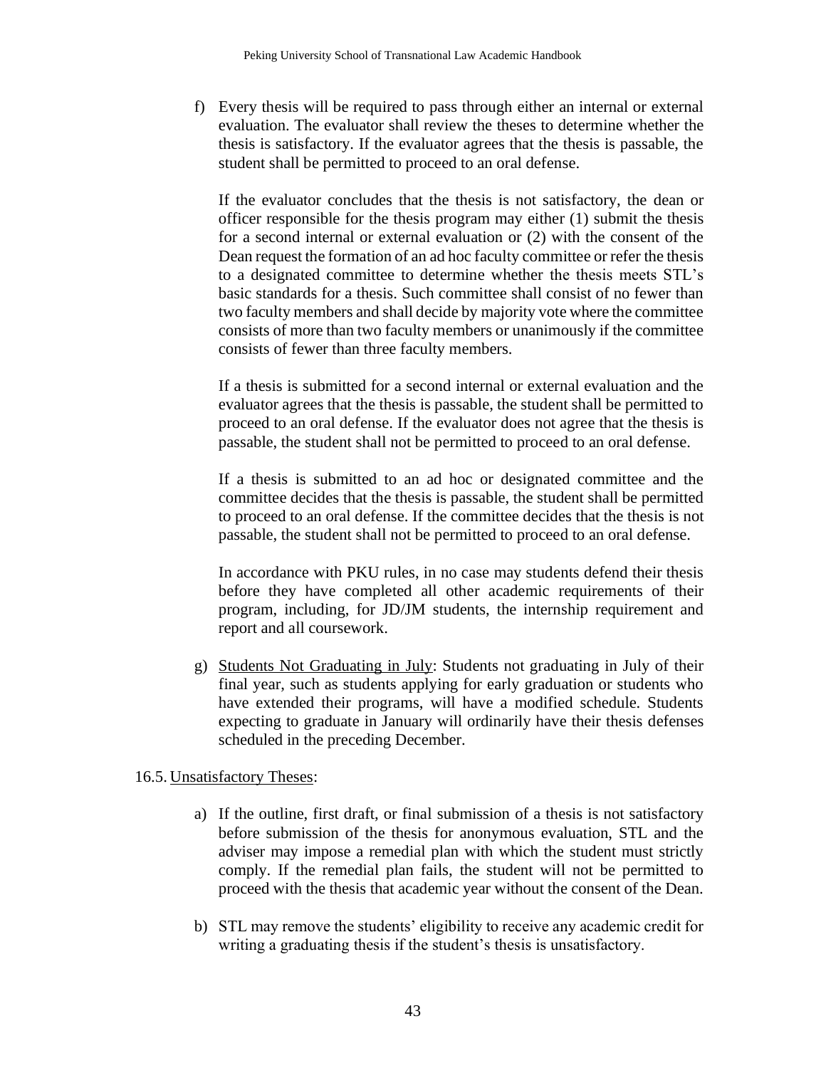f) Every thesis will be required to pass through either an internal or external evaluation. The evaluator shall review the theses to determine whether the thesis is satisfactory. If the evaluator agrees that the thesis is passable, the student shall be permitted to proceed to an oral defense.

   If the evaluator concludes that the thesis is not satisfactory, the dean or officer responsible for the thesis program may either (1) submit the thesis for a second internal or external evaluation or (2) with the consent of the Dean request the formation of an ad hoc faculty committee or refer the thesis to a designated committee to determine whether the thesis meets STL's basic standards for a thesis. Such committee shall consist of no fewer than two faculty members and shall decide by majority vote where the committee consists of more than two faculty members or unanimously if the committee consists of fewer than three faculty members.

   If a thesis is submitted for a second internal or external evaluation and the evaluator agrees that the thesis is passable, the student shall be permitted to proceed to an oral defense. If the evaluator does not agree that the thesis is passable, the student shall not be permitted to proceed to an oral defense.

   If a thesis is submitted to an ad hoc or designated committee and the committee decides that the thesis is passable, the student shall be permitted to proceed to an oral defense. If the committee decides that the thesis is not passable, the student shall not be permitted to proceed to an oral defense.

   In accordance with PKU rules, in no case may students defend their thesis before they have completed all other academic requirements of their program, including, for JD/JM students, the internship requirement and report and all coursework.

g) <u>Students Not Graduating in July</u>: Students not graduating in July of their final year, such as students applying for early graduation or students who have extended their programs, will have a modified schedule. Students expecting to graduate in January will ordinarily have their thesis defenses scheduled in the preceding December.

16.5. <u>Unsatisfactory Theses</u>:

a) If the outline, first draft, or final submission of a thesis is not satisfactory before submission of the thesis for anonymous evaluation, STL and the adviser may impose a remedial plan with which the student must strictly comply. If the remedial plan fails, the student will not be permitted to proceed with the thesis that academic year without the consent of the Dean.

b) STL may remove the students' eligibility to receive any academic credit for writing a graduating thesis if the student's thesis is unsatisfactory.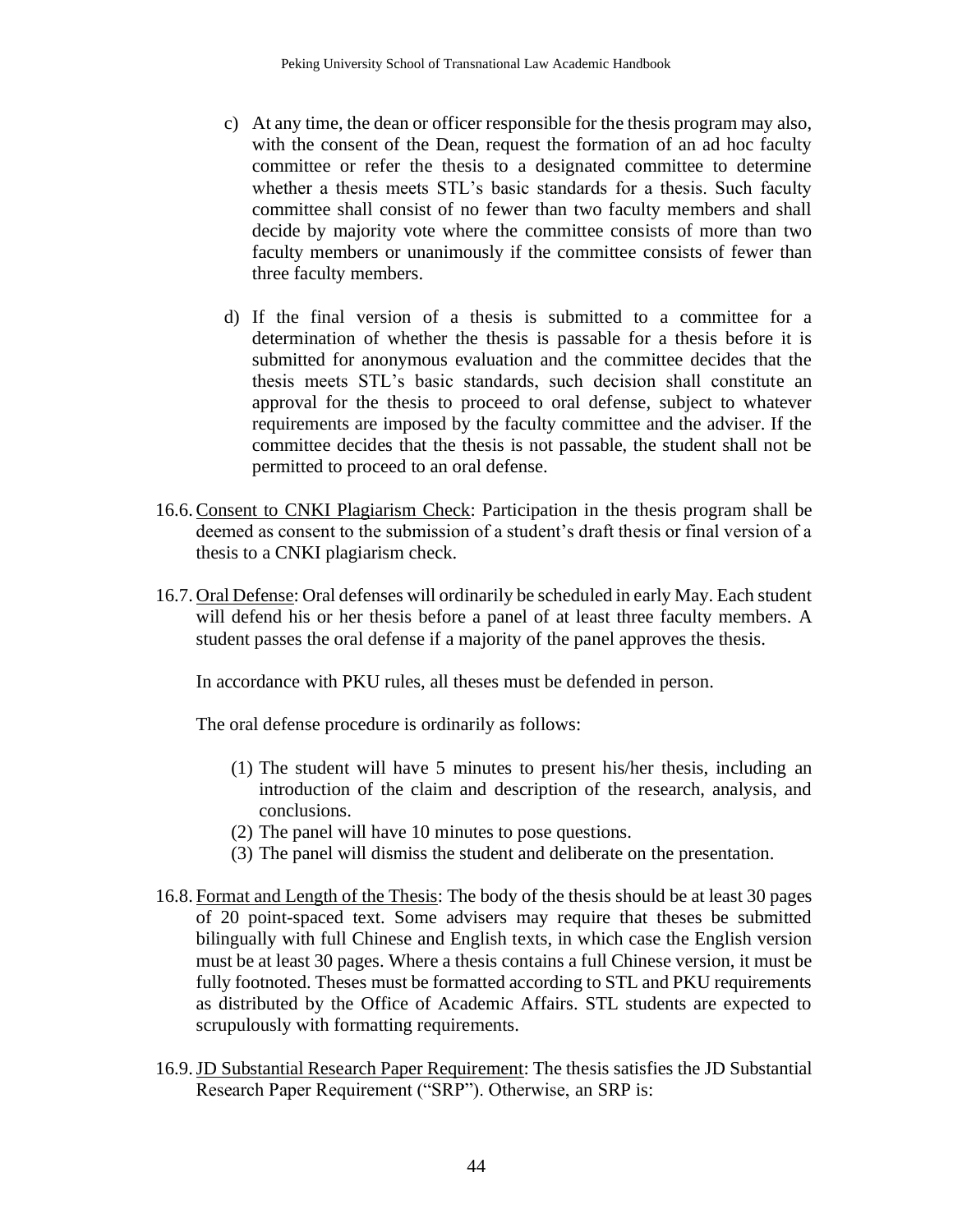c) At any time, the dean or officer responsible for the thesis program may also, with the consent of the Dean, request the formation of an ad hoc faculty committee or refer the thesis to a designated committee to determine whether a thesis meets STL's basic standards for a thesis. Such faculty committee shall consist of no fewer than two faculty members and shall decide by majority vote where the committee consists of more than two faculty members or unanimously if the committee consists of fewer than three faculty members.

d) If the final version of a thesis is submitted to a committee for a determination of whether the thesis is passable for a thesis before it is submitted for anonymous evaluation and the committee decides that the thesis meets STL's basic standards, such decision shall constitute an approval for the thesis to proceed to oral defense, subject to whatever requirements are imposed by the faculty committee and the adviser. If the committee decides that the thesis is not passable, the student shall not be permitted to proceed to an oral defense.

16.6. <u>Consent to CNKI Plagiarism Check</u>: Participation in the thesis program shall be deemed as consent to the submission of a student's draft thesis or final version of a thesis to a CNKI plagiarism check.

16.7. <u>Oral Defense</u>: Oral defenses will ordinarily be scheduled in early May. Each student will defend his or her thesis before a panel of at least three faculty members. A student passes the oral defense if a majority of the panel approves the thesis.

In accordance with PKU rules, all theses must be defended in person.

The oral defense procedure is ordinarily as follows:

(1) The student will have 5 minutes to present his/her thesis, including an introduction of the claim and description of the research, analysis, and conclusions.
(2) The panel will have 10 minutes to pose questions.
(3) The panel will dismiss the student and deliberate on the presentation.

16.8. <u>Format and Length of the Thesis</u>: The body of the thesis should be at least 30 pages of 20 point-spaced text. Some advisers may require that theses be submitted bilingually with full Chinese and English texts, in which case the English version must be at least 30 pages. Where a thesis contains a full Chinese version, it must be fully footnoted. Theses must be formatted according to STL and PKU requirements as distributed by the Office of Academic Affairs. STL students are expected to scrupulously with formatting requirements.

16.9. <u>JD Substantial Research Paper Requirement</u>: The thesis satisfies the JD Substantial Research Paper Requirement ("SRP"). Otherwise, an SRP is: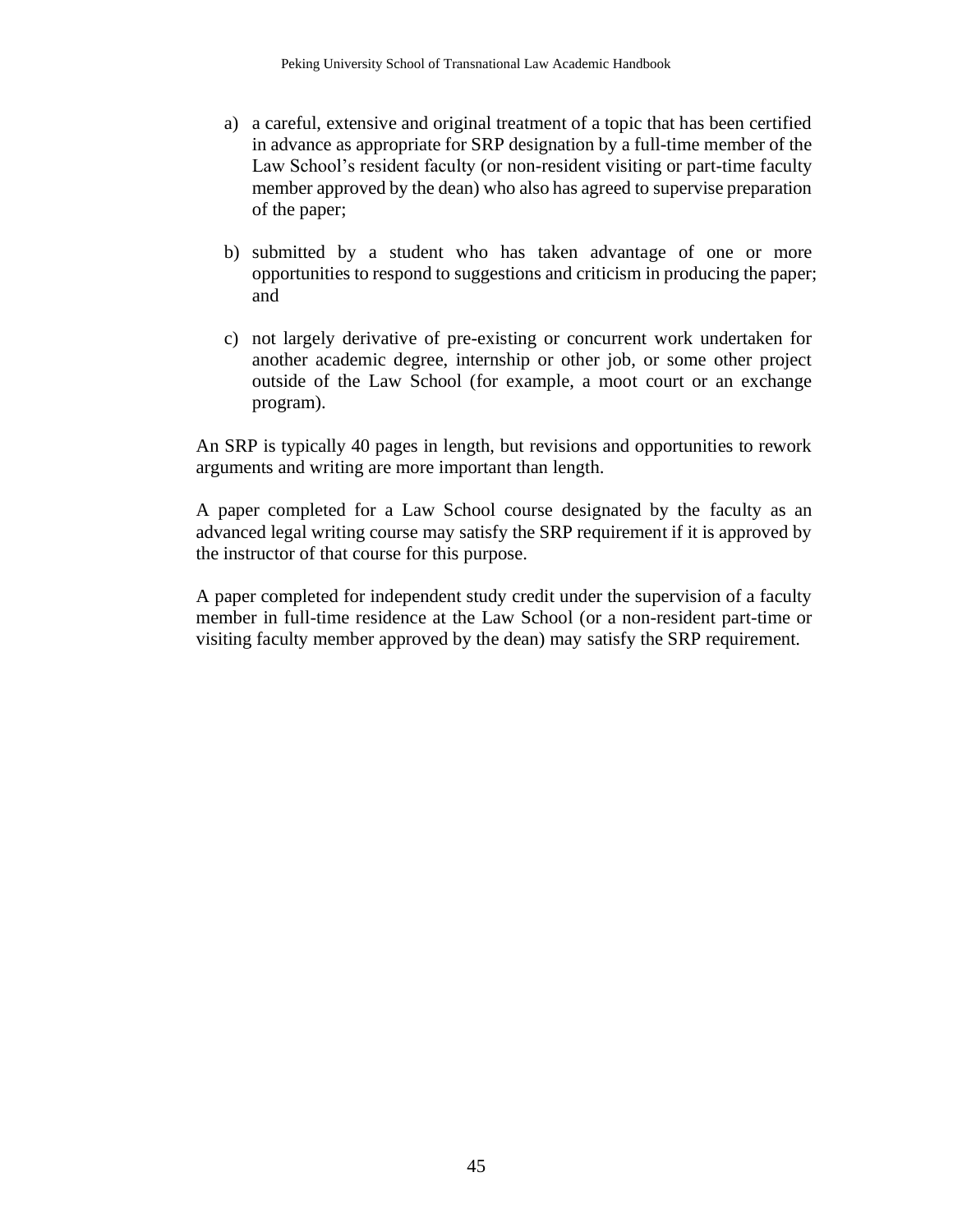a) a careful, extensive and original treatment of a topic that has been certified in advance as appropriate for SRP designation by a full-time member of the Law School's resident faculty (or non-resident visiting or part-time faculty member approved by the dean) who also has agreed to supervise preparation of the paper;

b) submitted by a student who has taken advantage of one or more opportunities to respond to suggestions and criticism in producing the paper; and

c) not largely derivative of pre-existing or concurrent work undertaken for another academic degree, internship or other job, or some other project outside of the Law School (for example, a moot court or an exchange program).

An SRP is typically 40 pages in length, but revisions and opportunities to rework arguments and writing are more important than length.

A paper completed for a Law School course designated by the faculty as an advanced legal writing course may satisfy the SRP requirement if it is approved by the instructor of that course for this purpose.

A paper completed for independent study credit under the supervision of a faculty member in full-time residence at the Law School (or a non-resident part-time or visiting faculty member approved by the dean) may satisfy the SRP requirement.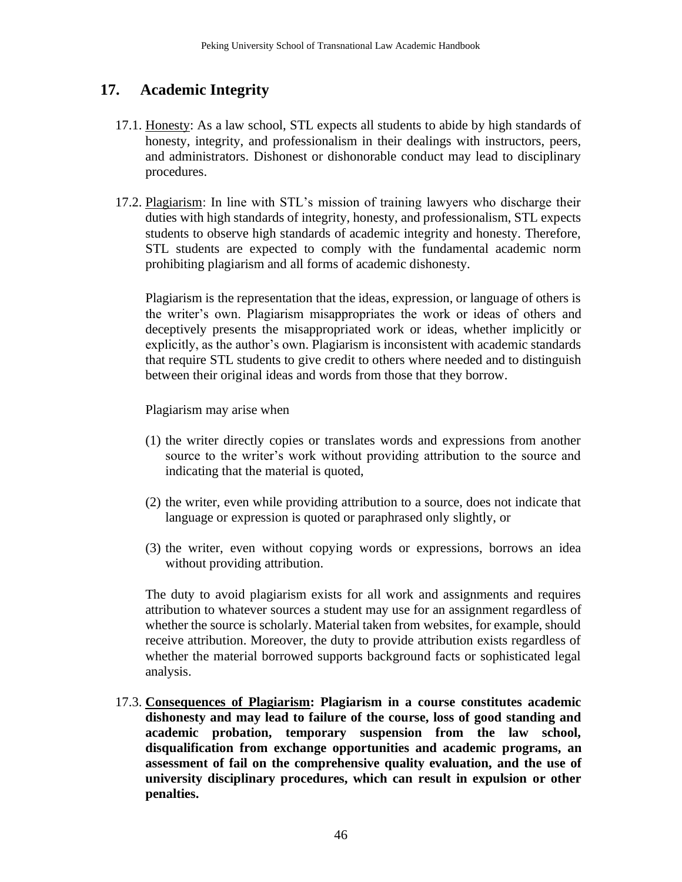## 17. Academic Integrity

17.1. Honesty: As a law school, STL expects all students to abide by high standards of honesty, integrity, and professionalism in their dealings with instructors, peers, and administrators. Dishonest or dishonorable conduct may lead to disciplinary procedures.

17.2. Plagiarism: In line with STL's mission of training lawyers who discharge their duties with high standards of integrity, honesty, and professionalism, STL expects students to observe high standards of academic integrity and honesty. Therefore, STL students are expected to comply with the fundamental academic norm prohibiting plagiarism and all forms of academic dishonesty.

Plagiarism is the representation that the ideas, expression, or language of others is the writer's own. Plagiarism misappropriates the work or ideas of others and deceptively presents the misappropriated work or ideas, whether implicitly or explicitly, as the author's own. Plagiarism is inconsistent with academic standards that require STL students to give credit to others where needed and to distinguish between their original ideas and words from those that they borrow.

Plagiarism may arise when

(1) the writer directly copies or translates words and expressions from another source to the writer's work without providing attribution to the source and indicating that the material is quoted,

(2) the writer, even while providing attribution to a source, does not indicate that language or expression is quoted or paraphrased only slightly, or

(3) the writer, even without copying words or expressions, borrows an idea without providing attribution.

The duty to avoid plagiarism exists for all work and assignments and requires attribution to whatever sources a student may use for an assignment regardless of whether the source is scholarly. Material taken from websites, for example, should receive attribution. Moreover, the duty to provide attribution exists regardless of whether the material borrowed supports background facts or sophisticated legal analysis.

17.3. **Consequences of Plagiarism: Plagiarism in a course constitutes academic dishonesty and may lead to failure of the course, loss of good standing and academic probation, temporary suspension from the law school, disqualification from exchange opportunities and academic programs, an assessment of fail on the comprehensive quality evaluation, and the use of university disciplinary procedures, which can result in expulsion or other penalties.**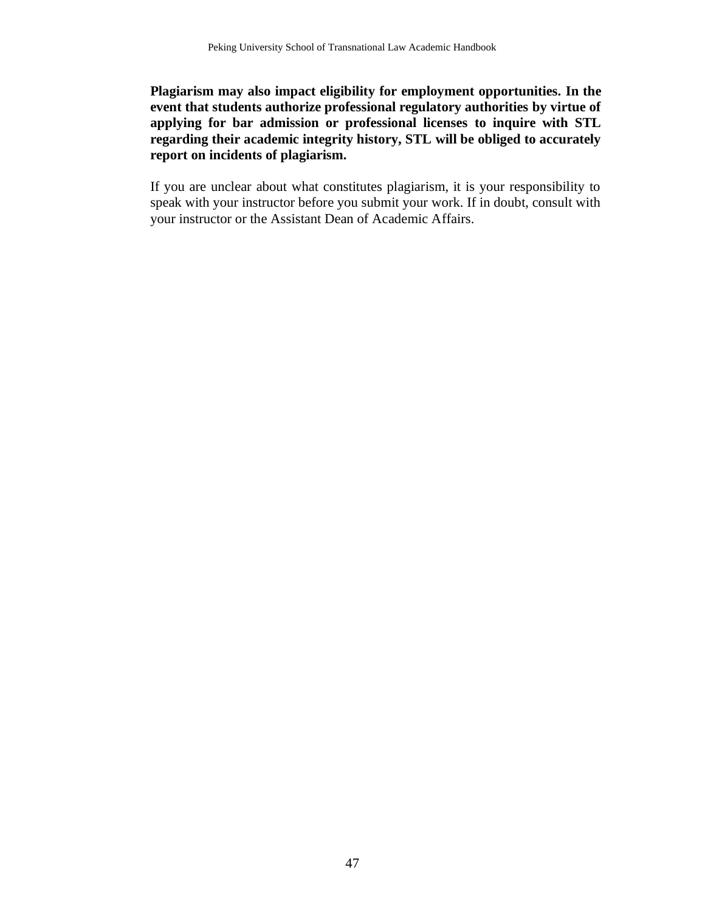**Plagiarism may also impact eligibility for employment opportunities. In the event that students authorize professional regulatory authorities by virtue of applying for bar admission or professional licenses to inquire with STL regarding their academic integrity history, STL will be obliged to accurately report on incidents of plagiarism.**

If you are unclear about what constitutes plagiarism, it is your responsibility to speak with your instructor before you submit your work. If in doubt, consult with your instructor or the Assistant Dean of Academic Affairs.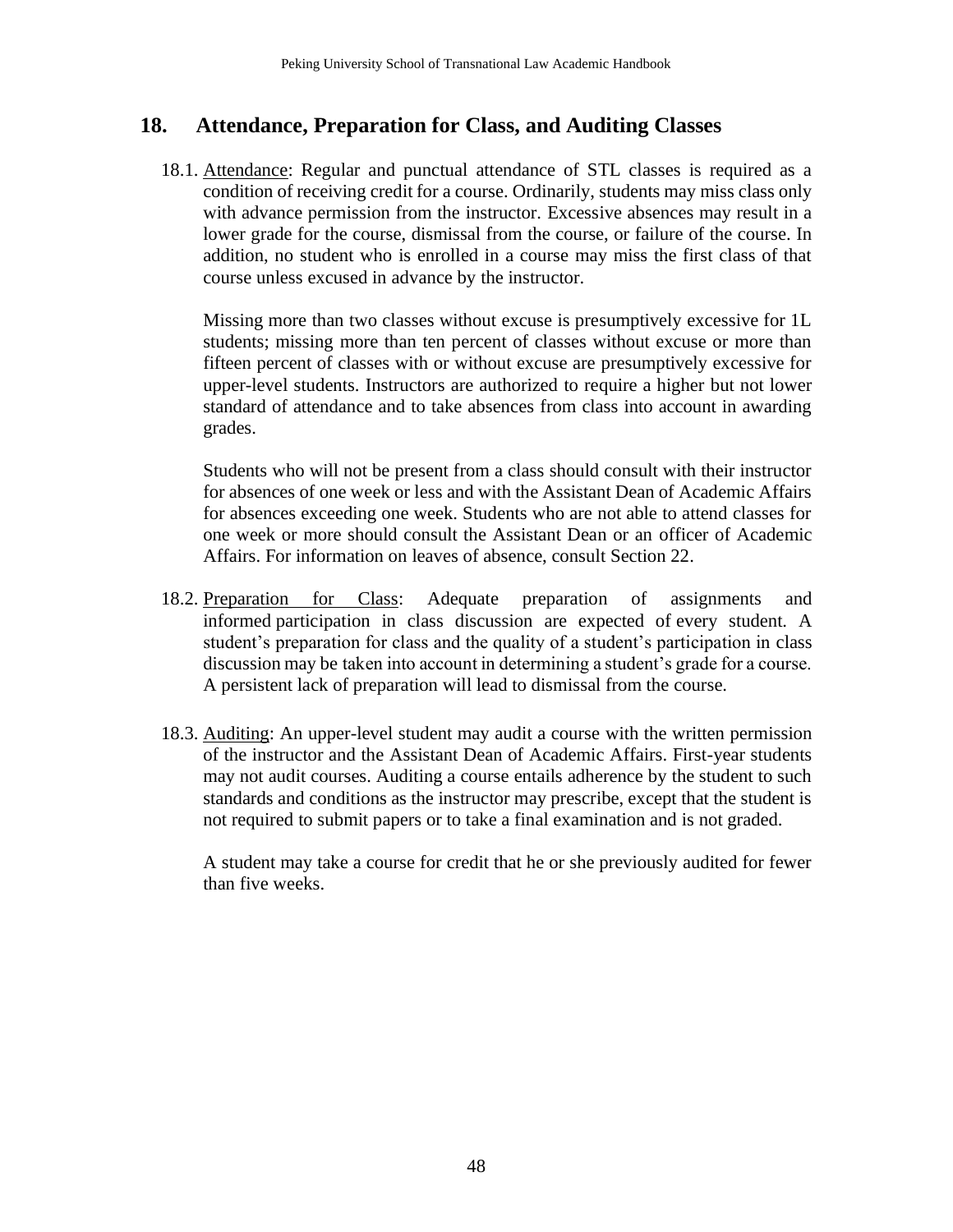## 18. Attendance, Preparation for Class, and Auditing Classes

18.1. Attendance: Regular and punctual attendance of STL classes is required as a condition of receiving credit for a course. Ordinarily, students may miss class only with advance permission from the instructor. Excessive absences may result in a lower grade for the course, dismissal from the course, or failure of the course. In addition, no student who is enrolled in a course may miss the first class of that course unless excused in advance by the instructor.

Missing more than two classes without excuse is presumptively excessive for 1L students; missing more than ten percent of classes without excuse or more than fifteen percent of classes with or without excuse are presumptively excessive for upper-level students. Instructors are authorized to require a higher but not lower standard of attendance and to take absences from class into account in awarding grades.

Students who will not be present from a class should consult with their instructor for absences of one week or less and with the Assistant Dean of Academic Affairs for absences exceeding one week. Students who are not able to attend classes for one week or more should consult the Assistant Dean or an officer of Academic Affairs. For information on leaves of absence, consult Section 22.

18.2. Preparation for Class: Adequate preparation of assignments and informed participation in class discussion are expected of every student. A student's preparation for class and the quality of a student's participation in class discussion may be taken into account in determining a student's grade for a course. A persistent lack of preparation will lead to dismissal from the course.

18.3. Auditing: An upper-level student may audit a course with the written permission of the instructor and the Assistant Dean of Academic Affairs. First-year students may not audit courses. Auditing a course entails adherence by the student to such standards and conditions as the instructor may prescribe, except that the student is not required to submit papers or to take a final examination and is not graded.

A student may take a course for credit that he or she previously audited for fewer than five weeks.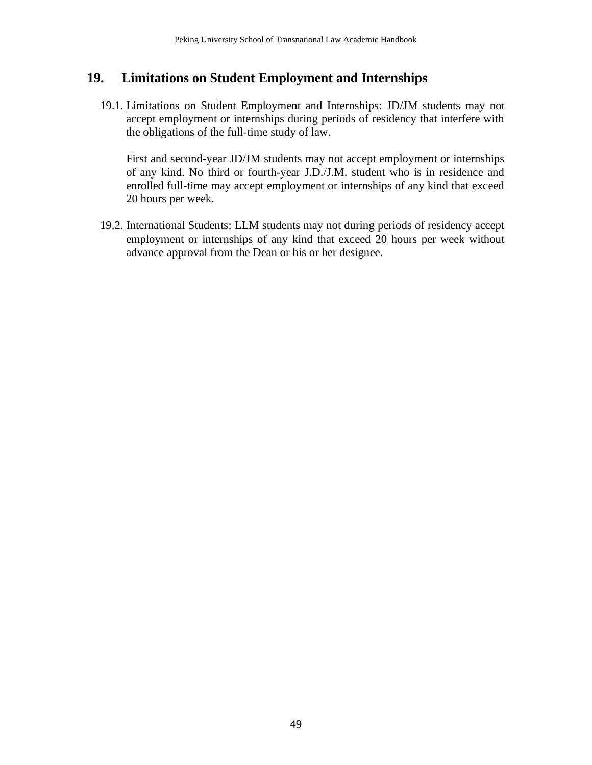## 19. Limitations on Student Employment and Internships

19.1. Limitations on Student Employment and Internships: JD/JM students may not accept employment or internships during periods of residency that interfere with the obligations of the full-time study of law.

First and second-year JD/JM students may not accept employment or internships of any kind. No third or fourth-year J.D./J.M. student who is in residence and enrolled full-time may accept employment or internships of any kind that exceed 20 hours per week.

19.2. International Students: LLM students may not during periods of residency accept employment or internships of any kind that exceed 20 hours per week without advance approval from the Dean or his or her designee.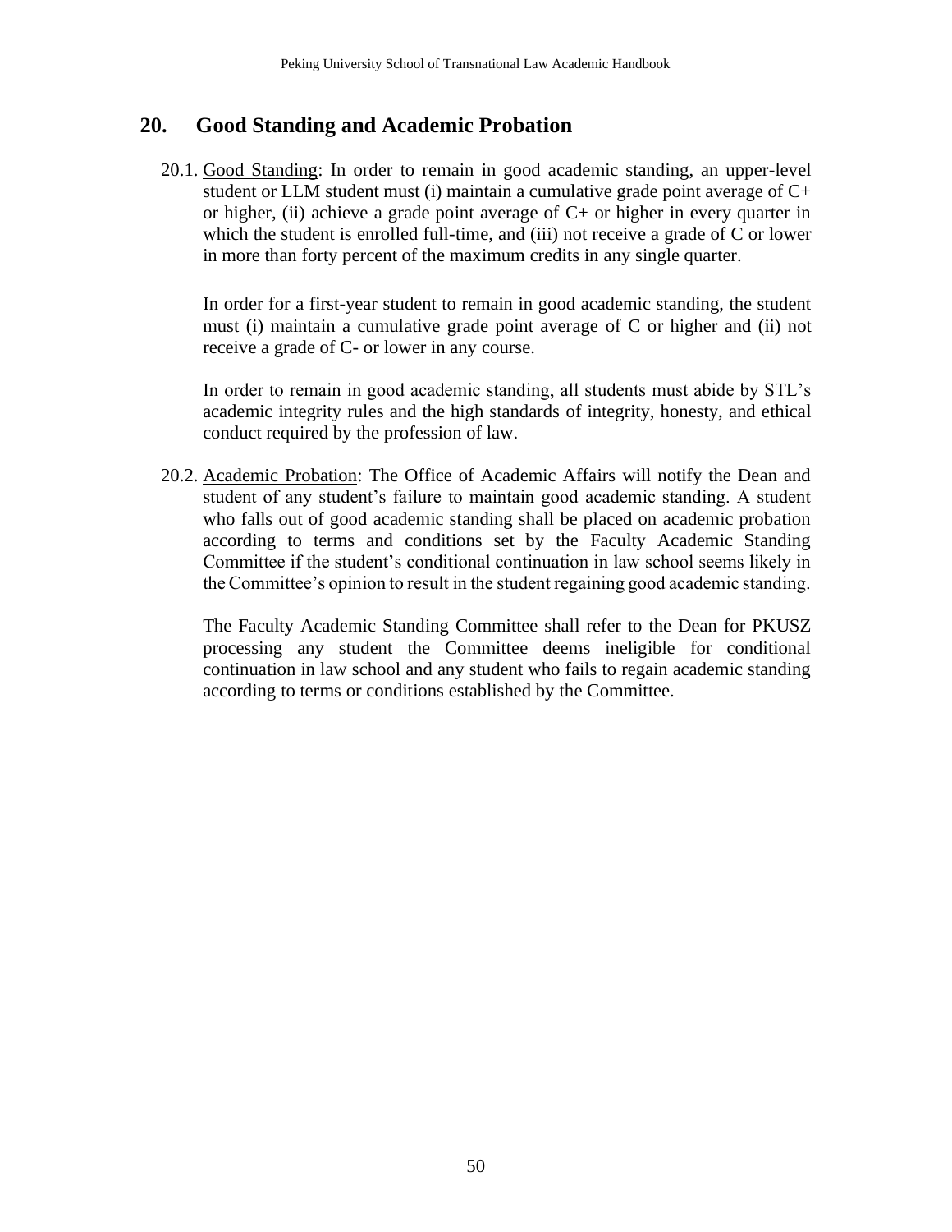## 20. Good Standing and Academic Probation

20.1. Good Standing: In order to remain in good academic standing, an upper-level student or LLM student must (i) maintain a cumulative grade point average of C+ or higher, (ii) achieve a grade point average of C+ or higher in every quarter in which the student is enrolled full-time, and (iii) not receive a grade of C or lower in more than forty percent of the maximum credits in any single quarter.

In order for a first-year student to remain in good academic standing, the student must (i) maintain a cumulative grade point average of C or higher and (ii) not receive a grade of C- or lower in any course.

In order to remain in good academic standing, all students must abide by STL's academic integrity rules and the high standards of integrity, honesty, and ethical conduct required by the profession of law.

20.2. Academic Probation: The Office of Academic Affairs will notify the Dean and student of any student's failure to maintain good academic standing. A student who falls out of good academic standing shall be placed on academic probation according to terms and conditions set by the Faculty Academic Standing Committee if the student's conditional continuation in law school seems likely in the Committee's opinion to result in the student regaining good academic standing.

The Faculty Academic Standing Committee shall refer to the Dean for PKUSZ processing any student the Committee deems ineligible for conditional continuation in law school and any student who fails to regain academic standing according to terms or conditions established by the Committee.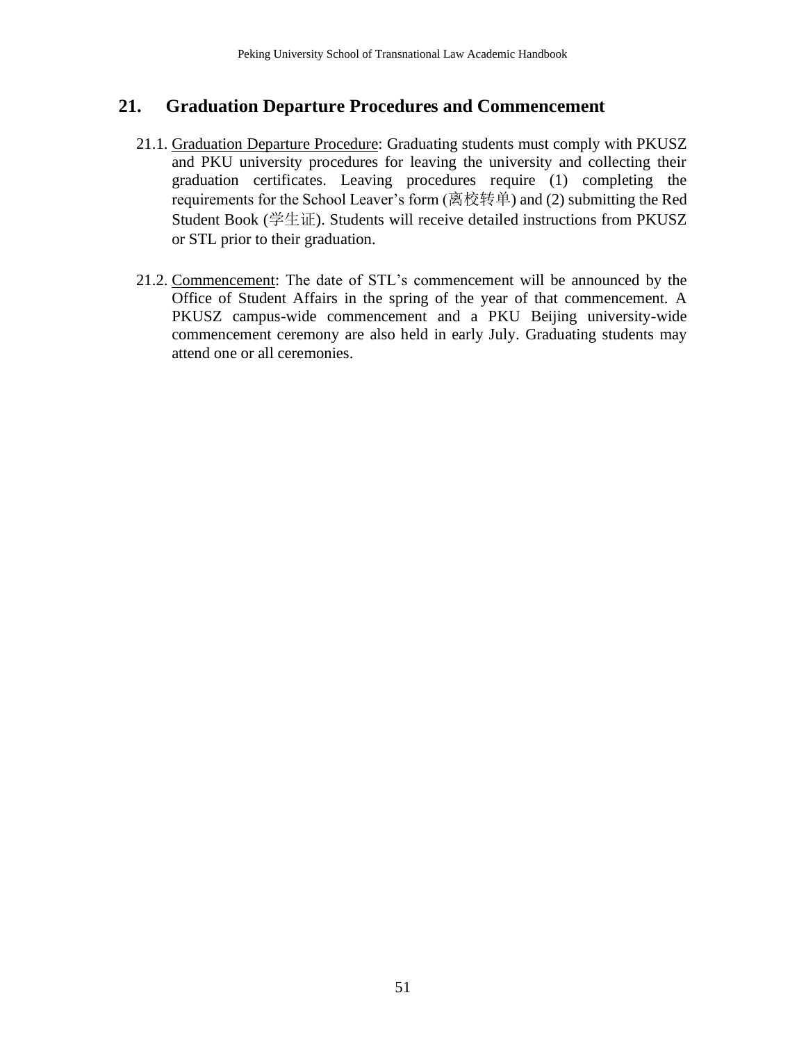## 21. Graduation Departure Procedures and Commencement

21.1. Graduation Departure Procedure: Graduating students must comply with PKUSZ and PKU university procedures for leaving the university and collecting their graduation certificates. Leaving procedures require (1) completing the requirements for the School Leaver's form (离校转单) and (2) submitting the Red Student Book (学生证). Students will receive detailed instructions from PKUSZ or STL prior to their graduation.

21.2. Commencement: The date of STL's commencement will be announced by the Office of Student Affairs in the spring of the year of that commencement. A PKUSZ campus-wide commencement and a PKU Beijing university-wide commencement ceremony are also held in early July. Graduating students may attend one or all ceremonies.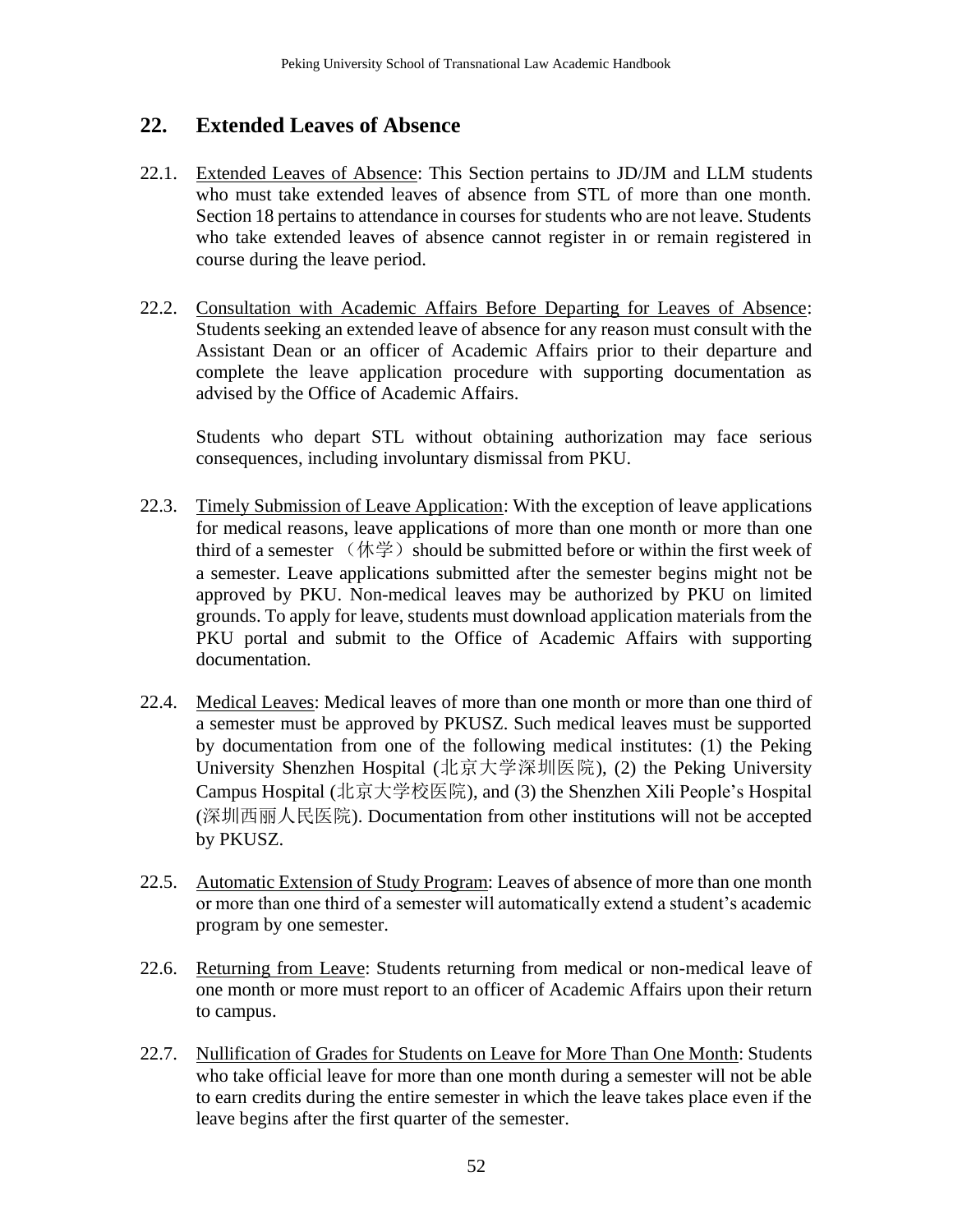## 22. Extended Leaves of Absence

22.1. Extended Leaves of Absence: This Section pertains to JD/JM and LLM students who must take extended leaves of absence from STL of more than one month. Section 18 pertains to attendance in courses for students who are not leave. Students who take extended leaves of absence cannot register in or remain registered in course during the leave period.

22.2. Consultation with Academic Affairs Before Departing for Leaves of Absence: Students seeking an extended leave of absence for any reason must consult with the Assistant Dean or an officer of Academic Affairs prior to their departure and complete the leave application procedure with supporting documentation as advised by the Office of Academic Affairs.

Students who depart STL without obtaining authorization may face serious consequences, including involuntary dismissal from PKU.

22.3. Timely Submission of Leave Application: With the exception of leave applications for medical reasons, leave applications of more than one month or more than one third of a semester （休学）should be submitted before or within the first week of a semester. Leave applications submitted after the semester begins might not be approved by PKU. Non-medical leaves may be authorized by PKU on limited grounds. To apply for leave, students must download application materials from the PKU portal and submit to the Office of Academic Affairs with supporting documentation.

22.4. Medical Leaves: Medical leaves of more than one month or more than one third of a semester must be approved by PKUSZ. Such medical leaves must be supported by documentation from one of the following medical institutes: (1) the Peking University Shenzhen Hospital (北京大学深圳医院), (2) the Peking University Campus Hospital (北京大学校医院), and (3) the Shenzhen Xili People's Hospital (深圳西丽人民医院). Documentation from other institutions will not be accepted by PKUSZ.

22.5. Automatic Extension of Study Program: Leaves of absence of more than one month or more than one third of a semester will automatically extend a student's academic program by one semester.

22.6. Returning from Leave: Students returning from medical or non-medical leave of one month or more must report to an officer of Academic Affairs upon their return to campus.

22.7. Nullification of Grades for Students on Leave for More Than One Month: Students who take official leave for more than one month during a semester will not be able to earn credits during the entire semester in which the leave takes place even if the leave begins after the first quarter of the semester.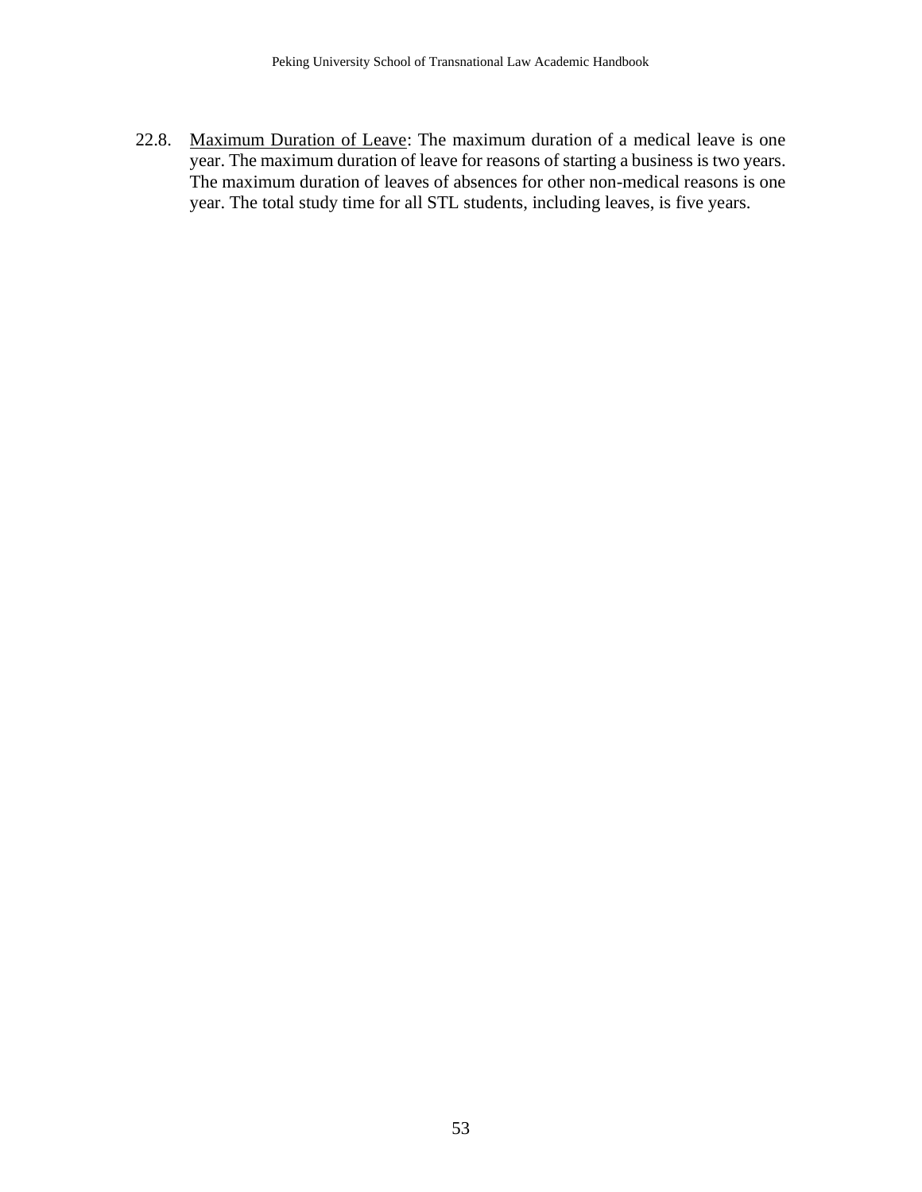22.8. <u>Maximum Duration of Leave</u>: The maximum duration of a medical leave is one year. The maximum duration of leave for reasons of starting a business is two years. The maximum duration of leaves of absences for other non-medical reasons is one year. The total study time for all STL students, including leaves, is five years.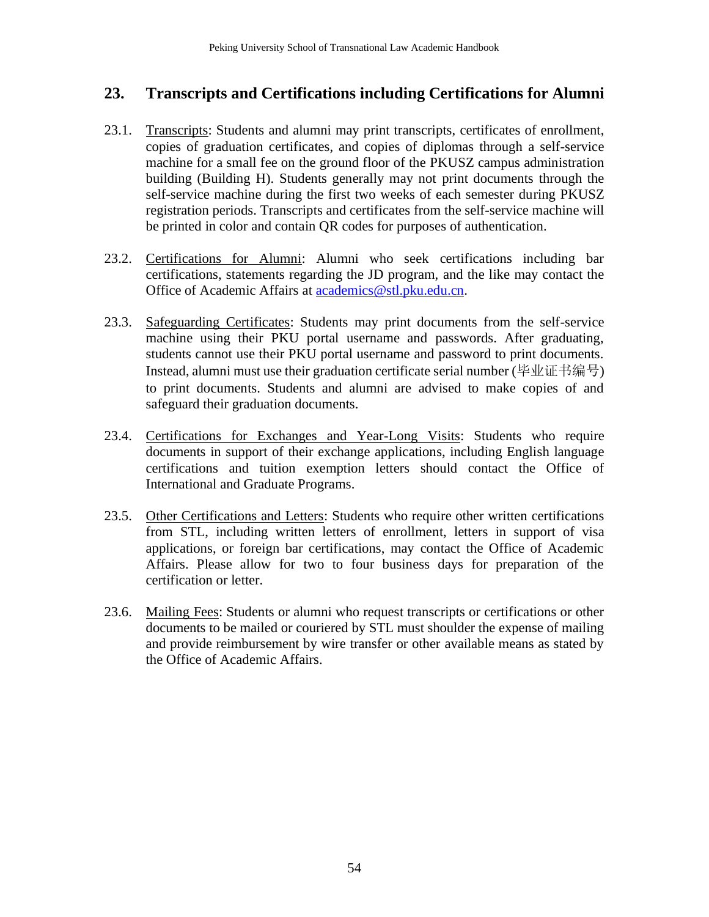## 23. Transcripts and Certifications including Certifications for Alumni

23.1. Transcripts: Students and alumni may print transcripts, certificates of enrollment, copies of graduation certificates, and copies of diplomas through a self-service machine for a small fee on the ground floor of the PKUSZ campus administration building (Building H). Students generally may not print documents through the self-service machine during the first two weeks of each semester during PKUSZ registration periods. Transcripts and certificates from the self-service machine will be printed in color and contain QR codes for purposes of authentication.

23.2. Certifications for Alumni: Alumni who seek certifications including bar certifications, statements regarding the JD program, and the like may contact the Office of Academic Affairs at academics@stl.pku.edu.cn.

23.3. Safeguarding Certificates: Students may print documents from the self-service machine using their PKU portal username and passwords. After graduating, students cannot use their PKU portal username and password to print documents. Instead, alumni must use their graduation certificate serial number (毕业证书编号) to print documents. Students and alumni are advised to make copies of and safeguard their graduation documents.

23.4. Certifications for Exchanges and Year-Long Visits: Students who require documents in support of their exchange applications, including English language certifications and tuition exemption letters should contact the Office of International and Graduate Programs.

23.5. Other Certifications and Letters: Students who require other written certifications from STL, including written letters of enrollment, letters in support of visa applications, or foreign bar certifications, may contact the Office of Academic Affairs. Please allow for two to four business days for preparation of the certification or letter.

23.6. Mailing Fees: Students or alumni who request transcripts or certifications or other documents to be mailed or couriered by STL must shoulder the expense of mailing and provide reimbursement by wire transfer or other available means as stated by the Office of Academic Affairs.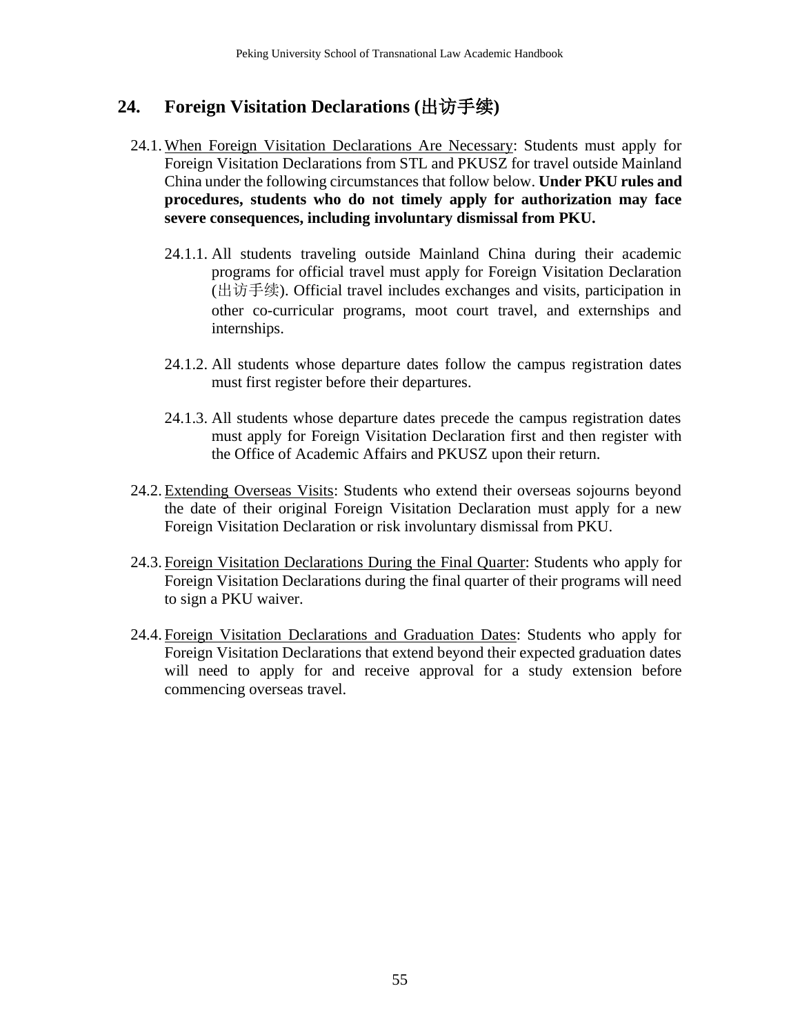## 24. Foreign Visitation Declarations (出访手续)

24.1. <u>When Foreign Visitation Declarations Are Necessary</u>: Students must apply for Foreign Visitation Declarations from STL and PKUSZ for travel outside Mainland China under the following circumstances that follow below. **Under PKU rules and procedures, students who do not timely apply for authorization may face severe consequences, including involuntary dismissal from PKU.**

24.1.1. All students traveling outside Mainland China during their academic programs for official travel must apply for Foreign Visitation Declaration (出访手续). Official travel includes exchanges and visits, participation in other co-curricular programs, moot court travel, and externships and internships.

24.1.2. All students whose departure dates follow the campus registration dates must first register before their departures.

24.1.3. All students whose departure dates precede the campus registration dates must apply for Foreign Visitation Declaration first and then register with the Office of Academic Affairs and PKUSZ upon their return.

24.2. <u>Extending Overseas Visits</u>: Students who extend their overseas sojourns beyond the date of their original Foreign Visitation Declaration must apply for a new Foreign Visitation Declaration or risk involuntary dismissal from PKU.

24.3. <u>Foreign Visitation Declarations During the Final Quarter</u>: Students who apply for Foreign Visitation Declarations during the final quarter of their programs will need to sign a PKU waiver.

24.4. <u>Foreign Visitation Declarations and Graduation Dates</u>: Students who apply for Foreign Visitation Declarations that extend beyond their expected graduation dates will need to apply for and receive approval for a study extension before commencing overseas travel.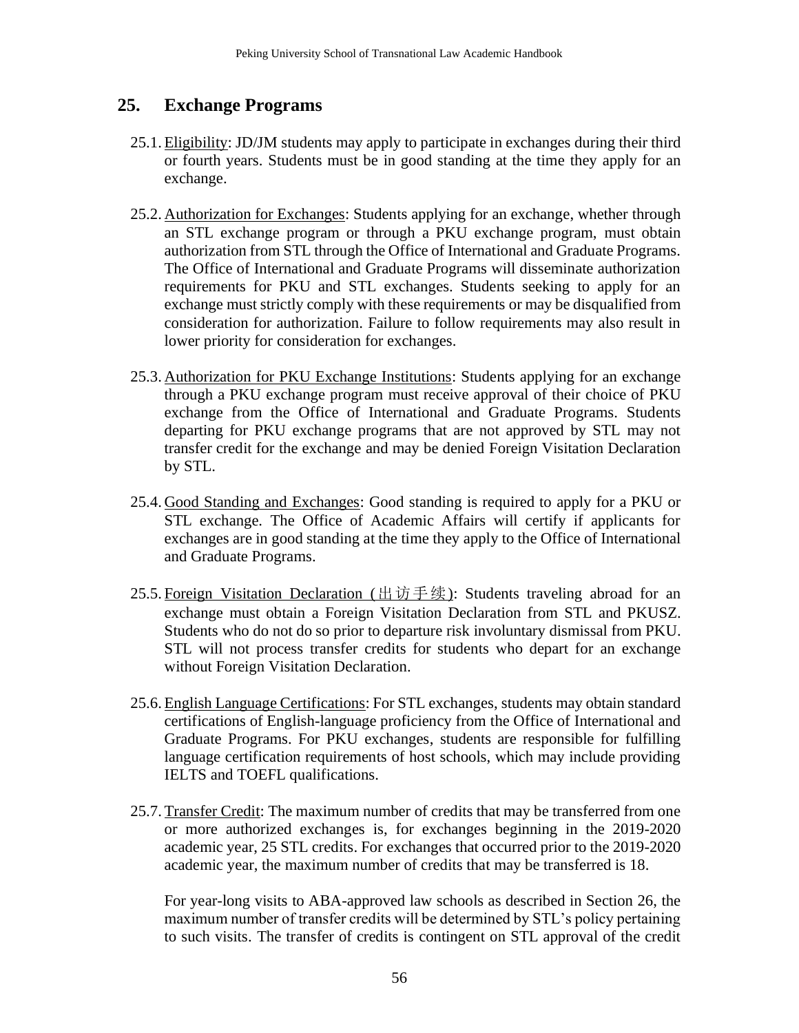## 25. Exchange Programs

25.1. Eligibility: JD/JM students may apply to participate in exchanges during their third or fourth years. Students must be in good standing at the time they apply for an exchange.

25.2. Authorization for Exchanges: Students applying for an exchange, whether through an STL exchange program or through a PKU exchange program, must obtain authorization from STL through the Office of International and Graduate Programs. The Office of International and Graduate Programs will disseminate authorization requirements for PKU and STL exchanges. Students seeking to apply for an exchange must strictly comply with these requirements or may be disqualified from consideration for authorization. Failure to follow requirements may also result in lower priority for consideration for exchanges.

25.3. Authorization for PKU Exchange Institutions: Students applying for an exchange through a PKU exchange program must receive approval of their choice of PKU exchange from the Office of International and Graduate Programs. Students departing for PKU exchange programs that are not approved by STL may not transfer credit for the exchange and may be denied Foreign Visitation Declaration by STL.

25.4. Good Standing and Exchanges: Good standing is required to apply for a PKU or STL exchange. The Office of Academic Affairs will certify if applicants for exchanges are in good standing at the time they apply to the Office of International and Graduate Programs.

25.5. Foreign Visitation Declaration (出访手续): Students traveling abroad for an exchange must obtain a Foreign Visitation Declaration from STL and PKUSZ. Students who do not do so prior to departure risk involuntary dismissal from PKU. STL will not process transfer credits for students who depart for an exchange without Foreign Visitation Declaration.

25.6. English Language Certifications: For STL exchanges, students may obtain standard certifications of English-language proficiency from the Office of International and Graduate Programs. For PKU exchanges, students are responsible for fulfilling language certification requirements of host schools, which may include providing IELTS and TOEFL qualifications.

25.7. Transfer Credit: The maximum number of credits that may be transferred from one or more authorized exchanges is, for exchanges beginning in the 2019-2020 academic year, 25 STL credits. For exchanges that occurred prior to the 2019-2020 academic year, the maximum number of credits that may be transferred is 18.

For year-long visits to ABA-approved law schools as described in Section 26, the maximum number of transfer credits will be determined by STL's policy pertaining to such visits. The transfer of credits is contingent on STL approval of the credit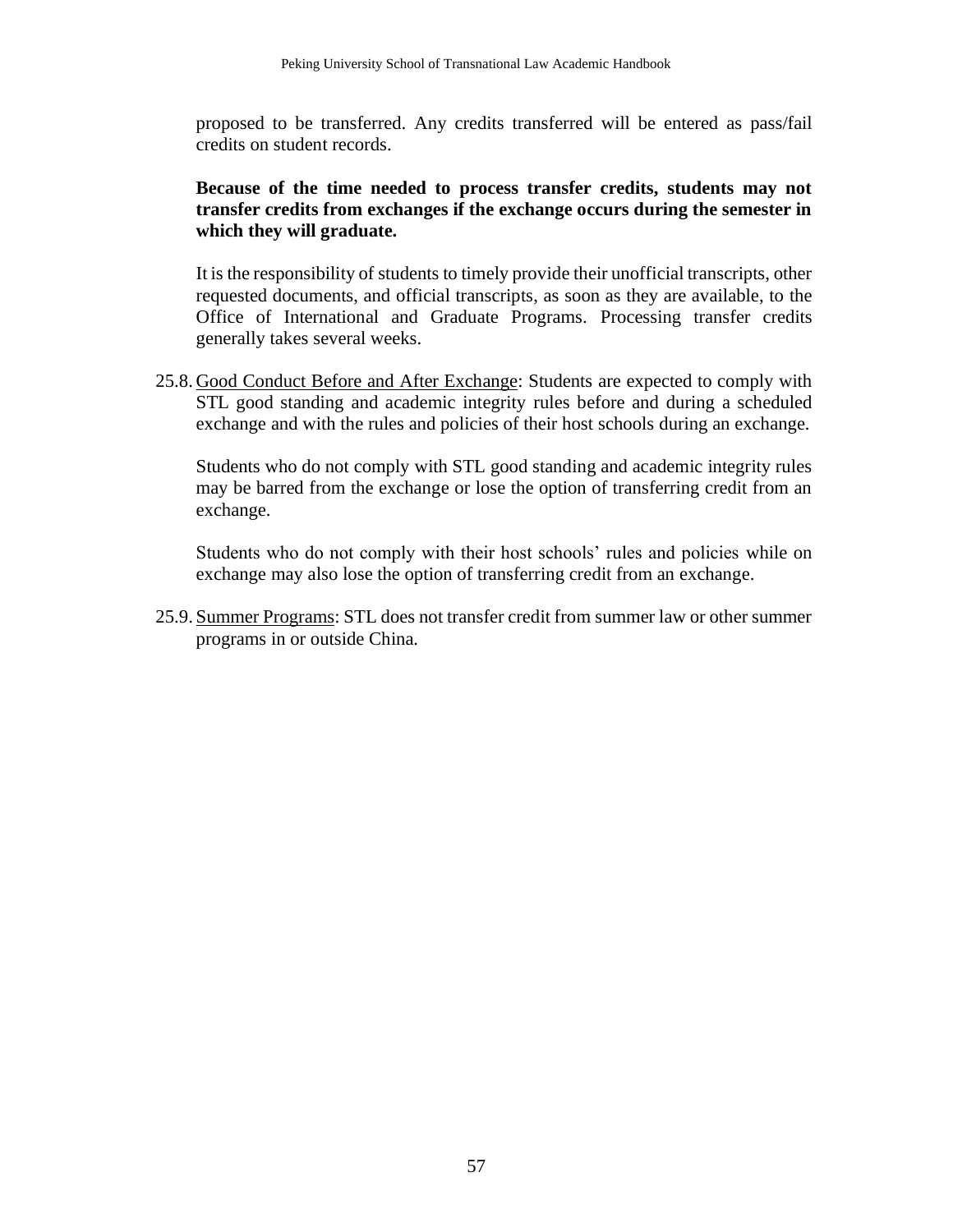proposed to be transferred. Any credits transferred will be entered as pass/fail credits on student records.

**Because of the time needed to process transfer credits, students may not transfer credits from exchanges if the exchange occurs during the semester in which they will graduate.**

It is the responsibility of students to timely provide their unofficial transcripts, other requested documents, and official transcripts, as soon as they are available, to the Office of International and Graduate Programs. Processing transfer credits generally takes several weeks.

25.8. Good Conduct Before and After Exchange: Students are expected to comply with STL good standing and academic integrity rules before and during a scheduled exchange and with the rules and policies of their host schools during an exchange.

Students who do not comply with STL good standing and academic integrity rules may be barred from the exchange or lose the option of transferring credit from an exchange.

Students who do not comply with their host schools' rules and policies while on exchange may also lose the option of transferring credit from an exchange.

25.9. Summer Programs: STL does not transfer credit from summer law or other summer programs in or outside China.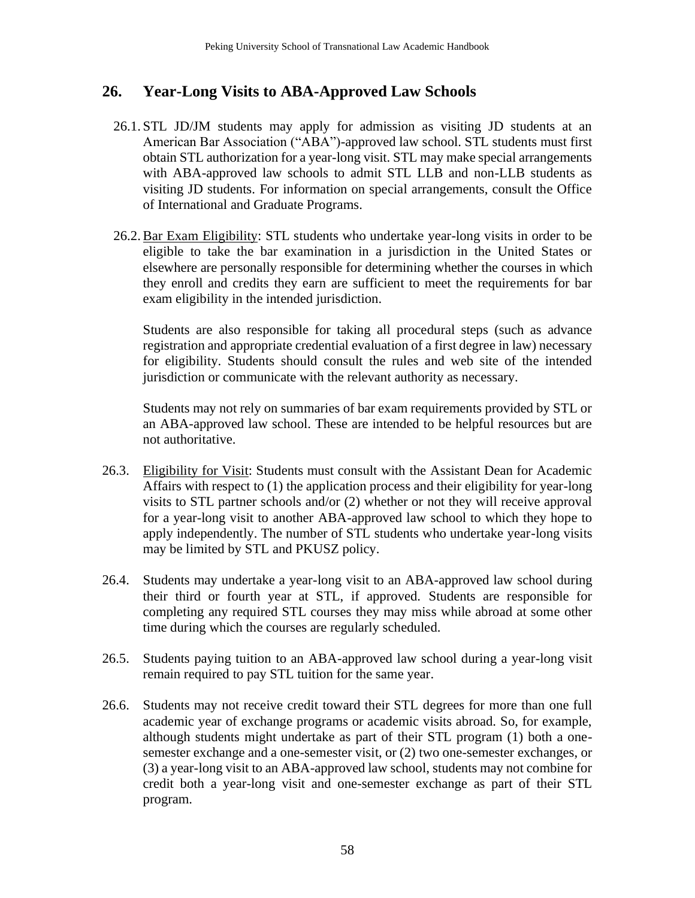## 26. Year-Long Visits to ABA-Approved Law Schools

26.1. STL JD/JM students may apply for admission as visiting JD students at an American Bar Association ("ABA")-approved law school. STL students must first obtain STL authorization for a year-long visit. STL may make special arrangements with ABA-approved law schools to admit STL LLB and non-LLB students as visiting JD students. For information on special arrangements, consult the Office of International and Graduate Programs.

26.2. Bar Exam Eligibility: STL students who undertake year-long visits in order to be eligible to take the bar examination in a jurisdiction in the United States or elsewhere are personally responsible for determining whether the courses in which they enroll and credits they earn are sufficient to meet the requirements for bar exam eligibility in the intended jurisdiction.

Students are also responsible for taking all procedural steps (such as advance registration and appropriate credential evaluation of a first degree in law) necessary for eligibility. Students should consult the rules and web site of the intended jurisdiction or communicate with the relevant authority as necessary.

Students may not rely on summaries of bar exam requirements provided by STL or an ABA-approved law school. These are intended to be helpful resources but are not authoritative.

26.3. Eligibility for Visit: Students must consult with the Assistant Dean for Academic Affairs with respect to (1) the application process and their eligibility for year-long visits to STL partner schools and/or (2) whether or not they will receive approval for a year-long visit to another ABA-approved law school to which they hope to apply independently. The number of STL students who undertake year-long visits may be limited by STL and PKUSZ policy.

26.4. Students may undertake a year-long visit to an ABA-approved law school during their third or fourth year at STL, if approved. Students are responsible for completing any required STL courses they may miss while abroad at some other time during which the courses are regularly scheduled.

26.5. Students paying tuition to an ABA-approved law school during a year-long visit remain required to pay STL tuition for the same year.

26.6. Students may not receive credit toward their STL degrees for more than one full academic year of exchange programs or academic visits abroad. So, for example, although students might undertake as part of their STL program (1) both a one-semester exchange and a one-semester visit, or (2) two one-semester exchanges, or (3) a year-long visit to an ABA-approved law school, students may not combine for credit both a year-long visit and one-semester exchange as part of their STL program.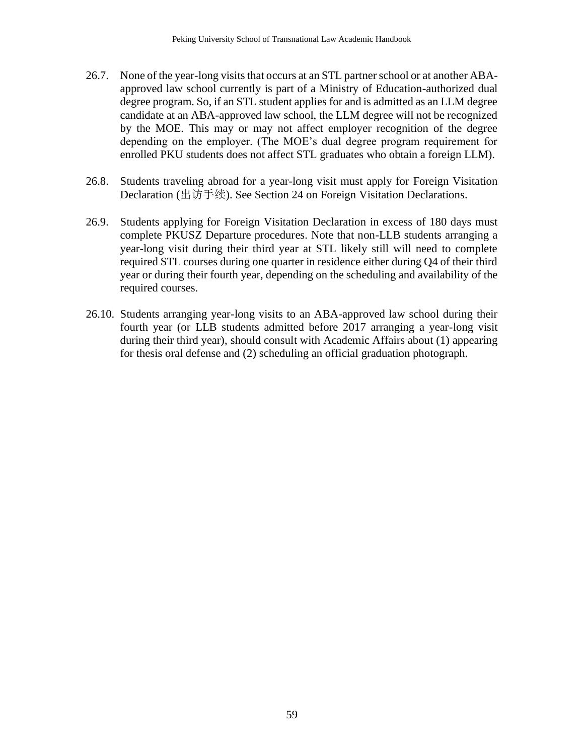26.7. None of the year-long visits that occurs at an STL partner school or at another ABA-approved law school currently is part of a Ministry of Education-authorized dual degree program. So, if an STL student applies for and is admitted as an LLM degree candidate at an ABA-approved law school, the LLM degree will not be recognized by the MOE. This may or may not affect employer recognition of the degree depending on the employer. (The MOE's dual degree program requirement for enrolled PKU students does not affect STL graduates who obtain a foreign LLM).

26.8. Students traveling abroad for a year-long visit must apply for Foreign Visitation Declaration (出访手续). See Section 24 on Foreign Visitation Declarations.

26.9. Students applying for Foreign Visitation Declaration in excess of 180 days must complete PKUSZ Departure procedures. Note that non-LLB students arranging a year-long visit during their third year at STL likely still will need to complete required STL courses during one quarter in residence either during Q4 of their third year or during their fourth year, depending on the scheduling and availability of the required courses.

26.10. Students arranging year-long visits to an ABA-approved law school during their fourth year (or LLB students admitted before 2017 arranging a year-long visit during their third year), should consult with Academic Affairs about (1) appearing for thesis oral defense and (2) scheduling an official graduation photograph.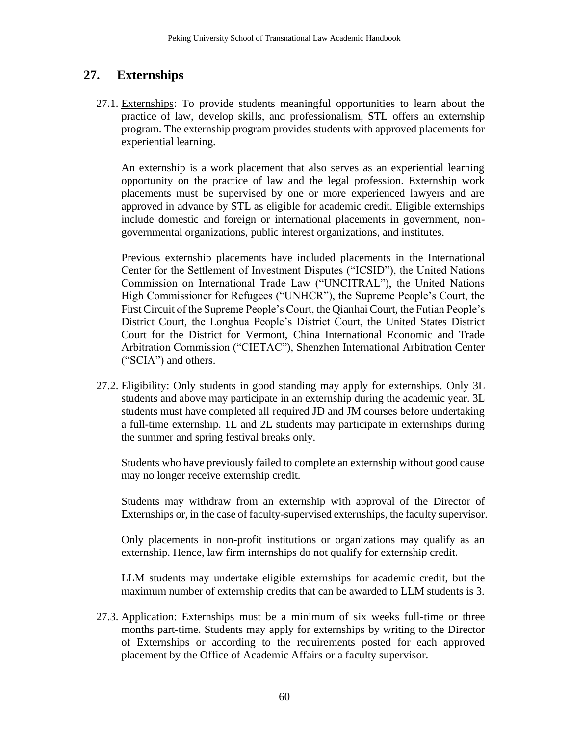## 27. Externships

27.1. Externships: To provide students meaningful opportunities to learn about the practice of law, develop skills, and professionalism, STL offers an externship program. The externship program provides students with approved placements for experiential learning.

An externship is a work placement that also serves as an experiential learning opportunity on the practice of law and the legal profession. Externship work placements must be supervised by one or more experienced lawyers and are approved in advance by STL as eligible for academic credit. Eligible externships include domestic and foreign or international placements in government, non-governmental organizations, public interest organizations, and institutes.

Previous externship placements have included placements in the International Center for the Settlement of Investment Disputes ("ICSID"), the United Nations Commission on International Trade Law ("UNCITRAL"), the United Nations High Commissioner for Refugees ("UNHCR"), the Supreme People's Court, the First Circuit of the Supreme People's Court, the Qianhai Court, the Futian People's District Court, the Longhua People's District Court, the United States District Court for the District for Vermont, China International Economic and Trade Arbitration Commission ("CIETAC"), Shenzhen International Arbitration Center ("SCIA") and others.

27.2. Eligibility: Only students in good standing may apply for externships. Only 3L students and above may participate in an externship during the academic year. 3L students must have completed all required JD and JM courses before undertaking a full-time externship. 1L and 2L students may participate in externships during the summer and spring festival breaks only.

Students who have previously failed to complete an externship without good cause may no longer receive externship credit.

Students may withdraw from an externship with approval of the Director of Externships or, in the case of faculty-supervised externships, the faculty supervisor.

Only placements in non-profit institutions or organizations may qualify as an externship. Hence, law firm internships do not qualify for externship credit.

LLM students may undertake eligible externships for academic credit, but the maximum number of externship credits that can be awarded to LLM students is 3.

27.3. Application: Externships must be a minimum of six weeks full-time or three months part-time. Students may apply for externships by writing to the Director of Externships or according to the requirements posted for each approved placement by the Office of Academic Affairs or a faculty supervisor.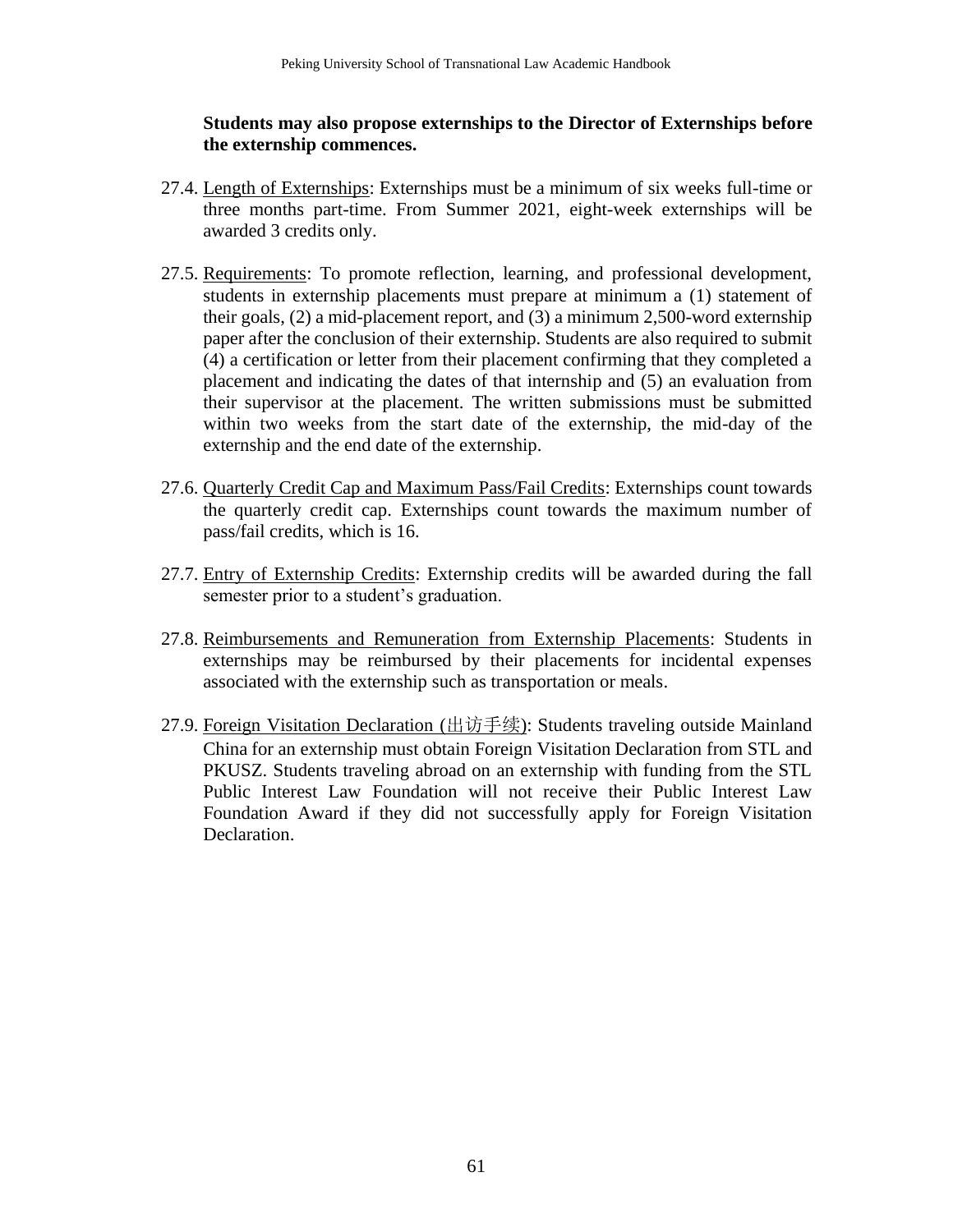**Students may also propose externships to the Director of Externships before the externship commences.**

27.4. Length of Externships: Externships must be a minimum of six weeks full-time or three months part-time. From Summer 2021, eight-week externships will be awarded 3 credits only.

27.5. Requirements: To promote reflection, learning, and professional development, students in externship placements must prepare at minimum a (1) statement of their goals, (2) a mid-placement report, and (3) a minimum 2,500-word externship paper after the conclusion of their externship. Students are also required to submit (4) a certification or letter from their placement confirming that they completed a placement and indicating the dates of that internship and (5) an evaluation from their supervisor at the placement. The written submissions must be submitted within two weeks from the start date of the externship, the mid-day of the externship and the end date of the externship.

27.6. Quarterly Credit Cap and Maximum Pass/Fail Credits: Externships count towards the quarterly credit cap. Externships count towards the maximum number of pass/fail credits, which is 16.

27.7. Entry of Externship Credits: Externship credits will be awarded during the fall semester prior to a student's graduation.

27.8. Reimbursements and Remuneration from Externship Placements: Students in externships may be reimbursed by their placements for incidental expenses associated with the externship such as transportation or meals.

27.9. Foreign Visitation Declaration (出访手续): Students traveling outside Mainland China for an externship must obtain Foreign Visitation Declaration from STL and PKUSZ. Students traveling abroad on an externship with funding from the STL Public Interest Law Foundation will not receive their Public Interest Law Foundation Award if they did not successfully apply for Foreign Visitation Declaration.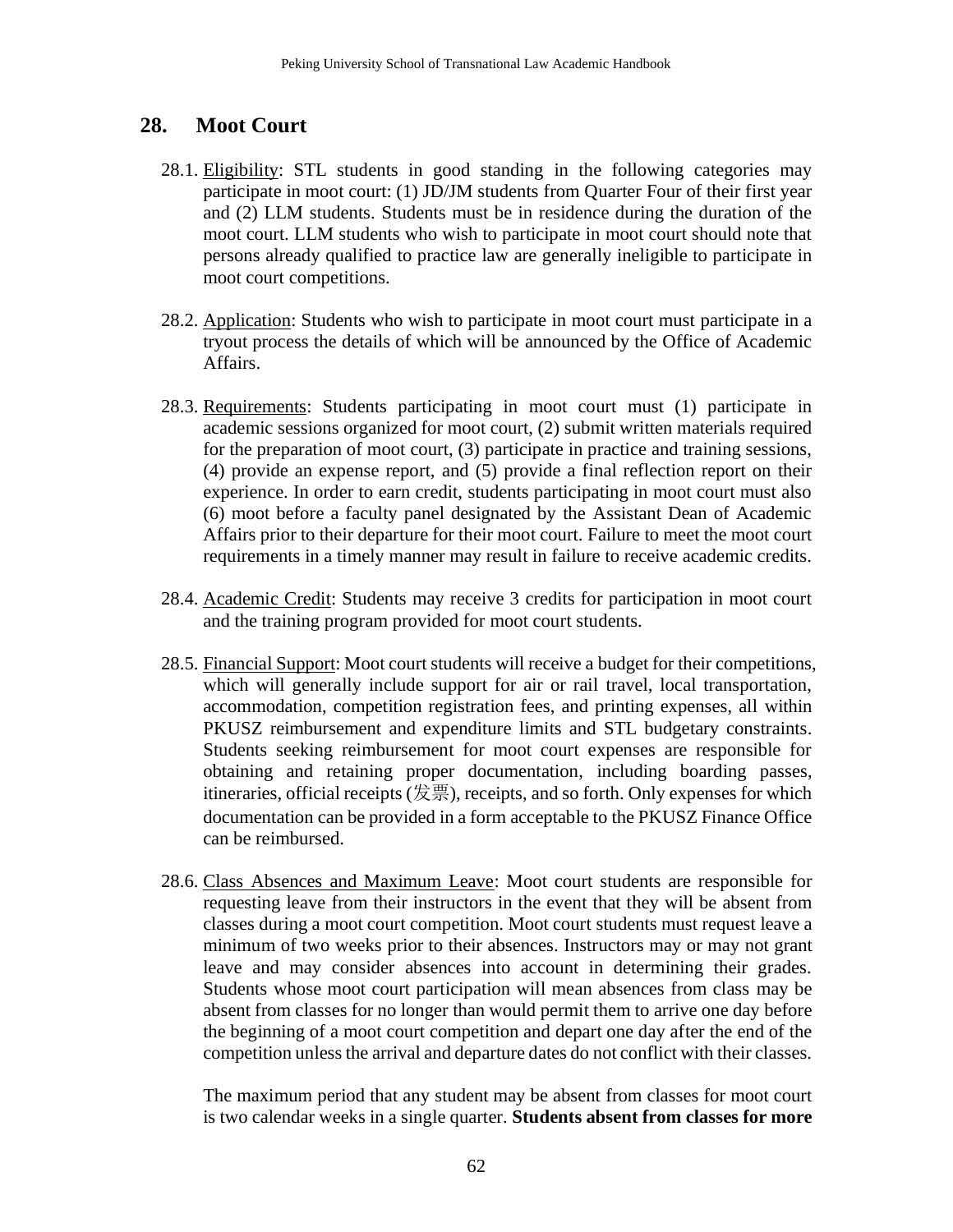## 28. Moot Court

28.1. Eligibility: STL students in good standing in the following categories may participate in moot court: (1) JD/JM students from Quarter Four of their first year and (2) LLM students. Students must be in residence during the duration of the moot court. LLM students who wish to participate in moot court should note that persons already qualified to practice law are generally ineligible to participate in moot court competitions.

28.2. Application: Students who wish to participate in moot court must participate in a tryout process the details of which will be announced by the Office of Academic Affairs.

28.3. Requirements: Students participating in moot court must (1) participate in academic sessions organized for moot court, (2) submit written materials required for the preparation of moot court, (3) participate in practice and training sessions, (4) provide an expense report, and (5) provide a final reflection report on their experience. In order to earn credit, students participating in moot court must also (6) moot before a faculty panel designated by the Assistant Dean of Academic Affairs prior to their departure for their moot court. Failure to meet the moot court requirements in a timely manner may result in failure to receive academic credits.

28.4. Academic Credit: Students may receive 3 credits for participation in moot court and the training program provided for moot court students.

28.5. Financial Support: Moot court students will receive a budget for their competitions, which will generally include support for air or rail travel, local transportation, accommodation, competition registration fees, and printing expenses, all within PKUSZ reimbursement and expenditure limits and STL budgetary constraints. Students seeking reimbursement for moot court expenses are responsible for obtaining and retaining proper documentation, including boarding passes, itineraries, official receipts (发票), receipts, and so forth. Only expenses for which documentation can be provided in a form acceptable to the PKUSZ Finance Office can be reimbursed.

28.6. Class Absences and Maximum Leave: Moot court students are responsible for requesting leave from their instructors in the event that they will be absent from classes during a moot court competition. Moot court students must request leave a minimum of two weeks prior to their absences. Instructors may or may not grant leave and may consider absences into account in determining their grades. Students whose moot court participation will mean absences from class may be absent from classes for no longer than would permit them to arrive one day before the beginning of a moot court competition and depart one day after the end of the competition unless the arrival and departure dates do not conflict with their classes.

The maximum period that any student may be absent from classes for moot court is two calendar weeks in a single quarter. **Students absent from classes for more**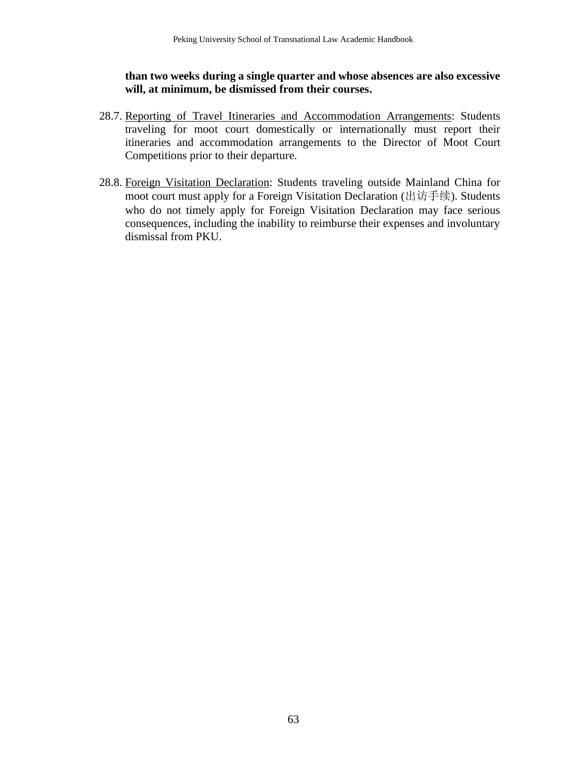**than two weeks during a single quarter and whose absences are also excessive will, at minimum, be dismissed from their courses.**

28.7. Reporting of Travel Itineraries and Accommodation Arrangements: Students traveling for moot court domestically or internationally must report their itineraries and accommodation arrangements to the Director of Moot Court Competitions prior to their departure.

28.8. Foreign Visitation Declaration: Students traveling outside Mainland China for moot court must apply for a Foreign Visitation Declaration (出访手续). Students who do not timely apply for Foreign Visitation Declaration may face serious consequences, including the inability to reimburse their expenses and involuntary dismissal from PKU.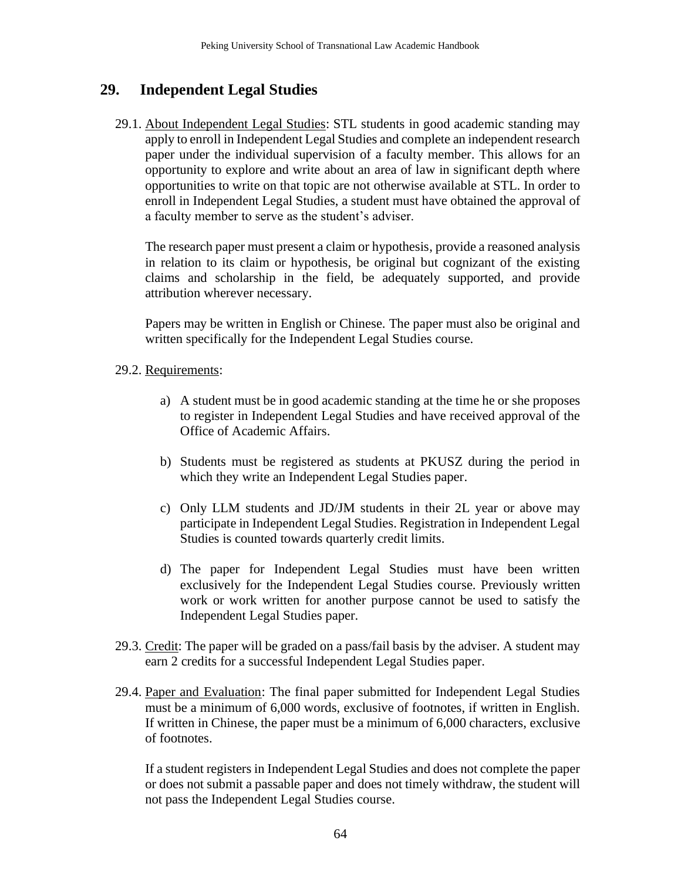## 29. Independent Legal Studies

29.1. <u>About Independent Legal Studies</u>: STL students in good academic standing may apply to enroll in Independent Legal Studies and complete an independent research paper under the individual supervision of a faculty member. This allows for an opportunity to explore and write about an area of law in significant depth where opportunities to write on that topic are not otherwise available at STL. In order to enroll in Independent Legal Studies, a student must have obtained the approval of a faculty member to serve as the student's adviser.

The research paper must present a claim or hypothesis, provide a reasoned analysis in relation to its claim or hypothesis, be original but cognizant of the existing claims and scholarship in the field, be adequately supported, and provide attribution wherever necessary.

Papers may be written in English or Chinese. The paper must also be original and written specifically for the Independent Legal Studies course.

29.2. <u>Requirements</u>:

a) A student must be in good academic standing at the time he or she proposes to register in Independent Legal Studies and have received approval of the Office of Academic Affairs.

b) Students must be registered as students at PKUSZ during the period in which they write an Independent Legal Studies paper.

c) Only LLM students and JD/JM students in their 2L year or above may participate in Independent Legal Studies. Registration in Independent Legal Studies is counted towards quarterly credit limits.

d) The paper for Independent Legal Studies must have been written exclusively for the Independent Legal Studies course. Previously written work or work written for another purpose cannot be used to satisfy the Independent Legal Studies paper.

29.3. <u>Credit</u>: The paper will be graded on a pass/fail basis by the adviser. A student may earn 2 credits for a successful Independent Legal Studies paper.

29.4. <u>Paper and Evaluation</u>: The final paper submitted for Independent Legal Studies must be a minimum of 6,000 words, exclusive of footnotes, if written in English. If written in Chinese, the paper must be a minimum of 6,000 characters, exclusive of footnotes.

If a student registers in Independent Legal Studies and does not complete the paper or does not submit a passable paper and does not timely withdraw, the student will not pass the Independent Legal Studies course.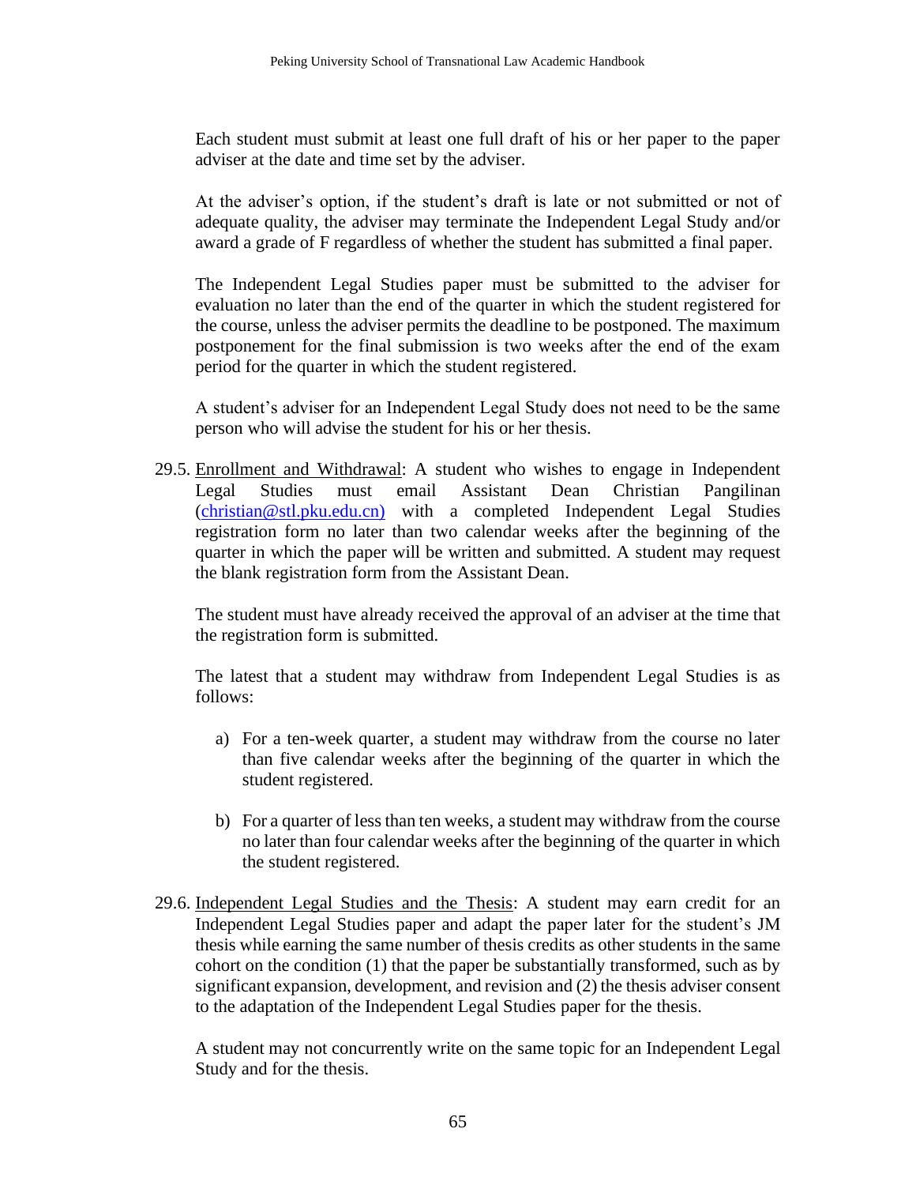Each student must submit at least one full draft of his or her paper to the paper adviser at the date and time set by the adviser.

At the adviser's option, if the student's draft is late or not submitted or not of adequate quality, the adviser may terminate the Independent Legal Study and/or award a grade of F regardless of whether the student has submitted a final paper.

The Independent Legal Studies paper must be submitted to the adviser for evaluation no later than the end of the quarter in which the student registered for the course, unless the adviser permits the deadline to be postponed. The maximum postponement for the final submission is two weeks after the end of the exam period for the quarter in which the student registered.

A student's adviser for an Independent Legal Study does not need to be the same person who will advise the student for his or her thesis.

29.5. Enrollment and Withdrawal: A student who wishes to engage in Independent Legal Studies must email Assistant Dean Christian Pangilinan (christian@stl.pku.edu.cn) with a completed Independent Legal Studies registration form no later than two calendar weeks after the beginning of the quarter in which the paper will be written and submitted. A student may request the blank registration form from the Assistant Dean.

The student must have already received the approval of an adviser at the time that the registration form is submitted.

The latest that a student may withdraw from Independent Legal Studies is as follows:

a) For a ten-week quarter, a student may withdraw from the course no later than five calendar weeks after the beginning of the quarter in which the student registered.

b) For a quarter of less than ten weeks, a student may withdraw from the course no later than four calendar weeks after the beginning of the quarter in which the student registered.

29.6. Independent Legal Studies and the Thesis: A student may earn credit for an Independent Legal Studies paper and adapt the paper later for the student's JM thesis while earning the same number of thesis credits as other students in the same cohort on the condition (1) that the paper be substantially transformed, such as by significant expansion, development, and revision and (2) the thesis adviser consent to the adaptation of the Independent Legal Studies paper for the thesis.

A student may not concurrently write on the same topic for an Independent Legal Study and for the thesis.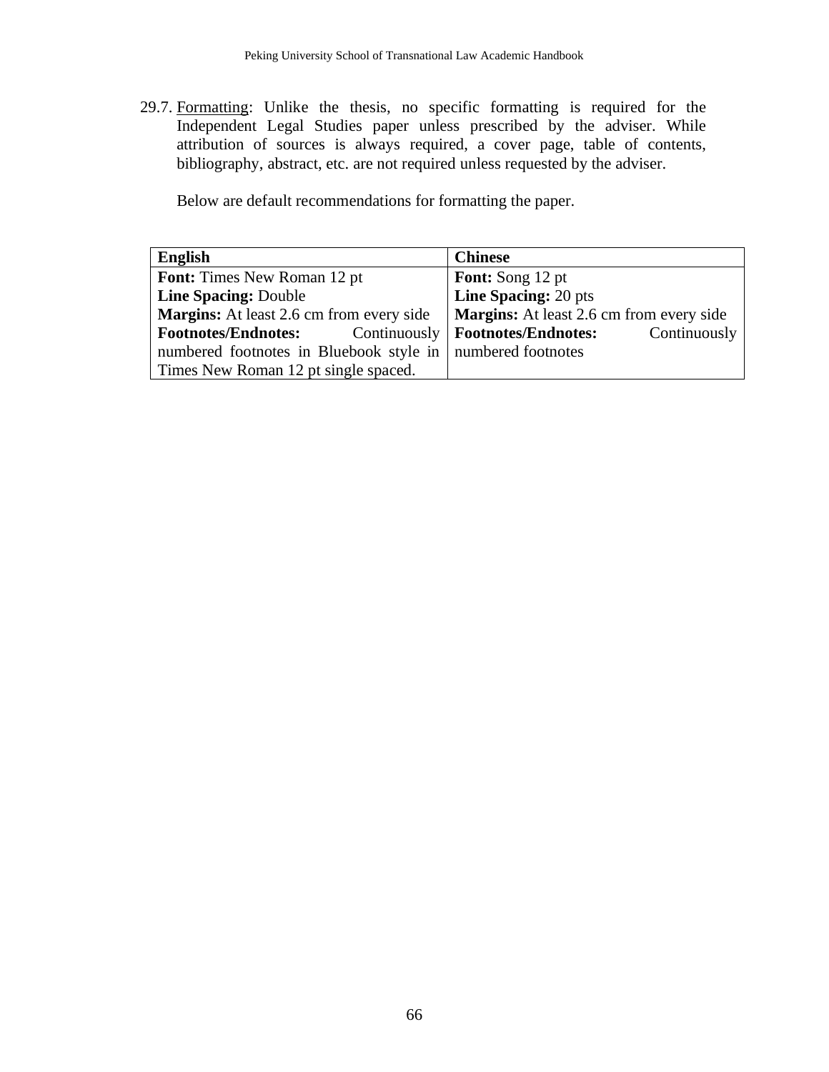29.7. Formatting: Unlike the thesis, no specific formatting is required for the Independent Legal Studies paper unless prescribed by the adviser. While attribution of sources is always required, a cover page, table of contents, bibliography, abstract, etc. are not required unless requested by the adviser.

Below are default recommendations for formatting the paper.

| English | Chinese |
|---|---|
| **Font:** Times New Roman 12 pt<br>**Line Spacing:** Double<br>**Margins:** At least 2.6 cm from every side<br>**Footnotes/Endnotes:** Continuously numbered footnotes in Bluebook style in Times New Roman 12 pt single spaced. | **Font:** Song 12 pt<br>**Line Spacing:** 20 pts<br>**Margins:** At least 2.6 cm from every side<br>**Footnotes/Endnotes:** Continuously numbered footnotes |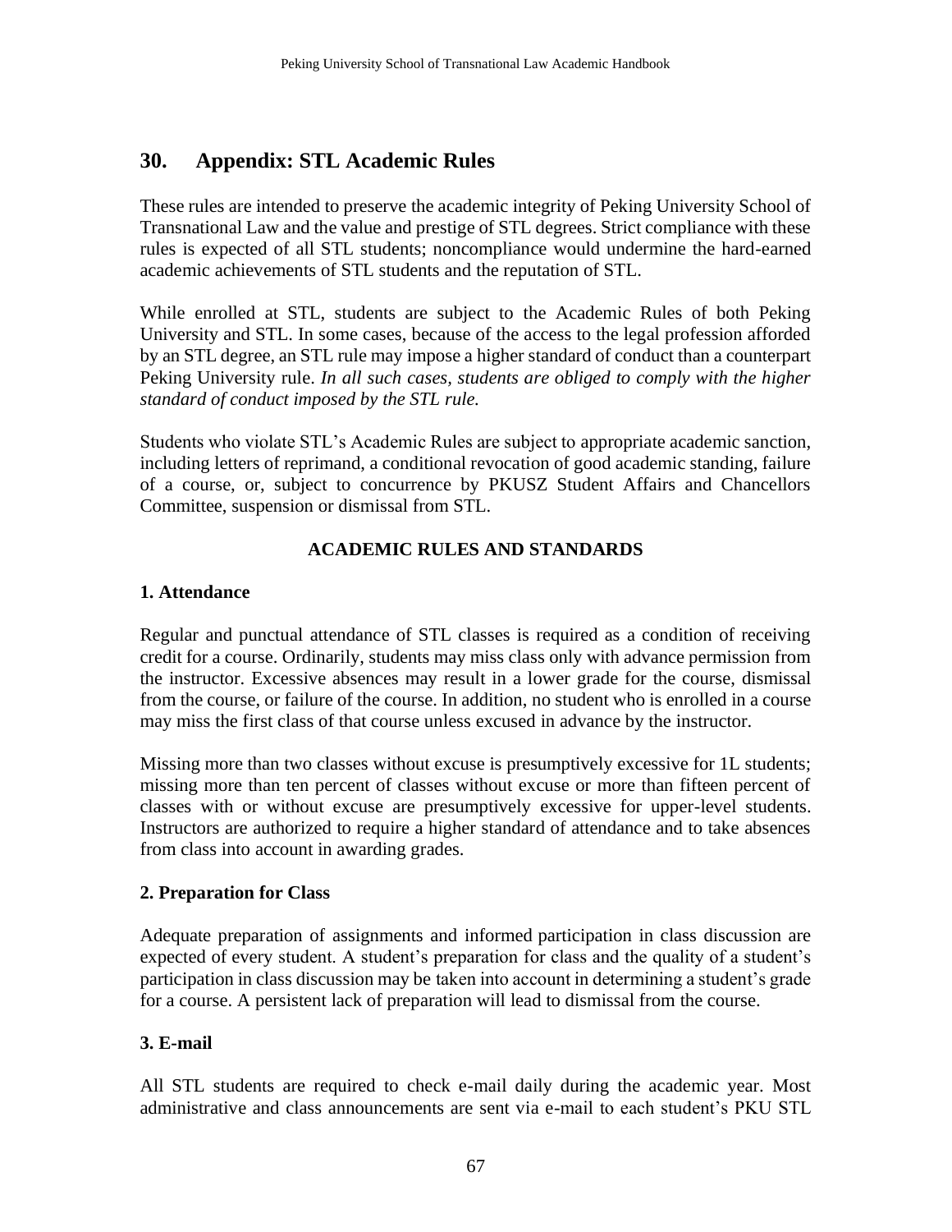## 30. Appendix: STL Academic Rules

These rules are intended to preserve the academic integrity of Peking University School of Transnational Law and the value and prestige of STL degrees. Strict compliance with these rules is expected of all STL students; noncompliance would undermine the hard-earned academic achievements of STL students and the reputation of STL.

While enrolled at STL, students are subject to the Academic Rules of both Peking University and STL. In some cases, because of the access to the legal profession afforded by an STL degree, an STL rule may impose a higher standard of conduct than a counterpart Peking University rule. *In all such cases, students are obliged to comply with the higher standard of conduct imposed by the STL rule.*

Students who violate STL's Academic Rules are subject to appropriate academic sanction, including letters of reprimand, a conditional revocation of good academic standing, failure of a course, or, subject to concurrence by PKUSZ Student Affairs and Chancellors Committee, suspension or dismissal from STL.

**ACADEMIC RULES AND STANDARDS**

### 1. Attendance

Regular and punctual attendance of STL classes is required as a condition of receiving credit for a course. Ordinarily, students may miss class only with advance permission from the instructor. Excessive absences may result in a lower grade for the course, dismissal from the course, or failure of the course. In addition, no student who is enrolled in a course may miss the first class of that course unless excused in advance by the instructor.

Missing more than two classes without excuse is presumptively excessive for 1L students; missing more than ten percent of classes without excuse or more than fifteen percent of classes with or without excuse are presumptively excessive for upper-level students. Instructors are authorized to require a higher standard of attendance and to take absences from class into account in awarding grades.

### 2. Preparation for Class

Adequate preparation of assignments and informed participation in class discussion are expected of every student. A student's preparation for class and the quality of a student's participation in class discussion may be taken into account in determining a student's grade for a course. A persistent lack of preparation will lead to dismissal from the course.

### 3. E-mail

All STL students are required to check e-mail daily during the academic year. Most administrative and class announcements are sent via e-mail to each student's PKU STL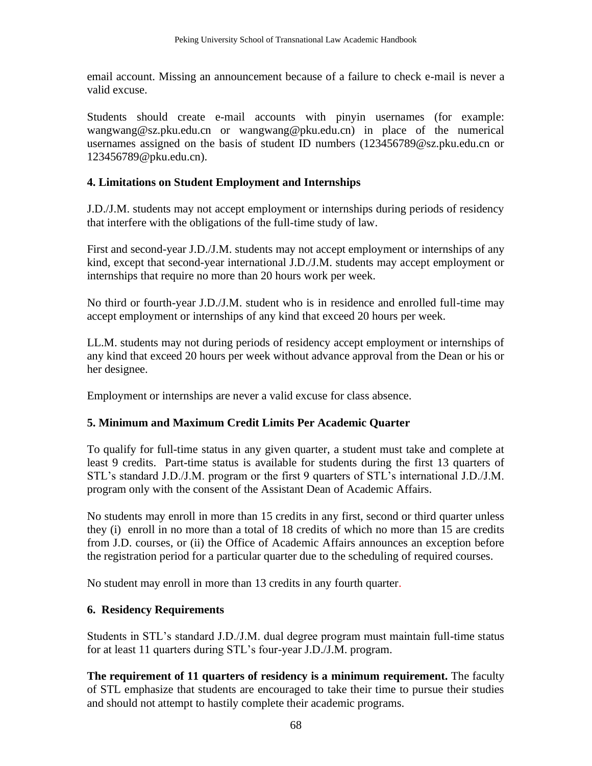email account. Missing an announcement because of a failure to check e-mail is never a valid excuse.

Students should create e-mail accounts with pinyin usernames (for example: wangwang@sz.pku.edu.cn or wangwang@pku.edu.cn) in place of the numerical usernames assigned on the basis of student ID numbers (123456789@sz.pku.edu.cn or 123456789@pku.edu.cn).

### 4. Limitations on Student Employment and Internships

J.D./J.M. students may not accept employment or internships during periods of residency that interfere with the obligations of the full-time study of law.

First and second-year J.D./J.M. students may not accept employment or internships of any kind, except that second-year international J.D./J.M. students may accept employment or internships that require no more than 20 hours work per week.

No third or fourth-year J.D./J.M. student who is in residence and enrolled full-time may accept employment or internships of any kind that exceed 20 hours per week.

LL.M. students may not during periods of residency accept employment or internships of any kind that exceed 20 hours per week without advance approval from the Dean or his or her designee.

Employment or internships are never a valid excuse for class absence.

### 5. Minimum and Maximum Credit Limits Per Academic Quarter

To qualify for full-time status in any given quarter, a student must take and complete at least 9 credits. Part-time status is available for students during the first 13 quarters of STL's standard J.D./J.M. program or the first 9 quarters of STL's international J.D./J.M. program only with the consent of the Assistant Dean of Academic Affairs.

No students may enroll in more than 15 credits in any first, second or third quarter unless they (i) enroll in no more than a total of 18 credits of which no more than 15 are credits from J.D. courses, or (ii) the Office of Academic Affairs announces an exception before the registration period for a particular quarter due to the scheduling of required courses.

No student may enroll in more than 13 credits in any fourth quarter.

### 6. Residency Requirements

Students in STL's standard J.D./J.M. dual degree program must maintain full-time status for at least 11 quarters during STL's four-year J.D./J.M. program.

**The requirement of 11 quarters of residency is a minimum requirement.** The faculty of STL emphasize that students are encouraged to take their time to pursue their studies and should not attempt to hastily complete their academic programs.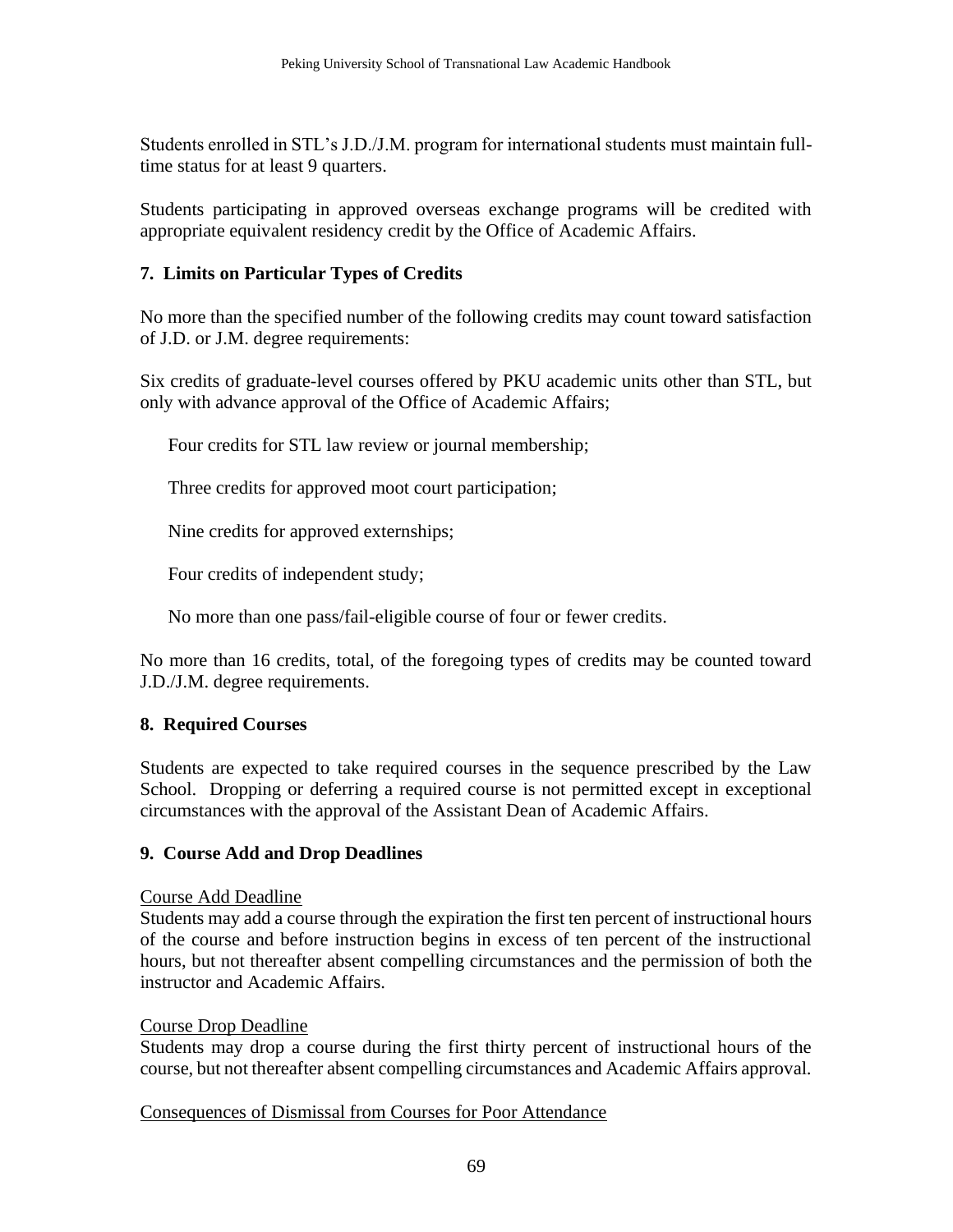Students enrolled in STL's J.D./J.M. program for international students must maintain full-time status for at least 9 quarters.

Students participating in approved overseas exchange programs will be credited with appropriate equivalent residency credit by the Office of Academic Affairs.

### 7. Limits on Particular Types of Credits

No more than the specified number of the following credits may count toward satisfaction of J.D. or J.M. degree requirements:

Six credits of graduate-level courses offered by PKU academic units other than STL, but only with advance approval of the Office of Academic Affairs;

Four credits for STL law review or journal membership;

Three credits for approved moot court participation;

Nine credits for approved externships;

Four credits of independent study;

No more than one pass/fail-eligible course of four or fewer credits.

No more than 16 credits, total, of the foregoing types of credits may be counted toward J.D./J.M. degree requirements.

### 8. Required Courses

Students are expected to take required courses in the sequence prescribed by the Law School. Dropping or deferring a required course is not permitted except in exceptional circumstances with the approval of the Assistant Dean of Academic Affairs.

### 9. Course Add and Drop Deadlines

Course Add Deadline

Students may add a course through the expiration the first ten percent of instructional hours of the course and before instruction begins in excess of ten percent of the instructional hours, but not thereafter absent compelling circumstances and the permission of both the instructor and Academic Affairs.

Course Drop Deadline

Students may drop a course during the first thirty percent of instructional hours of the course, but not thereafter absent compelling circumstances and Academic Affairs approval.

Consequences of Dismissal from Courses for Poor Attendance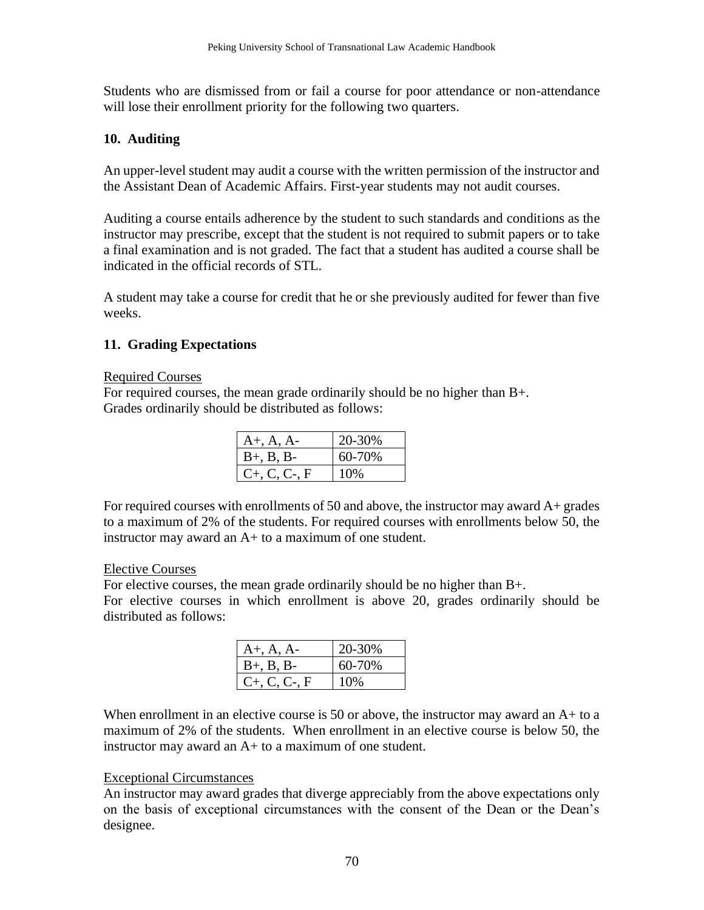Students who are dismissed from or fail a course for poor attendance or non-attendance will lose their enrollment priority for the following two quarters.

## 10. Auditing

An upper-level student may audit a course with the written permission of the instructor and the Assistant Dean of Academic Affairs. First-year students may not audit courses.

Auditing a course entails adherence by the student to such standards and conditions as the instructor may prescribe, except that the student is not required to submit papers or to take a final examination and is not graded. The fact that a student has audited a course shall be indicated in the official records of STL.

A student may take a course for credit that he or she previously audited for fewer than five weeks.

## 11. Grading Expectations

Required Courses

For required courses, the mean grade ordinarily should be no higher than B+.
Grades ordinarily should be distributed as follows:

| | |
|---|---|
| A+, A, A- | 20-30% |
| B+, B, B- | 60-70% |
| C+, C, C-, F | 10% |

For required courses with enrollments of 50 and above, the instructor may award A+ grades to a maximum of 2% of the students. For required courses with enrollments below 50, the instructor may award an A+ to a maximum of one student.

Elective Courses

For elective courses, the mean grade ordinarily should be no higher than B+.
For elective courses in which enrollment is above 20, grades ordinarily should be distributed as follows:

| | |
|---|---|
| A+, A, A- | 20-30% |
| B+, B, B- | 60-70% |
| C+, C, C-, F | 10% |

When enrollment in an elective course is 50 or above, the instructor may award an A+ to a maximum of 2% of the students. When enrollment in an elective course is below 50, the instructor may award an A+ to a maximum of one student.

Exceptional Circumstances

An instructor may award grades that diverge appreciably from the above expectations only on the basis of exceptional circumstances with the consent of the Dean or the Dean's designee.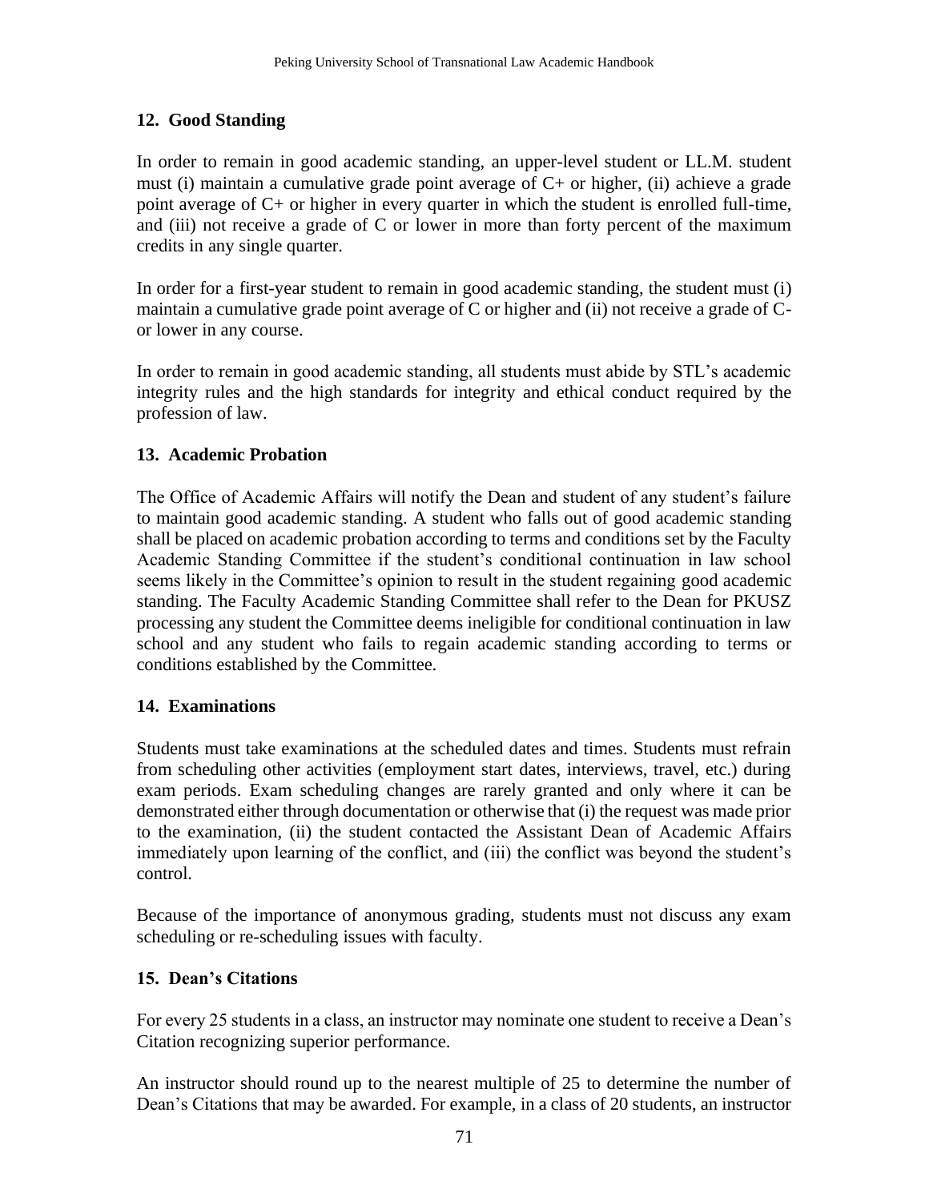## 12. Good Standing

In order to remain in good academic standing, an upper-level student or LL.M. student must (i) maintain a cumulative grade point average of C+ or higher, (ii) achieve a grade point average of C+ or higher in every quarter in which the student is enrolled full-time, and (iii) not receive a grade of C or lower in more than forty percent of the maximum credits in any single quarter.

In order for a first-year student to remain in good academic standing, the student must (i) maintain a cumulative grade point average of C or higher and (ii) not receive a grade of C- or lower in any course.

In order to remain in good academic standing, all students must abide by STL's academic integrity rules and the high standards for integrity and ethical conduct required by the profession of law.

## 13. Academic Probation

The Office of Academic Affairs will notify the Dean and student of any student's failure to maintain good academic standing. A student who falls out of good academic standing shall be placed on academic probation according to terms and conditions set by the Faculty Academic Standing Committee if the student's conditional continuation in law school seems likely in the Committee's opinion to result in the student regaining good academic standing. The Faculty Academic Standing Committee shall refer to the Dean for PKUSZ processing any student the Committee deems ineligible for conditional continuation in law school and any student who fails to regain academic standing according to terms or conditions established by the Committee.

## 14. Examinations

Students must take examinations at the scheduled dates and times. Students must refrain from scheduling other activities (employment start dates, interviews, travel, etc.) during exam periods. Exam scheduling changes are rarely granted and only where it can be demonstrated either through documentation or otherwise that (i) the request was made prior to the examination, (ii) the student contacted the Assistant Dean of Academic Affairs immediately upon learning of the conflict, and (iii) the conflict was beyond the student's control.

Because of the importance of anonymous grading, students must not discuss any exam scheduling or re-scheduling issues with faculty.

## 15. Dean's Citations

For every 25 students in a class, an instructor may nominate one student to receive a Dean's Citation recognizing superior performance.

An instructor should round up to the nearest multiple of 25 to determine the number of Dean's Citations that may be awarded. For example, in a class of 20 students, an instructor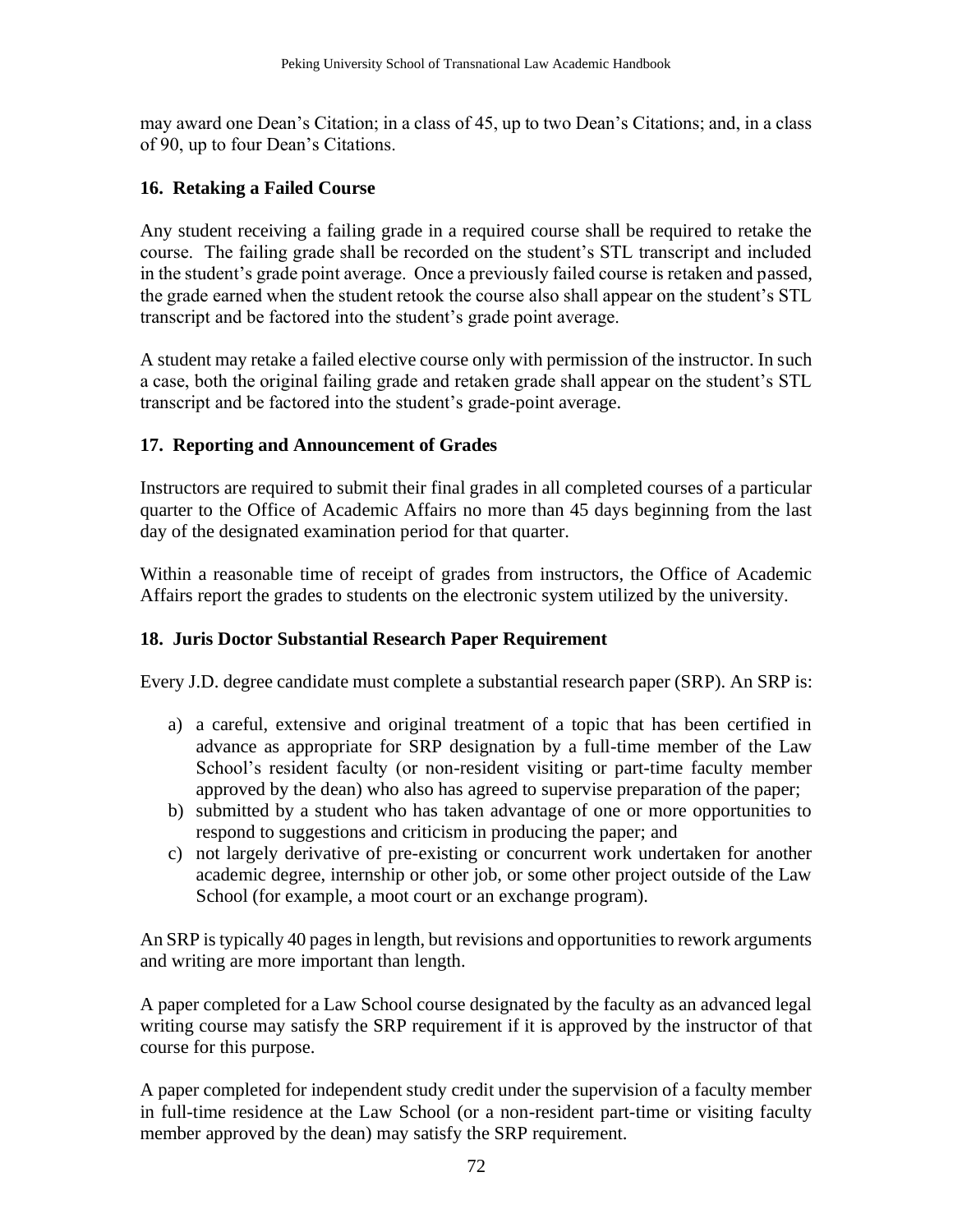may award one Dean's Citation; in a class of 45, up to two Dean's Citations; and, in a class of 90, up to four Dean's Citations.

### 16. Retaking a Failed Course

Any student receiving a failing grade in a required course shall be required to retake the course. The failing grade shall be recorded on the student's STL transcript and included in the student's grade point average. Once a previously failed course is retaken and passed, the grade earned when the student retook the course also shall appear on the student's STL transcript and be factored into the student's grade point average.

A student may retake a failed elective course only with permission of the instructor. In such a case, both the original failing grade and retaken grade shall appear on the student's STL transcript and be factored into the student's grade-point average.

### 17. Reporting and Announcement of Grades

Instructors are required to submit their final grades in all completed courses of a particular quarter to the Office of Academic Affairs no more than 45 days beginning from the last day of the designated examination period for that quarter.

Within a reasonable time of receipt of grades from instructors, the Office of Academic Affairs report the grades to students on the electronic system utilized by the university.

### 18. Juris Doctor Substantial Research Paper Requirement

Every J.D. degree candidate must complete a substantial research paper (SRP). An SRP is:

a) a careful, extensive and original treatment of a topic that has been certified in advance as appropriate for SRP designation by a full-time member of the Law School's resident faculty (or non-resident visiting or part-time faculty member approved by the dean) who also has agreed to supervise preparation of the paper;
b) submitted by a student who has taken advantage of one or more opportunities to respond to suggestions and criticism in producing the paper; and
c) not largely derivative of pre-existing or concurrent work undertaken for another academic degree, internship or other job, or some other project outside of the Law School (for example, a moot court or an exchange program).

An SRP is typically 40 pages in length, but revisions and opportunities to rework arguments and writing are more important than length.

A paper completed for a Law School course designated by the faculty as an advanced legal writing course may satisfy the SRP requirement if it is approved by the instructor of that course for this purpose.

A paper completed for independent study credit under the supervision of a faculty member in full-time residence at the Law School (or a non-resident part-time or visiting faculty member approved by the dean) may satisfy the SRP requirement.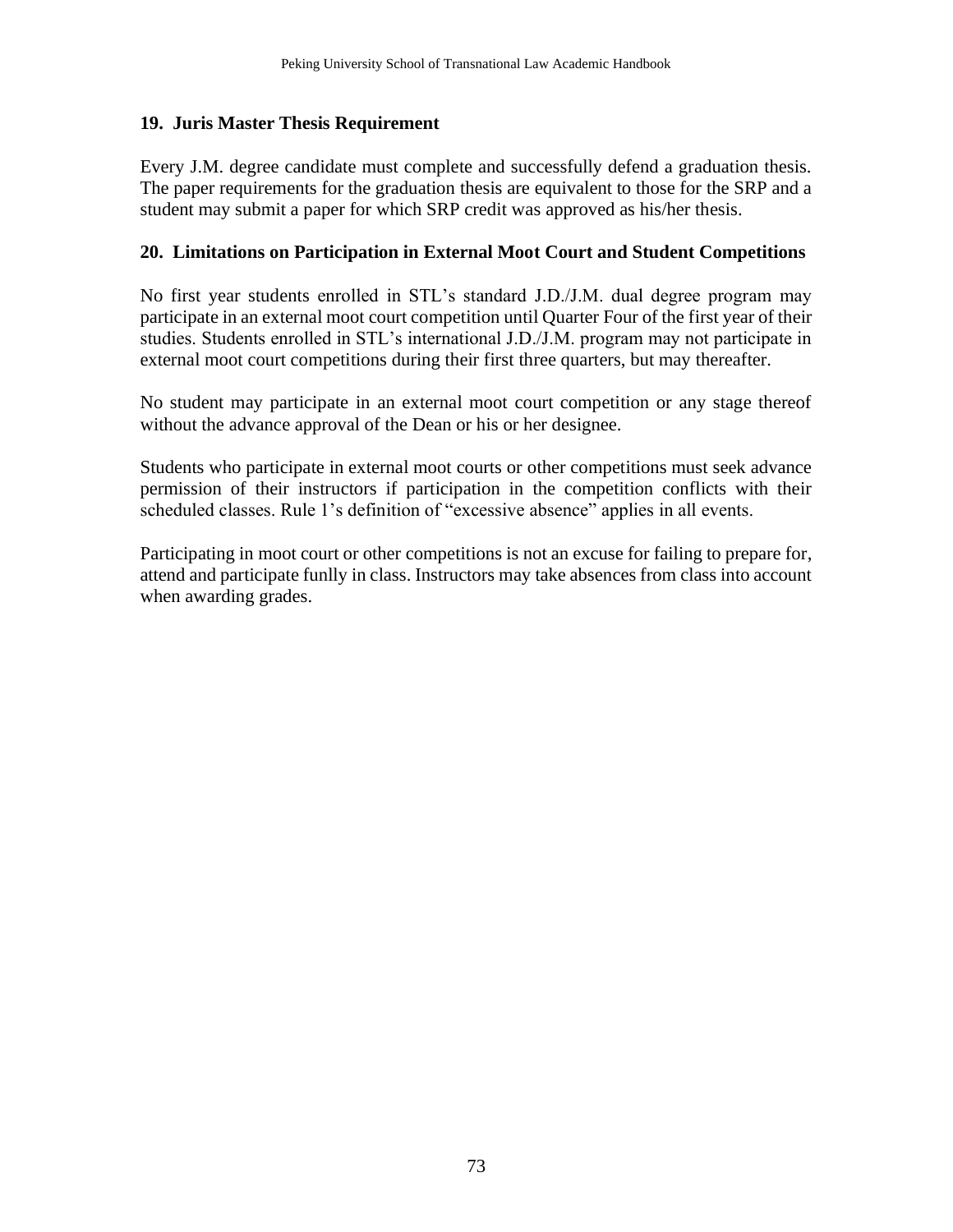## 19. Juris Master Thesis Requirement

Every J.M. degree candidate must complete and successfully defend a graduation thesis. The paper requirements for the graduation thesis are equivalent to those for the SRP and a student may submit a paper for which SRP credit was approved as his/her thesis.

## 20. Limitations on Participation in External Moot Court and Student Competitions

No first year students enrolled in STL's standard J.D./J.M. dual degree program may participate in an external moot court competition until Quarter Four of the first year of their studies. Students enrolled in STL's international J.D./J.M. program may not participate in external moot court competitions during their first three quarters, but may thereafter.

No student may participate in an external moot court competition or any stage thereof without the advance approval of the Dean or his or her designee.

Students who participate in external moot courts or other competitions must seek advance permission of their instructors if participation in the competition conflicts with their scheduled classes. Rule 1's definition of "excessive absence" applies in all events.

Participating in moot court or other competitions is not an excuse for failing to prepare for, attend and participate funlly in class. Instructors may take absences from class into account when awarding grades.